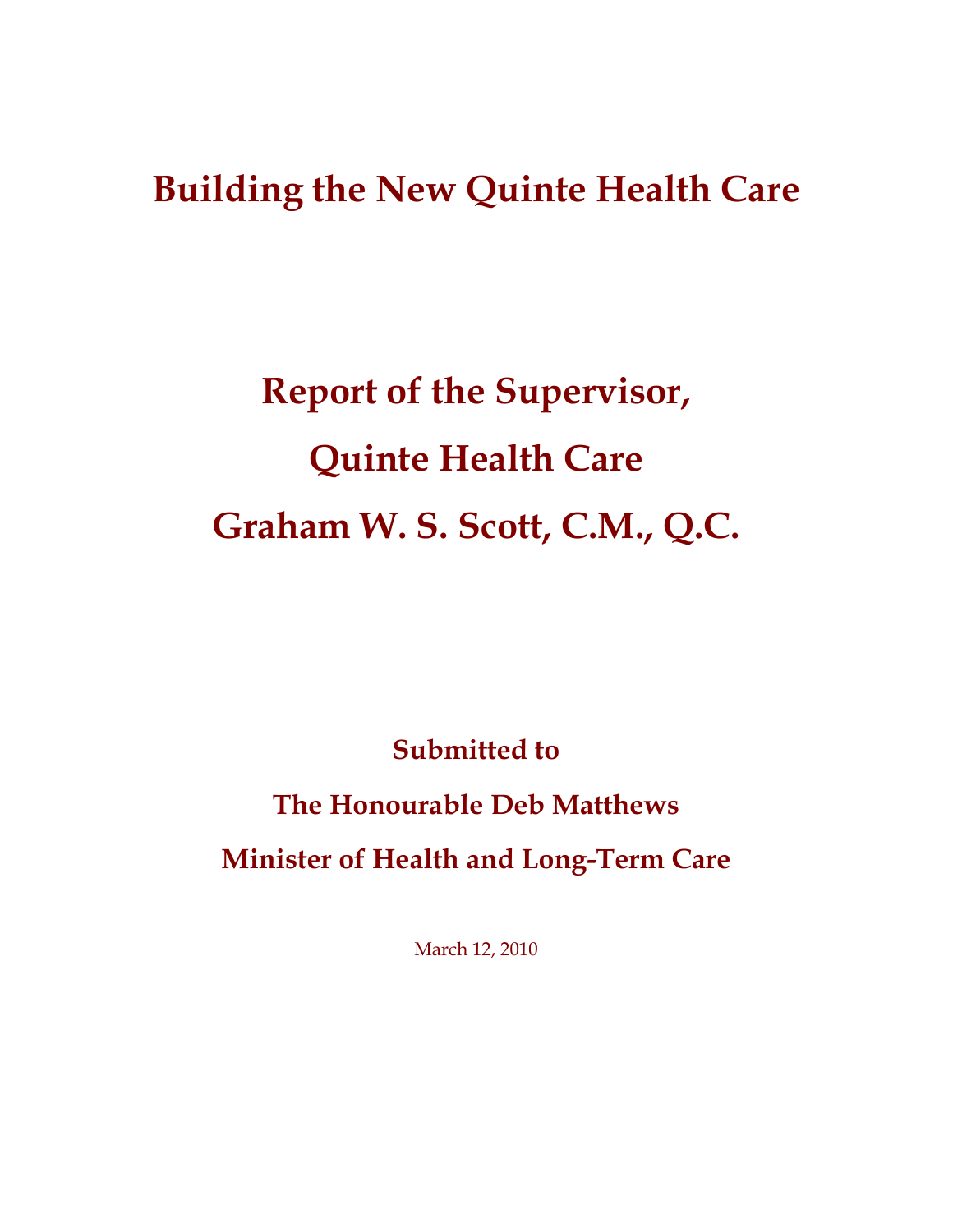# Building the New Quinte Health Care

## Report of the Supervisor,

## Quinte Health Care

## Graham W. S. Scott, C.M., Q.C.

**Submitted to**

**The Honourable Deb Matthews**

**Minister of Health and Long-Term Care**

March 12, 2010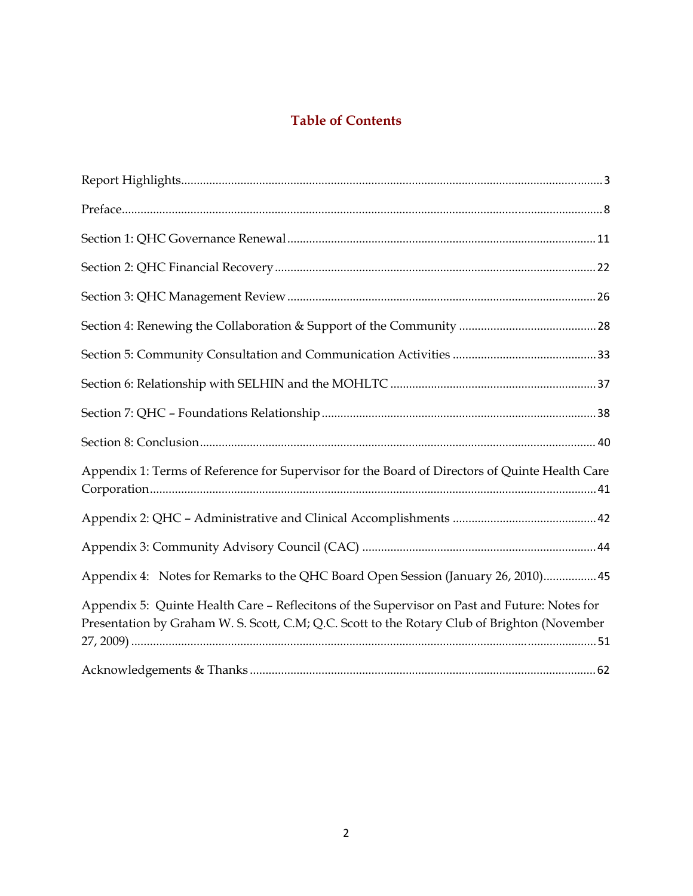# Table of Contents

Report Highlights.....3

Preface.....8

Section 1: QHC Governance Renewal.....11

Section 2: QHC Financial Recovery.....22

Section 3: QHC Management Review.....26

Section 4: Renewing the Collaboration & Support of the Community.....28

Section 5: Community Consultation and Communication Activities.....33

Section 6: Relationship with SELHIN and the MOHLTC.....37

Section 7: QHC – Foundations Relationship.....38

Section 8: Conclusion.....40

Appendix 1: Terms of Reference for Supervisor for the Board of Directors of Quinte Health Care Corporation.....41

Appendix 2: QHC – Administrative and Clinical Accomplishments.....42

Appendix 3: Community Advisory Council (CAC).....44

Appendix 4: Notes for Remarks to the QHC Board Open Session (January 26, 2010).....45

Appendix 5: Quinte Health Care – Reflecitons of the Supervisor on Past and Future: Notes for Presentation by Graham W. S. Scott, C.M; Q.C. Scott to the Rotary Club of Brighton (November 27, 2009).....51

Acknowledgements & Thanks.....62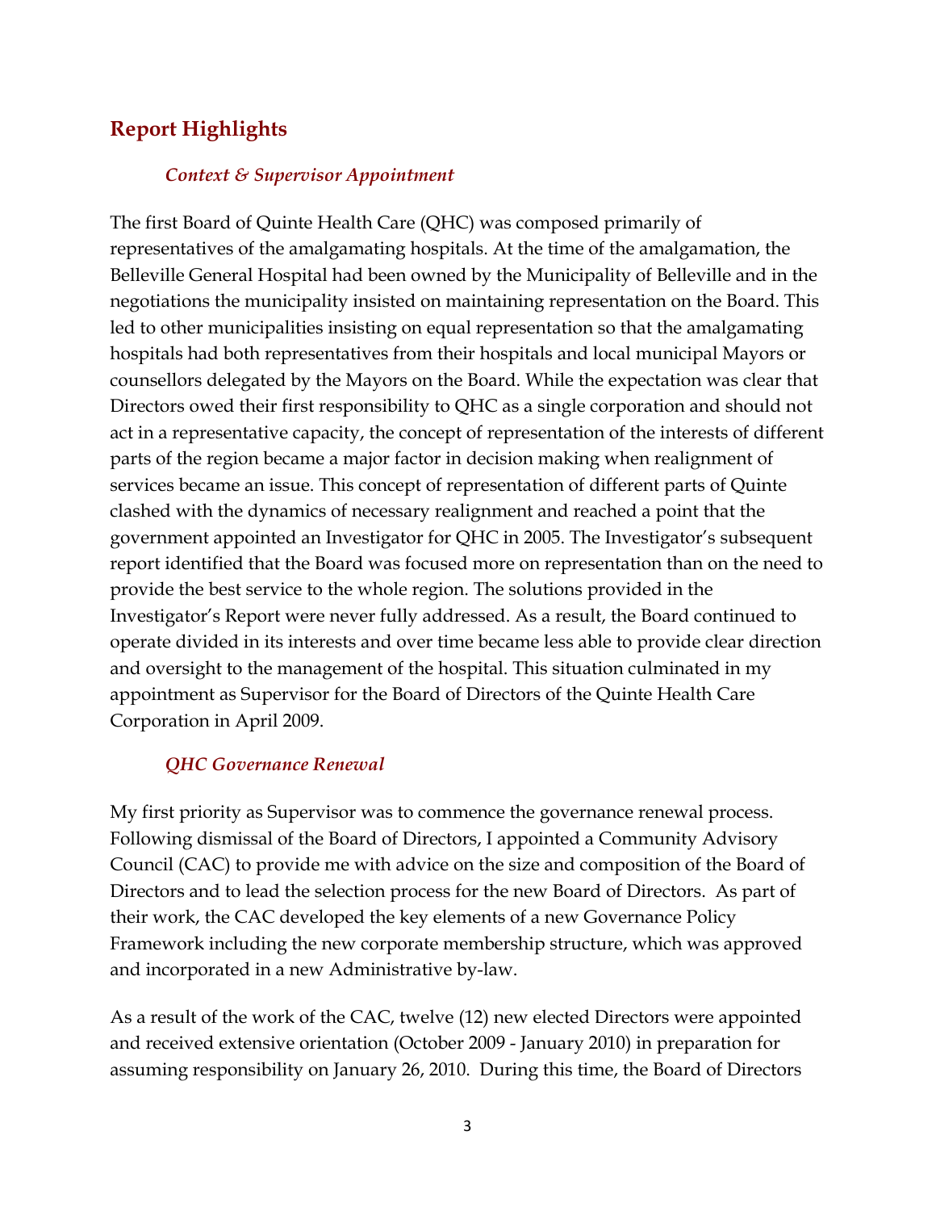## Report Highlights

### *Context & Supervisor Appointment*

The first Board of Quinte Health Care (QHC) was composed primarily of representatives of the amalgamating hospitals. At the time of the amalgamation, the Belleville General Hospital had been owned by the Municipality of Belleville and in the negotiations the municipality insisted on maintaining representation on the Board. This led to other municipalities insisting on equal representation so that the amalgamating hospitals had both representatives from their hospitals and local municipal Mayors or counsellors delegated by the Mayors on the Board. While the expectation was clear that Directors owed their first responsibility to QHC as a single corporation and should not act in a representative capacity, the concept of representation of the interests of different parts of the region became a major factor in decision making when realignment of services became an issue. This concept of representation of different parts of Quinte clashed with the dynamics of necessary realignment and reached a point that the government appointed an Investigator for QHC in 2005. The Investigator's subsequent report identified that the Board was focused more on representation than on the need to provide the best service to the whole region. The solutions provided in the Investigator's Report were never fully addressed. As a result, the Board continued to operate divided in its interests and over time became less able to provide clear direction and oversight to the management of the hospital. This situation culminated in my appointment as Supervisor for the Board of Directors of the Quinte Health Care Corporation in April 2009.

### *QHC Governance Renewal*

My first priority as Supervisor was to commence the governance renewal process. Following dismissal of the Board of Directors, I appointed a Community Advisory Council (CAC) to provide me with advice on the size and composition of the Board of Directors and to lead the selection process for the new Board of Directors. As part of their work, the CAC developed the key elements of a new Governance Policy Framework including the new corporate membership structure, which was approved and incorporated in a new Administrative by-law.

As a result of the work of the CAC, twelve (12) new elected Directors were appointed and received extensive orientation (October 2009 - January 2010) in preparation for assuming responsibility on January 26, 2010. During this time, the Board of Directors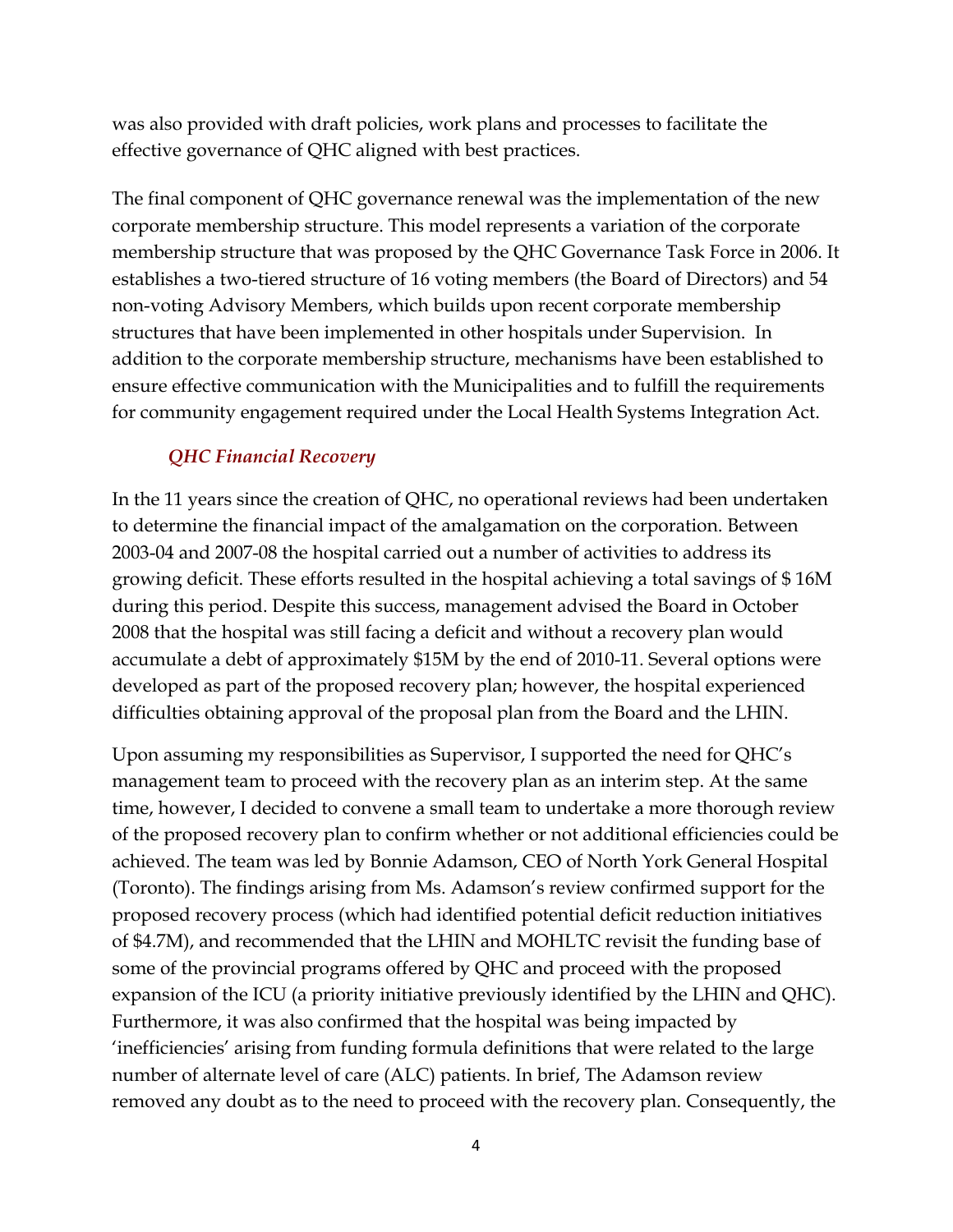was also provided with draft policies, work plans and processes to facilitate the effective governance of QHC aligned with best practices.

The final component of QHC governance renewal was the implementation of the new corporate membership structure. This model represents a variation of the corporate membership structure that was proposed by the QHC Governance Task Force in 2006. It establishes a two-tiered structure of 16 voting members (the Board of Directors) and 54 non-voting Advisory Members, which builds upon recent corporate membership structures that have been implemented in other hospitals under Supervision. In addition to the corporate membership structure, mechanisms have been established to ensure effective communication with the Municipalities and to fulfill the requirements for community engagement required under the Local Health Systems Integration Act.

### *QHC Financial Recovery*

In the 11 years since the creation of QHC, no operational reviews had been undertaken to determine the financial impact of the amalgamation on the corporation. Between 2003-04 and 2007-08 the hospital carried out a number of activities to address its growing deficit. These efforts resulted in the hospital achieving a total savings of $ 16M during this period. Despite this success, management advised the Board in October 2008 that the hospital was still facing a deficit and without a recovery plan would accumulate a debt of approximately $15M by the end of 2010-11. Several options were developed as part of the proposed recovery plan; however, the hospital experienced difficulties obtaining approval of the proposal plan from the Board and the LHIN.

Upon assuming my responsibilities as Supervisor, I supported the need for QHC's management team to proceed with the recovery plan as an interim step. At the same time, however, I decided to convene a small team to undertake a more thorough review of the proposed recovery plan to confirm whether or not additional efficiencies could be achieved. The team was led by Bonnie Adamson, CEO of North York General Hospital (Toronto). The findings arising from Ms. Adamson's review confirmed support for the proposed recovery process (which had identified potential deficit reduction initiatives of $4.7M), and recommended that the LHIN and MOHLTC revisit the funding base of some of the provincial programs offered by QHC and proceed with the proposed expansion of the ICU (a priority initiative previously identified by the LHIN and QHC). Furthermore, it was also confirmed that the hospital was being impacted by 'inefficiencies' arising from funding formula definitions that were related to the large number of alternate level of care (ALC) patients. In brief, The Adamson review removed any doubt as to the need to proceed with the recovery plan. Consequently, the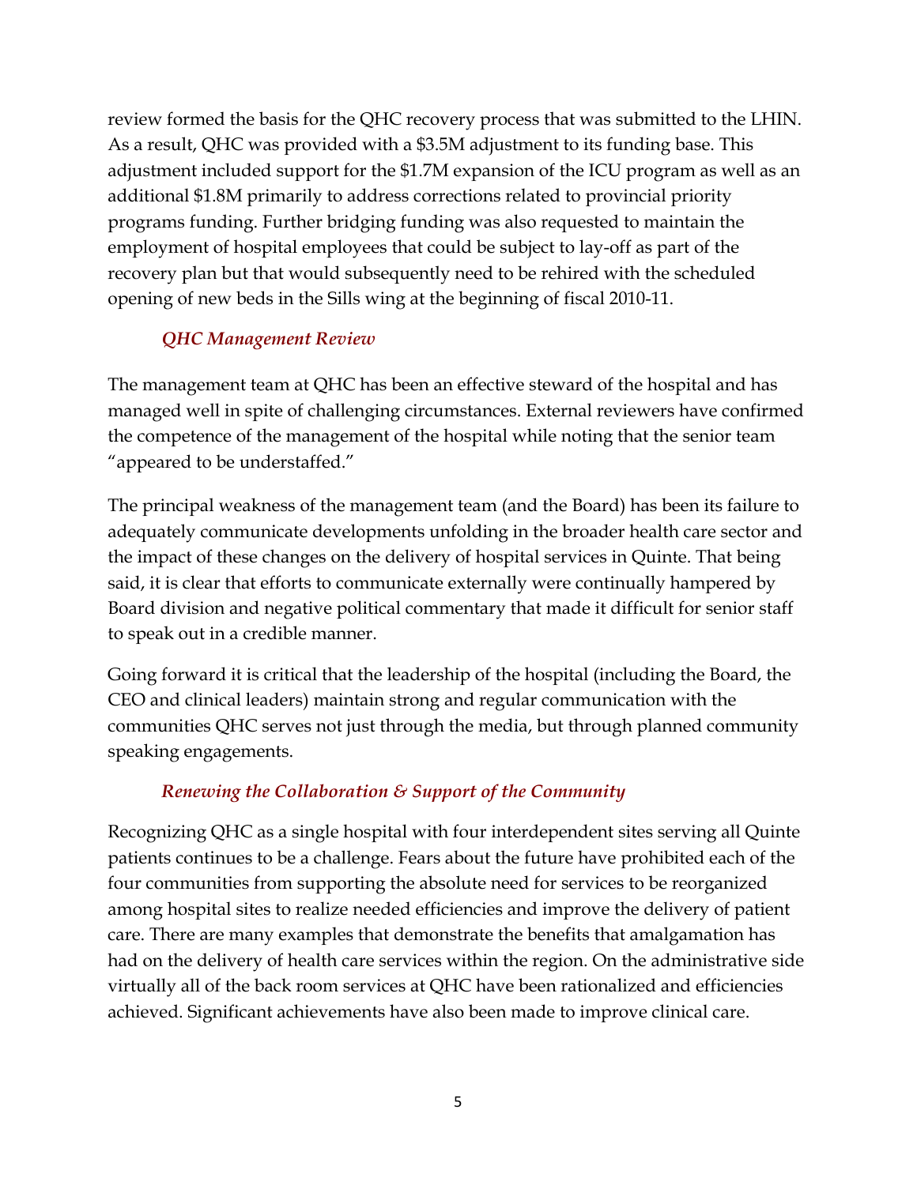review formed the basis for the QHC recovery process that was submitted to the LHIN. As a result, QHC was provided with a $3.5M adjustment to its funding base. This adjustment included support for the $1.7M expansion of the ICU program as well as an additional $1.8M primarily to address corrections related to provincial priority programs funding. Further bridging funding was also requested to maintain the employment of hospital employees that could be subject to lay-off as part of the recovery plan but that would subsequently need to be rehired with the scheduled opening of new beds in the Sills wing at the beginning of fiscal 2010-11.

### *QHC Management Review*

The management team at QHC has been an effective steward of the hospital and has managed well in spite of challenging circumstances. External reviewers have confirmed the competence of the management of the hospital while noting that the senior team "appeared to be understaffed."

The principal weakness of the management team (and the Board) has been its failure to adequately communicate developments unfolding in the broader health care sector and the impact of these changes on the delivery of hospital services in Quinte. That being said, it is clear that efforts to communicate externally were continually hampered by Board division and negative political commentary that made it difficult for senior staff to speak out in a credible manner.

Going forward it is critical that the leadership of the hospital (including the Board, the CEO and clinical leaders) maintain strong and regular communication with the communities QHC serves not just through the media, but through planned community speaking engagements.

### *Renewing the Collaboration & Support of the Community*

Recognizing QHC as a single hospital with four interdependent sites serving all Quinte patients continues to be a challenge. Fears about the future have prohibited each of the four communities from supporting the absolute need for services to be reorganized among hospital sites to realize needed efficiencies and improve the delivery of patient care. There are many examples that demonstrate the benefits that amalgamation has had on the delivery of health care services within the region. On the administrative side virtually all of the back room services at QHC have been rationalized and efficiencies achieved. Significant achievements have also been made to improve clinical care.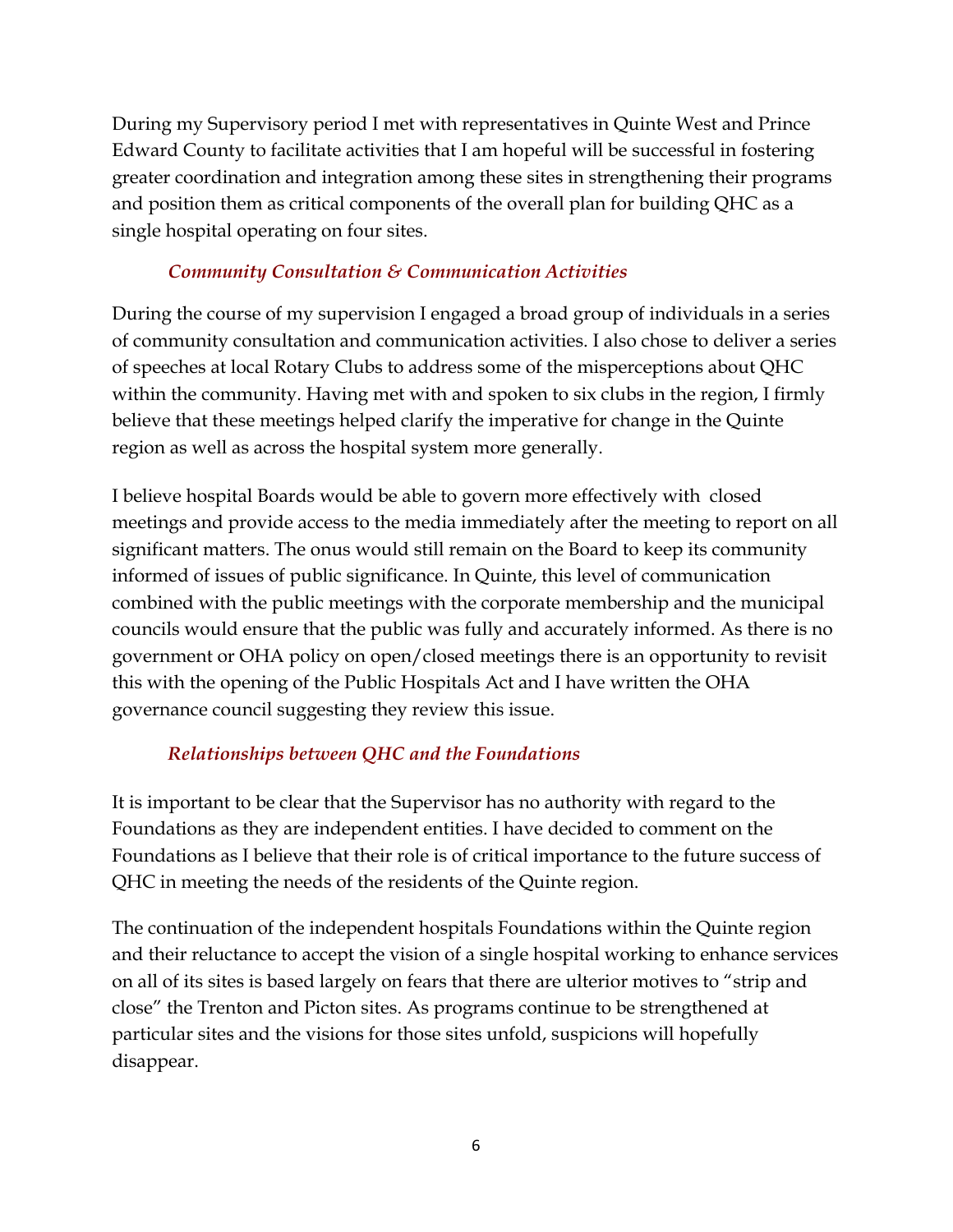During my Supervisory period I met with representatives in Quinte West and Prince Edward County to facilitate activities that I am hopeful will be successful in fostering greater coordination and integration among these sites in strengthening their programs and position them as critical components of the overall plan for building QHC as a single hospital operating on four sites.

### *Community Consultation & Communication Activities*

During the course of my supervision I engaged a broad group of individuals in a series of community consultation and communication activities. I also chose to deliver a series of speeches at local Rotary Clubs to address some of the misperceptions about QHC within the community. Having met with and spoken to six clubs in the region, I firmly believe that these meetings helped clarify the imperative for change in the Quinte region as well as across the hospital system more generally.

I believe hospital Boards would be able to govern more effectively with closed meetings and provide access to the media immediately after the meeting to report on all significant matters. The onus would still remain on the Board to keep its community informed of issues of public significance. In Quinte, this level of communication combined with the public meetings with the corporate membership and the municipal councils would ensure that the public was fully and accurately informed. As there is no government or OHA policy on open/closed meetings there is an opportunity to revisit this with the opening of the Public Hospitals Act and I have written the OHA governance council suggesting they review this issue.

### *Relationships between QHC and the Foundations*

It is important to be clear that the Supervisor has no authority with regard to the Foundations as they are independent entities. I have decided to comment on the Foundations as I believe that their role is of critical importance to the future success of QHC in meeting the needs of the residents of the Quinte region.

The continuation of the independent hospitals Foundations within the Quinte region and their reluctance to accept the vision of a single hospital working to enhance services on all of its sites is based largely on fears that there are ulterior motives to "strip and close" the Trenton and Picton sites. As programs continue to be strengthened at particular sites and the visions for those sites unfold, suspicions will hopefully disappear.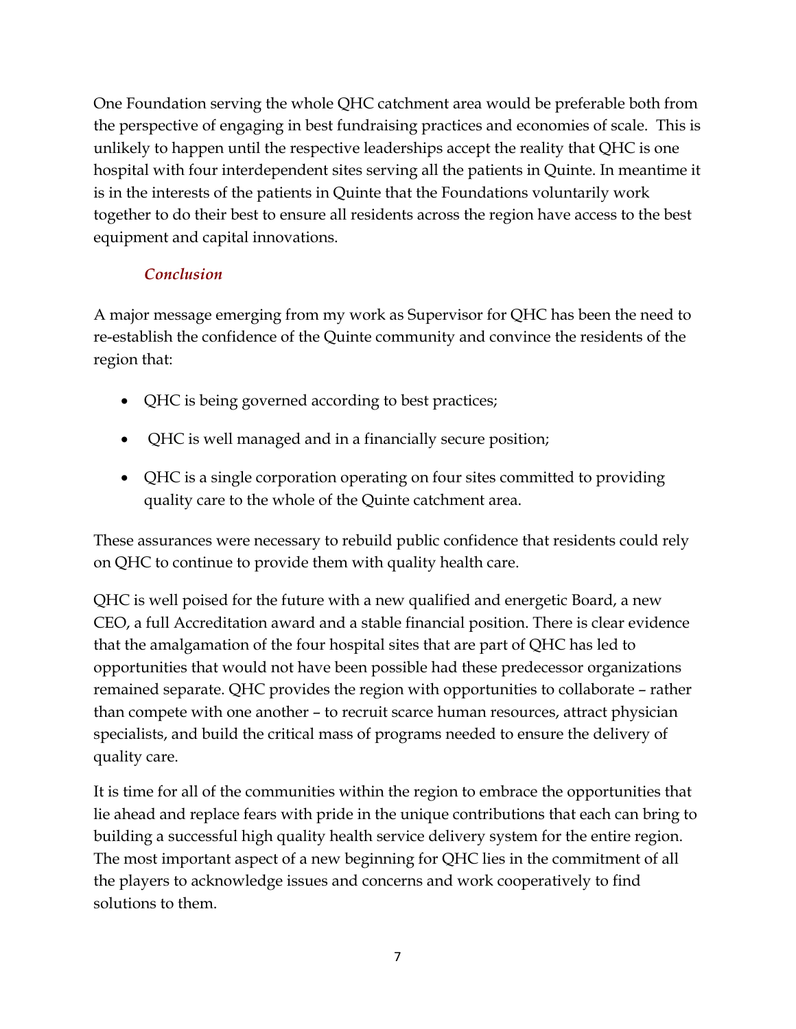One Foundation serving the whole QHC catchment area would be preferable both from the perspective of engaging in best fundraising practices and economies of scale. This is unlikely to happen until the respective leaderships accept the reality that QHC is one hospital with four interdependent sites serving all the patients in Quinte. In meantime it is in the interests of the patients in Quinte that the Foundations voluntarily work together to do their best to ensure all residents across the region have access to the best equipment and capital innovations.

### *Conclusion*

A major message emerging from my work as Supervisor for QHC has been the need to re-establish the confidence of the Quinte community and convince the residents of the region that:

- QHC is being governed according to best practices;
- QHC is well managed and in a financially secure position;
- QHC is a single corporation operating on four sites committed to providing quality care to the whole of the Quinte catchment area.

These assurances were necessary to rebuild public confidence that residents could rely on QHC to continue to provide them with quality health care.

QHC is well poised for the future with a new qualified and energetic Board, a new CEO, a full Accreditation award and a stable financial position. There is clear evidence that the amalgamation of the four hospital sites that are part of QHC has led to opportunities that would not have been possible had these predecessor organizations remained separate. QHC provides the region with opportunities to collaborate – rather than compete with one another – to recruit scarce human resources, attract physician specialists, and build the critical mass of programs needed to ensure the delivery of quality care.

It is time for all of the communities within the region to embrace the opportunities that lie ahead and replace fears with pride in the unique contributions that each can bring to building a successful high quality health service delivery system for the entire region. The most important aspect of a new beginning for QHC lies in the commitment of all the players to acknowledge issues and concerns and work cooperatively to find solutions to them.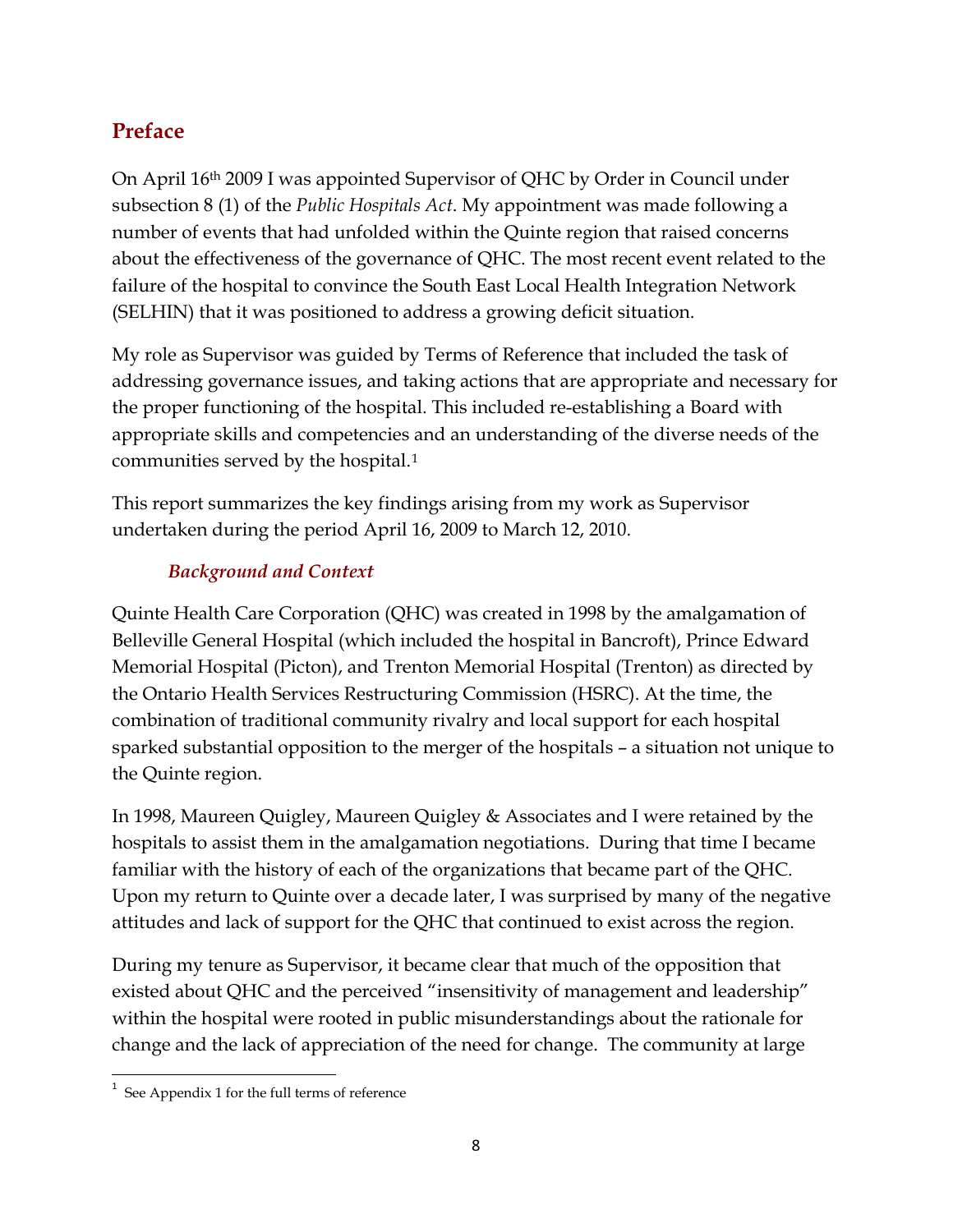## Preface

On April 16th 2009 I was appointed Supervisor of QHC by Order in Council under subsection 8 (1) of the *Public Hospitals Act*. My appointment was made following a number of events that had unfolded within the Quinte region that raised concerns about the effectiveness of the governance of QHC. The most recent event related to the failure of the hospital to convince the South East Local Health Integration Network (SELHIN) that it was positioned to address a growing deficit situation.

My role as Supervisor was guided by Terms of Reference that included the task of addressing governance issues, and taking actions that are appropriate and necessary for the proper functioning of the hospital. This included re-establishing a Board with appropriate skills and competencies and an understanding of the diverse needs of the communities served by the hospital.[1]

This report summarizes the key findings arising from my work as Supervisor undertaken during the period April 16, 2009 to March 12, 2010.

### *Background and Context*

Quinte Health Care Corporation (QHC) was created in 1998 by the amalgamation of Belleville General Hospital (which included the hospital in Bancroft), Prince Edward Memorial Hospital (Picton), and Trenton Memorial Hospital (Trenton) as directed by the Ontario Health Services Restructuring Commission (HSRC). At the time, the combination of traditional community rivalry and local support for each hospital sparked substantial opposition to the merger of the hospitals – a situation not unique to the Quinte region.

In 1998, Maureen Quigley, Maureen Quigley & Associates and I were retained by the hospitals to assist them in the amalgamation negotiations. During that time I became familiar with the history of each of the organizations that became part of the QHC. Upon my return to Quinte over a decade later, I was surprised by many of the negative attitudes and lack of support for the QHC that continued to exist across the region.

During my tenure as Supervisor, it became clear that much of the opposition that existed about QHC and the perceived "insensitivity of management and leadership" within the hospital were rooted in public misunderstandings about the rationale for change and the lack of appreciation of the need for change. The community at large

[1] See Appendix 1 for the full terms of reference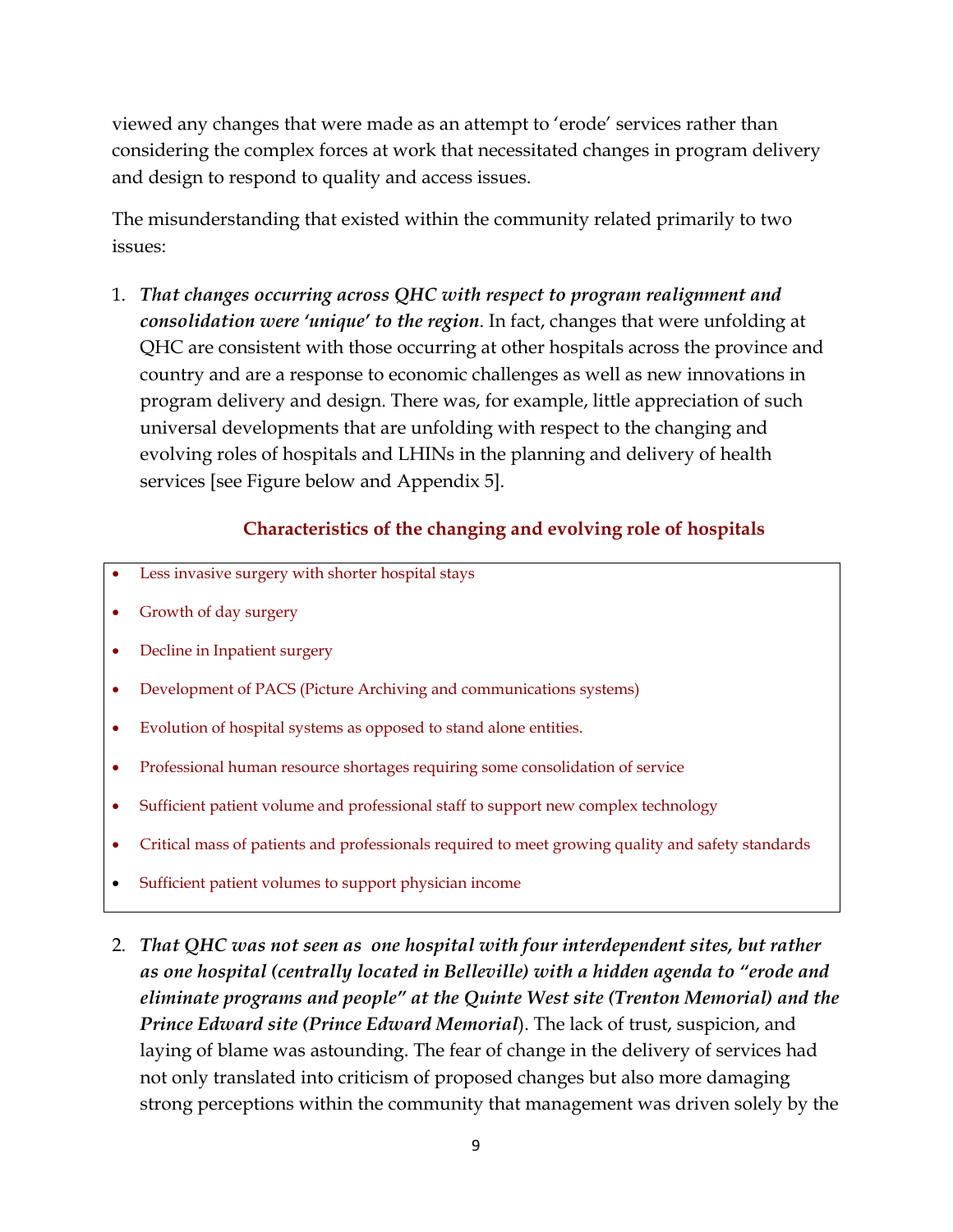viewed any changes that were made as an attempt to 'erode' services rather than considering the complex forces at work that necessitated changes in program delivery and design to respond to quality and access issues.

The misunderstanding that existed within the community related primarily to two issues:

1. ***That changes occurring across QHC with respect to program realignment and consolidation were 'unique' to the region***. In fact, changes that were unfolding at QHC are consistent with those occurring at other hospitals across the province and country and are a response to economic challenges as well as new innovations in program delivery and design. There was, for example, little appreciation of such universal developments that are unfolding with respect to the changing and evolving roles of hospitals and LHINs in the planning and delivery of health services [see Figure below and Appendix 5].

**Characteristics of the changing and evolving role of hospitals**

- Less invasive surgery with shorter hospital stays
- Growth of day surgery
- Decline in Inpatient surgery
- Development of PACS (Picture Archiving and communications systems)
- Evolution of hospital systems as opposed to stand alone entities.
- Professional human resource shortages requiring some consolidation of service
- Sufficient patient volume and professional staff to support new complex technology
- Critical mass of patients and professionals required to meet growing quality and safety standards
- Sufficient patient volumes to support physician income

2. ***That QHC was not seen as one hospital with four interdependent sites, but rather as one hospital (centrally located in Belleville) with a hidden agenda to "erode and eliminate programs and people" at the Quinte West site (Trenton Memorial) and the Prince Edward site (Prince Edward Memorial***). The lack of trust, suspicion, and laying of blame was astounding. The fear of change in the delivery of services had not only translated into criticism of proposed changes but also more damaging strong perceptions within the community that management was driven solely by the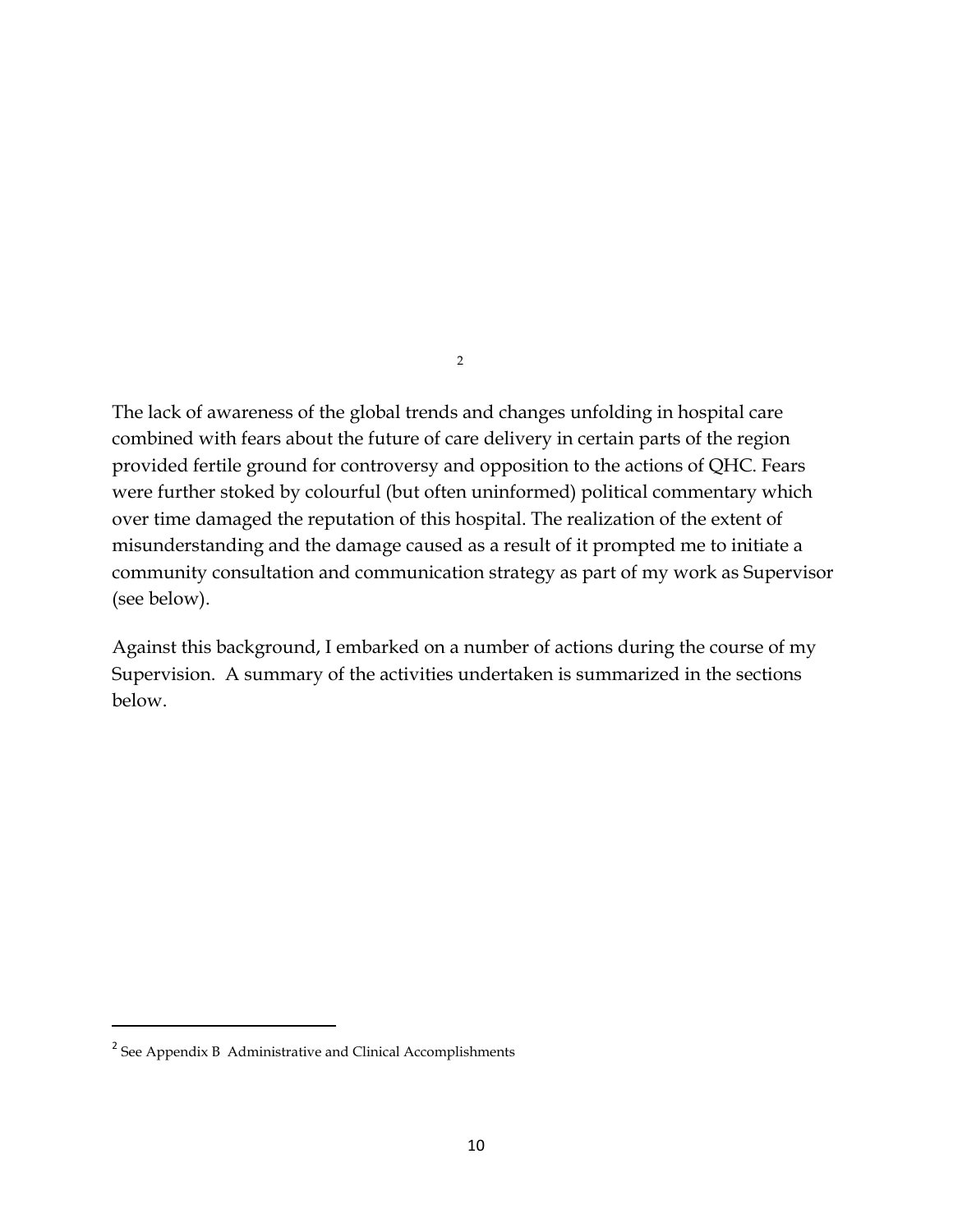[2]

The lack of awareness of the global trends and changes unfolding in hospital care combined with fears about the future of care delivery in certain parts of the region provided fertile ground for controversy and opposition to the actions of QHC. Fears were further stoked by colourful (but often uninformed) political commentary which over time damaged the reputation of this hospital. The realization of the extent of misunderstanding and the damage caused as a result of it prompted me to initiate a community consultation and communication strategy as part of my work as Supervisor (see below).

Against this background, I embarked on a number of actions during the course of my Supervision. A summary of the activities undertaken is summarized in the sections below.

---

[2] See Appendix B Administrative and Clinical Accomplishments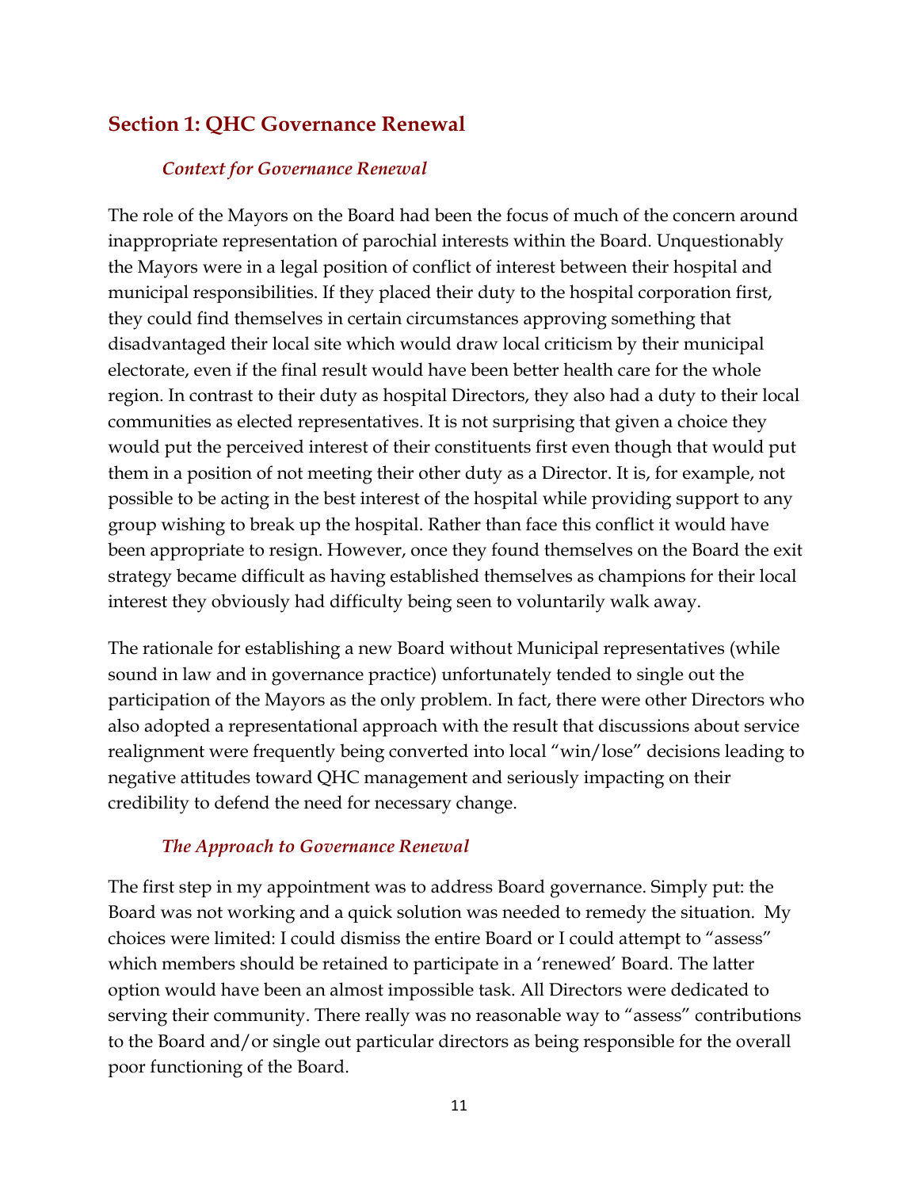## Section 1: QHC Governance Renewal

### *Context for Governance Renewal*

The role of the Mayors on the Board had been the focus of much of the concern around inappropriate representation of parochial interests within the Board. Unquestionably the Mayors were in a legal position of conflict of interest between their hospital and municipal responsibilities. If they placed their duty to the hospital corporation first, they could find themselves in certain circumstances approving something that disadvantaged their local site which would draw local criticism by their municipal electorate, even if the final result would have been better health care for the whole region. In contrast to their duty as hospital Directors, they also had a duty to their local communities as elected representatives. It is not surprising that given a choice they would put the perceived interest of their constituents first even though that would put them in a position of not meeting their other duty as a Director. It is, for example, not possible to be acting in the best interest of the hospital while providing support to any group wishing to break up the hospital. Rather than face this conflict it would have been appropriate to resign. However, once they found themselves on the Board the exit strategy became difficult as having established themselves as champions for their local interest they obviously had difficulty being seen to voluntarily walk away.

The rationale for establishing a new Board without Municipal representatives (while sound in law and in governance practice) unfortunately tended to single out the participation of the Mayors as the only problem. In fact, there were other Directors who also adopted a representational approach with the result that discussions about service realignment were frequently being converted into local "win/lose" decisions leading to negative attitudes toward QHC management and seriously impacting on their credibility to defend the need for necessary change.

### *The Approach to Governance Renewal*

The first step in my appointment was to address Board governance. Simply put: the Board was not working and a quick solution was needed to remedy the situation. My choices were limited: I could dismiss the entire Board or I could attempt to "assess" which members should be retained to participate in a 'renewed' Board. The latter option would have been an almost impossible task. All Directors were dedicated to serving their community. There really was no reasonable way to "assess" contributions to the Board and/or single out particular directors as being responsible for the overall poor functioning of the Board.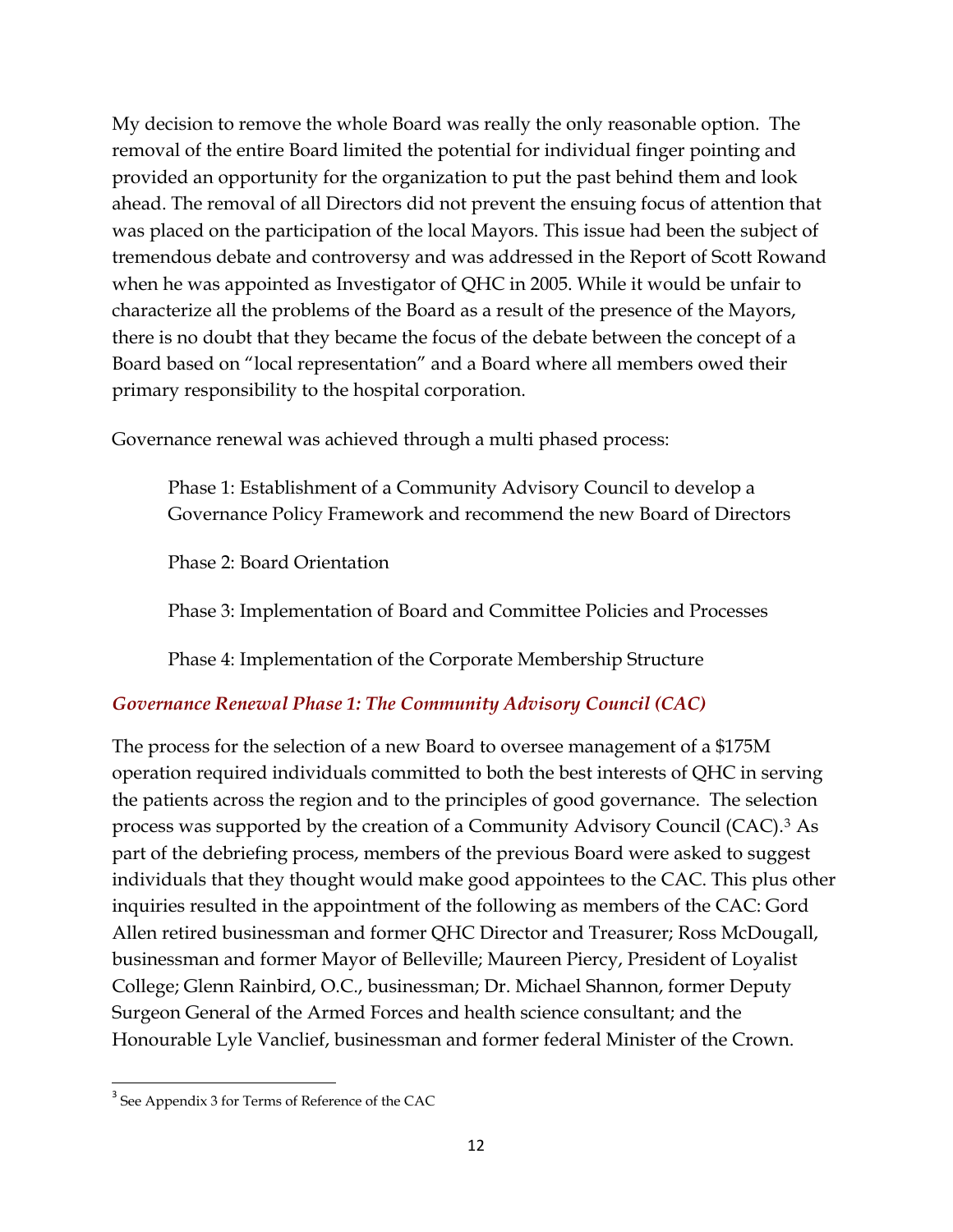My decision to remove the whole Board was really the only reasonable option. The removal of the entire Board limited the potential for individual finger pointing and provided an opportunity for the organization to put the past behind them and look ahead. The removal of all Directors did not prevent the ensuing focus of attention that was placed on the participation of the local Mayors. This issue had been the subject of tremendous debate and controversy and was addressed in the Report of Scott Rowand when he was appointed as Investigator of QHC in 2005. While it would be unfair to characterize all the problems of the Board as a result of the presence of the Mayors, there is no doubt that they became the focus of the debate between the concept of a Board based on "local representation" and a Board where all members owed their primary responsibility to the hospital corporation.

Governance renewal was achieved through a multi phased process:

> Phase 1: Establishment of a Community Advisory Council to develop a Governance Policy Framework and recommend the new Board of Directors
>
> Phase 2: Board Orientation
>
> Phase 3: Implementation of Board and Committee Policies and Processes
>
> Phase 4: Implementation of the Corporate Membership Structure

### *Governance Renewal Phase 1: The Community Advisory Council (CAC)*

The process for the selection of a new Board to oversee management of a $175M operation required individuals committed to both the best interests of QHC in serving the patients across the region and to the principles of good governance. The selection process was supported by the creation of a Community Advisory Council (CAC).[3] As part of the debriefing process, members of the previous Board were asked to suggest individuals that they thought would make good appointees to the CAC. This plus other inquiries resulted in the appointment of the following as members of the CAC: Gord Allen retired businessman and former QHC Director and Treasurer; Ross McDougall, businessman and former Mayor of Belleville; Maureen Piercy, President of Loyalist College; Glenn Rainbird, O.C., businessman; Dr. Michael Shannon, former Deputy Surgeon General of the Armed Forces and health science consultant; and the Honourable Lyle Vanclief, businessman and former federal Minister of the Crown.

---

[3] See Appendix 3 for Terms of Reference of the CAC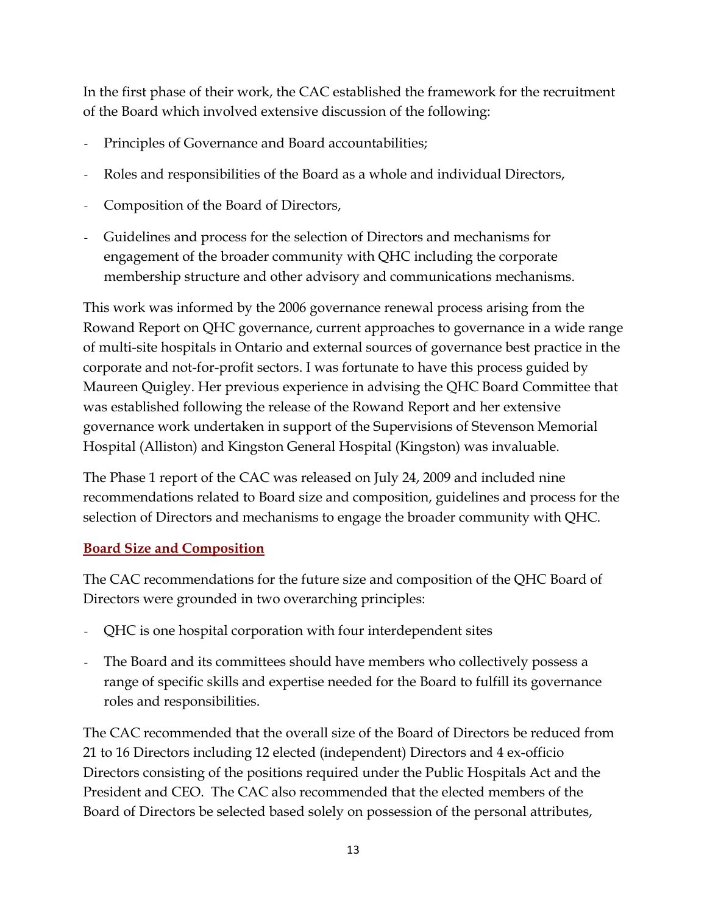In the first phase of their work, the CAC established the framework for the recruitment of the Board which involved extensive discussion of the following:

- Principles of Governance and Board accountabilities;
- Roles and responsibilities of the Board as a whole and individual Directors,
- Composition of the Board of Directors,
- Guidelines and process for the selection of Directors and mechanisms for engagement of the broader community with QHC including the corporate membership structure and other advisory and communications mechanisms.

This work was informed by the 2006 governance renewal process arising from the Rowand Report on QHC governance, current approaches to governance in a wide range of multi-site hospitals in Ontario and external sources of governance best practice in the corporate and not-for-profit sectors. I was fortunate to have this process guided by Maureen Quigley. Her previous experience in advising the QHC Board Committee that was established following the release of the Rowand Report and her extensive governance work undertaken in support of the Supervisions of Stevenson Memorial Hospital (Alliston) and Kingston General Hospital (Kingston) was invaluable.

The Phase 1 report of the CAC was released on July 24, 2009 and included nine recommendations related to Board size and composition, guidelines and process for the selection of Directors and mechanisms to engage the broader community with QHC.

## Board Size and Composition

The CAC recommendations for the future size and composition of the QHC Board of Directors were grounded in two overarching principles:

- QHC is one hospital corporation with four interdependent sites
- The Board and its committees should have members who collectively possess a range of specific skills and expertise needed for the Board to fulfill its governance roles and responsibilities.

The CAC recommended that the overall size of the Board of Directors be reduced from 21 to 16 Directors including 12 elected (independent) Directors and 4 ex-officio Directors consisting of the positions required under the Public Hospitals Act and the President and CEO. The CAC also recommended that the elected members of the Board of Directors be selected based solely on possession of the personal attributes,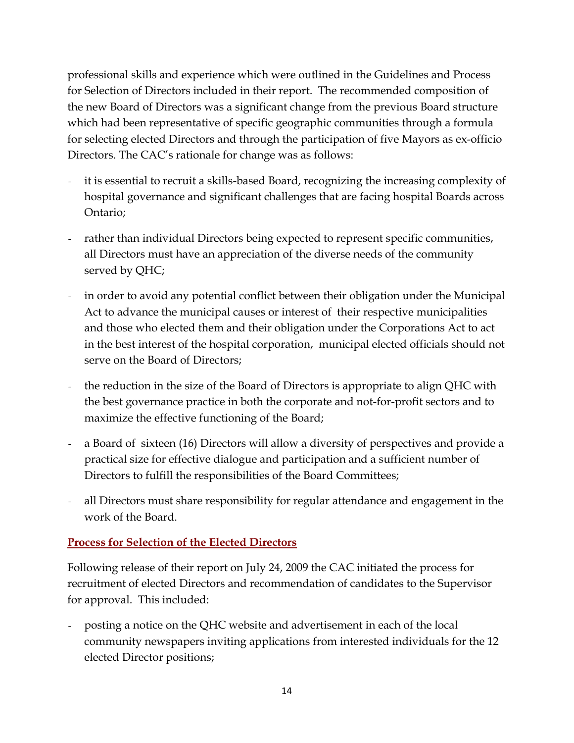professional skills and experience which were outlined in the Guidelines and Process for Selection of Directors included in their report. The recommended composition of the new Board of Directors was a significant change from the previous Board structure which had been representative of specific geographic communities through a formula for selecting elected Directors and through the participation of five Mayors as ex-officio Directors. The CAC's rationale for change was as follows:

- it is essential to recruit a skills-based Board, recognizing the increasing complexity of hospital governance and significant challenges that are facing hospital Boards across Ontario;
- rather than individual Directors being expected to represent specific communities, all Directors must have an appreciation of the diverse needs of the community served by QHC;
- in order to avoid any potential conflict between their obligation under the Municipal Act to advance the municipal causes or interest of their respective municipalities and those who elected them and their obligation under the Corporations Act to act in the best interest of the hospital corporation, municipal elected officials should not serve on the Board of Directors;
- the reduction in the size of the Board of Directors is appropriate to align QHC with the best governance practice in both the corporate and not-for-profit sectors and to maximize the effective functioning of the Board;
- a Board of sixteen (16) Directors will allow a diversity of perspectives and provide a practical size for effective dialogue and participation and a sufficient number of Directors to fulfill the responsibilities of the Board Committees;
- all Directors must share responsibility for regular attendance and engagement in the work of the Board.

## Process for Selection of the Elected Directors

Following release of their report on July 24, 2009 the CAC initiated the process for recruitment of elected Directors and recommendation of candidates to the Supervisor for approval. This included:

- posting a notice on the QHC website and advertisement in each of the local community newspapers inviting applications from interested individuals for the 12 elected Director positions;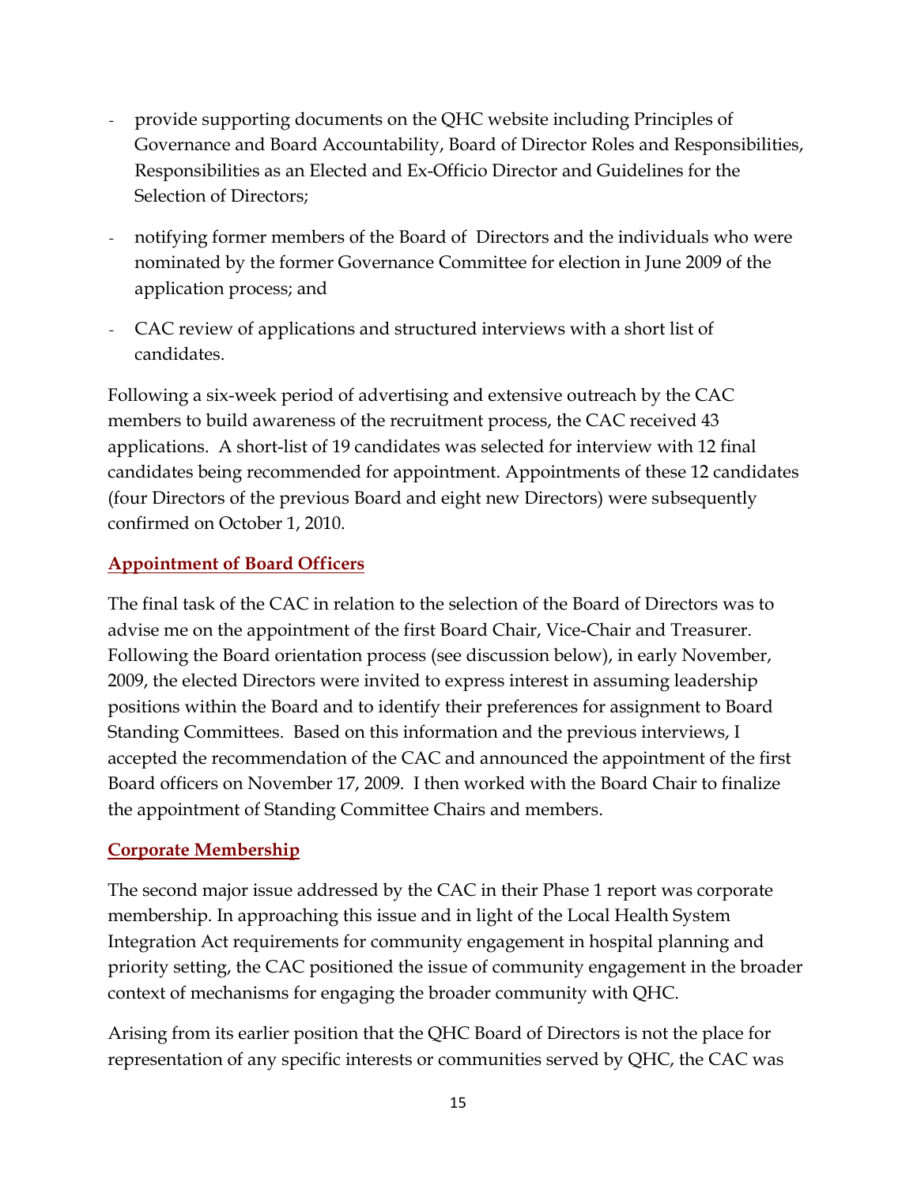- provide supporting documents on the QHC website including Principles of Governance and Board Accountability, Board of Director Roles and Responsibilities, Responsibilities as an Elected and Ex-Officio Director and Guidelines for the Selection of Directors;
- notifying former members of the Board of Directors and the individuals who were nominated by the former Governance Committee for election in June 2009 of the application process; and
- CAC review of applications and structured interviews with a short list of candidates.

Following a six-week period of advertising and extensive outreach by the CAC members to build awareness of the recruitment process, the CAC received 43 applications. A short-list of 19 candidates was selected for interview with 12 final candidates being recommended for appointment. Appointments of these 12 candidates (four Directors of the previous Board and eight new Directors) were subsequently confirmed on October 1, 2010.

### Appointment of Board Officers

The final task of the CAC in relation to the selection of the Board of Directors was to advise me on the appointment of the first Board Chair, Vice-Chair and Treasurer. Following the Board orientation process (see discussion below), in early November, 2009, the elected Directors were invited to express interest in assuming leadership positions within the Board and to identify their preferences for assignment to Board Standing Committees. Based on this information and the previous interviews, I accepted the recommendation of the CAC and announced the appointment of the first Board officers on November 17, 2009. I then worked with the Board Chair to finalize the appointment of Standing Committee Chairs and members.

### Corporate Membership

The second major issue addressed by the CAC in their Phase 1 report was corporate membership. In approaching this issue and in light of the Local Health System Integration Act requirements for community engagement in hospital planning and priority setting, the CAC positioned the issue of community engagement in the broader context of mechanisms for engaging the broader community with QHC.

Arising from its earlier position that the QHC Board of Directors is not the place for representation of any specific interests or communities served by QHC, the CAC was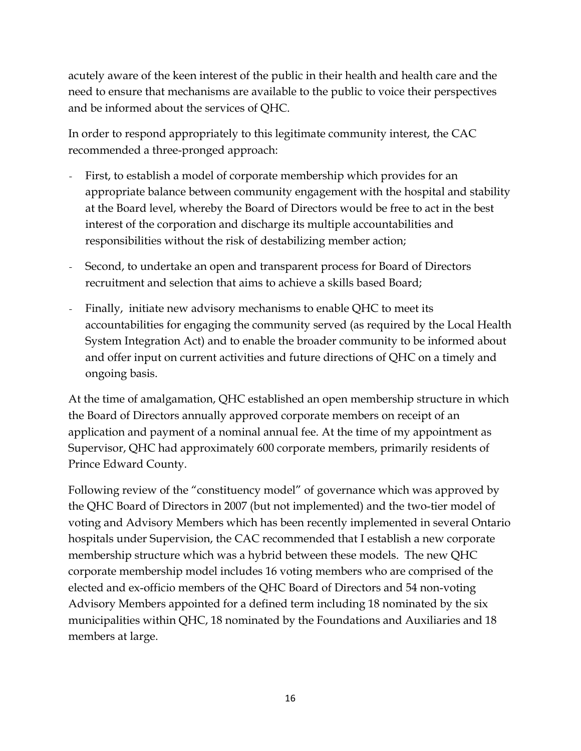acutely aware of the keen interest of the public in their health and health care and the need to ensure that mechanisms are available to the public to voice their perspectives and be informed about the services of QHC.

In order to respond appropriately to this legitimate community interest, the CAC recommended a three-pronged approach:

- First, to establish a model of corporate membership which provides for an appropriate balance between community engagement with the hospital and stability at the Board level, whereby the Board of Directors would be free to act in the best interest of the corporation and discharge its multiple accountabilities and responsibilities without the risk of destabilizing member action;
- Second, to undertake an open and transparent process for Board of Directors recruitment and selection that aims to achieve a skills based Board;
- Finally, initiate new advisory mechanisms to enable QHC to meet its accountabilities for engaging the community served (as required by the Local Health System Integration Act) and to enable the broader community to be informed about and offer input on current activities and future directions of QHC on a timely and ongoing basis.

At the time of amalgamation, QHC established an open membership structure in which the Board of Directors annually approved corporate members on receipt of an application and payment of a nominal annual fee. At the time of my appointment as Supervisor, QHC had approximately 600 corporate members, primarily residents of Prince Edward County.

Following review of the "constituency model" of governance which was approved by the QHC Board of Directors in 2007 (but not implemented) and the two-tier model of voting and Advisory Members which has been recently implemented in several Ontario hospitals under Supervision, the CAC recommended that I establish a new corporate membership structure which was a hybrid between these models. The new QHC corporate membership model includes 16 voting members who are comprised of the elected and ex-officio members of the QHC Board of Directors and 54 non-voting Advisory Members appointed for a defined term including 18 nominated by the six municipalities within QHC, 18 nominated by the Foundations and Auxiliaries and 18 members at large.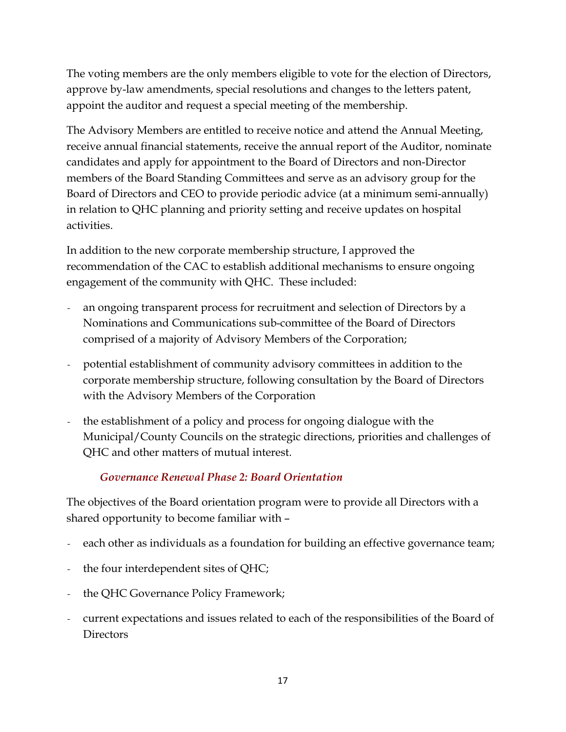The voting members are the only members eligible to vote for the election of Directors, approve by-law amendments, special resolutions and changes to the letters patent, appoint the auditor and request a special meeting of the membership.

The Advisory Members are entitled to receive notice and attend the Annual Meeting, receive annual financial statements, receive the annual report of the Auditor, nominate candidates and apply for appointment to the Board of Directors and non-Director members of the Board Standing Committees and serve as an advisory group for the Board of Directors and CEO to provide periodic advice (at a minimum semi-annually) in relation to QHC planning and priority setting and receive updates on hospital activities.

In addition to the new corporate membership structure, I approved the recommendation of the CAC to establish additional mechanisms to ensure ongoing engagement of the community with QHC. These included:

- an ongoing transparent process for recruitment and selection of Directors by a Nominations and Communications sub-committee of the Board of Directors comprised of a majority of Advisory Members of the Corporation;
- potential establishment of community advisory committees in addition to the corporate membership structure, following consultation by the Board of Directors with the Advisory Members of the Corporation
- the establishment of a policy and process for ongoing dialogue with the Municipal/County Councils on the strategic directions, priorities and challenges of QHC and other matters of mutual interest.

### *Governance Renewal Phase 2: Board Orientation*

The objectives of the Board orientation program were to provide all Directors with a shared opportunity to become familiar with –

- each other as individuals as a foundation for building an effective governance team;
- the four interdependent sites of QHC;
- the QHC Governance Policy Framework;
- current expectations and issues related to each of the responsibilities of the Board of Directors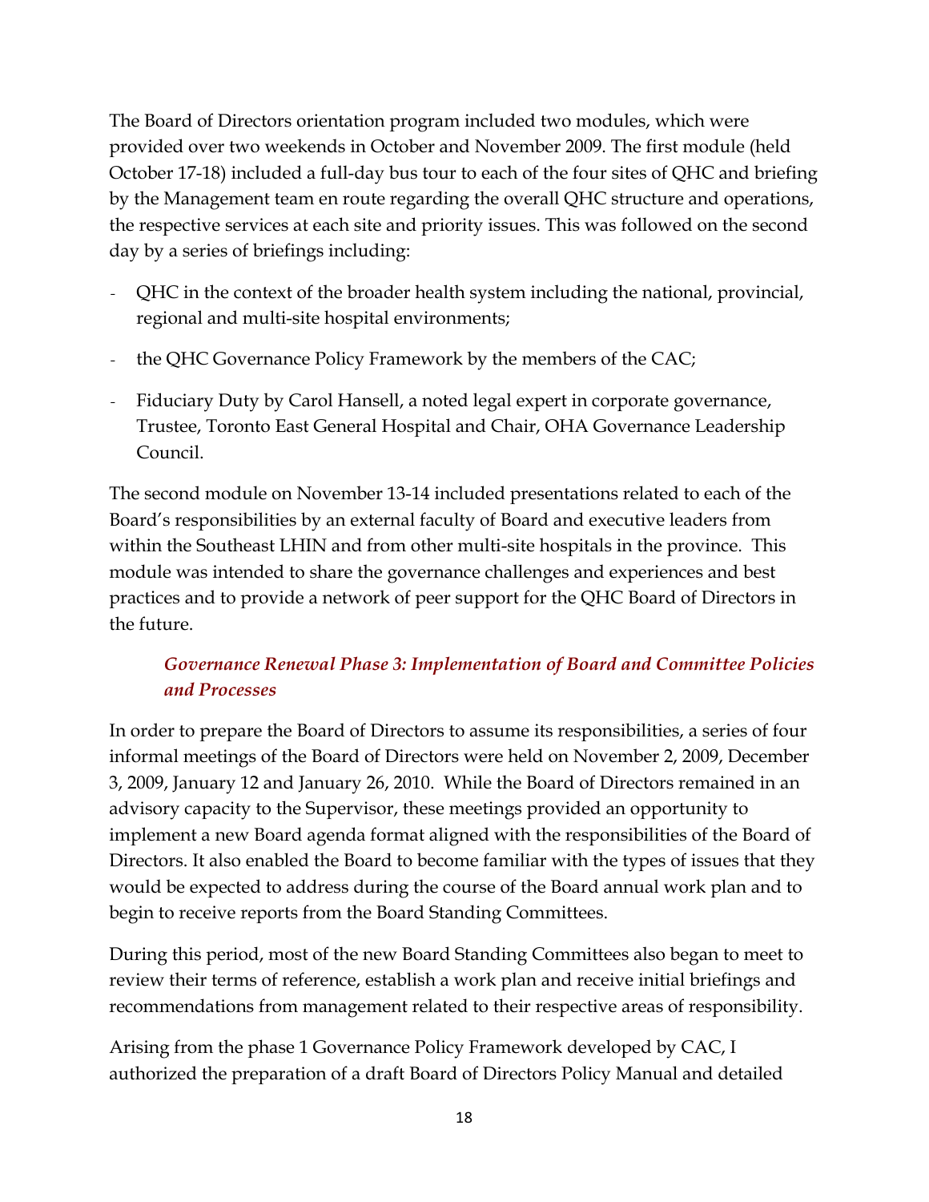The Board of Directors orientation program included two modules, which were provided over two weekends in October and November 2009. The first module (held October 17-18) included a full-day bus tour to each of the four sites of QHC and briefing by the Management team en route regarding the overall QHC structure and operations, the respective services at each site and priority issues. This was followed on the second day by a series of briefings including:

- QHC in the context of the broader health system including the national, provincial, regional and multi-site hospital environments;
- the QHC Governance Policy Framework by the members of the CAC;
- Fiduciary Duty by Carol Hansell, a noted legal expert in corporate governance, Trustee, Toronto East General Hospital and Chair, OHA Governance Leadership Council.

The second module on November 13-14 included presentations related to each of the Board's responsibilities by an external faculty of Board and executive leaders from within the Southeast LHIN and from other multi-site hospitals in the province. This module was intended to share the governance challenges and experiences and best practices and to provide a network of peer support for the QHC Board of Directors in the future.

### *Governance Renewal Phase 3: Implementation of Board and Committee Policies and Processes*

In order to prepare the Board of Directors to assume its responsibilities, a series of four informal meetings of the Board of Directors were held on November 2, 2009, December 3, 2009, January 12 and January 26, 2010. While the Board of Directors remained in an advisory capacity to the Supervisor, these meetings provided an opportunity to implement a new Board agenda format aligned with the responsibilities of the Board of Directors. It also enabled the Board to become familiar with the types of issues that they would be expected to address during the course of the Board annual work plan and to begin to receive reports from the Board Standing Committees.

During this period, most of the new Board Standing Committees also began to meet to review their terms of reference, establish a work plan and receive initial briefings and recommendations from management related to their respective areas of responsibility.

Arising from the phase 1 Governance Policy Framework developed by CAC, I authorized the preparation of a draft Board of Directors Policy Manual and detailed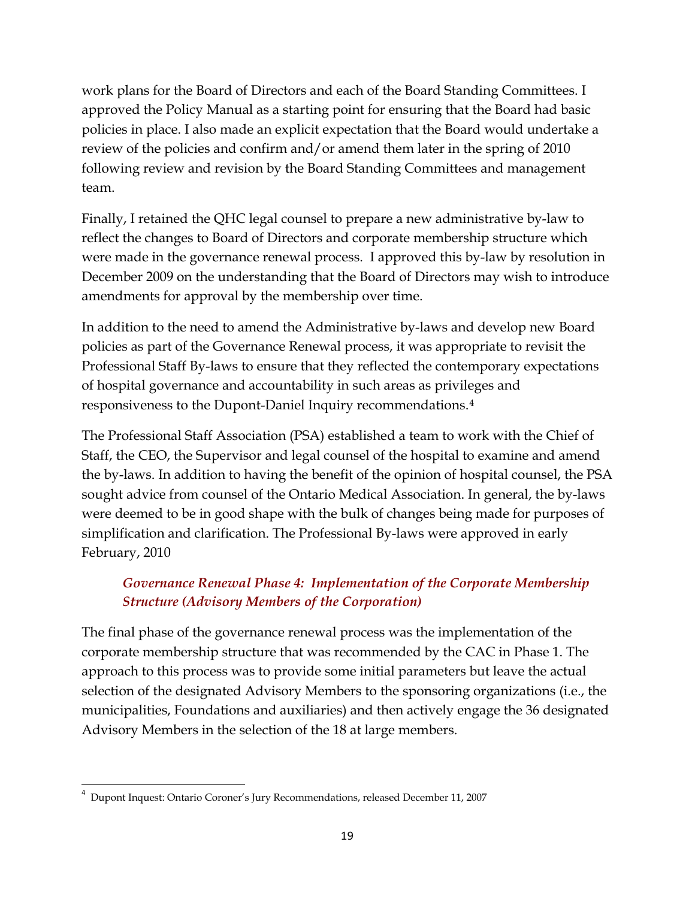work plans for the Board of Directors and each of the Board Standing Committees. I approved the Policy Manual as a starting point for ensuring that the Board had basic policies in place. I also made an explicit expectation that the Board would undertake a review of the policies and confirm and/or amend them later in the spring of 2010 following review and revision by the Board Standing Committees and management team.

Finally, I retained the QHC legal counsel to prepare a new administrative by-law to reflect the changes to Board of Directors and corporate membership structure which were made in the governance renewal process. I approved this by-law by resolution in December 2009 on the understanding that the Board of Directors may wish to introduce amendments for approval by the membership over time.

In addition to the need to amend the Administrative by-laws and develop new Board policies as part of the Governance Renewal process, it was appropriate to revisit the Professional Staff By-laws to ensure that they reflected the contemporary expectations of hospital governance and accountability in such areas as privileges and responsiveness to the Dupont-Daniel Inquiry recommendations.[4]

The Professional Staff Association (PSA) established a team to work with the Chief of Staff, the CEO, the Supervisor and legal counsel of the hospital to examine and amend the by-laws. In addition to having the benefit of the opinion of hospital counsel, the PSA sought advice from counsel of the Ontario Medical Association. In general, the by-laws were deemed to be in good shape with the bulk of changes being made for purposes of simplification and clarification. The Professional By-laws were approved in early February, 2010

### *Governance Renewal Phase 4: Implementation of the Corporate Membership Structure (Advisory Members of the Corporation)*

The final phase of the governance renewal process was the implementation of the corporate membership structure that was recommended by the CAC in Phase 1. The approach to this process was to provide some initial parameters but leave the actual selection of the designated Advisory Members to the sponsoring organizations (i.e., the municipalities, Foundations and auxiliaries) and then actively engage the 36 designated Advisory Members in the selection of the 18 at large members.

[4] Dupont Inquest: Ontario Coroner's Jury Recommendations, released December 11, 2007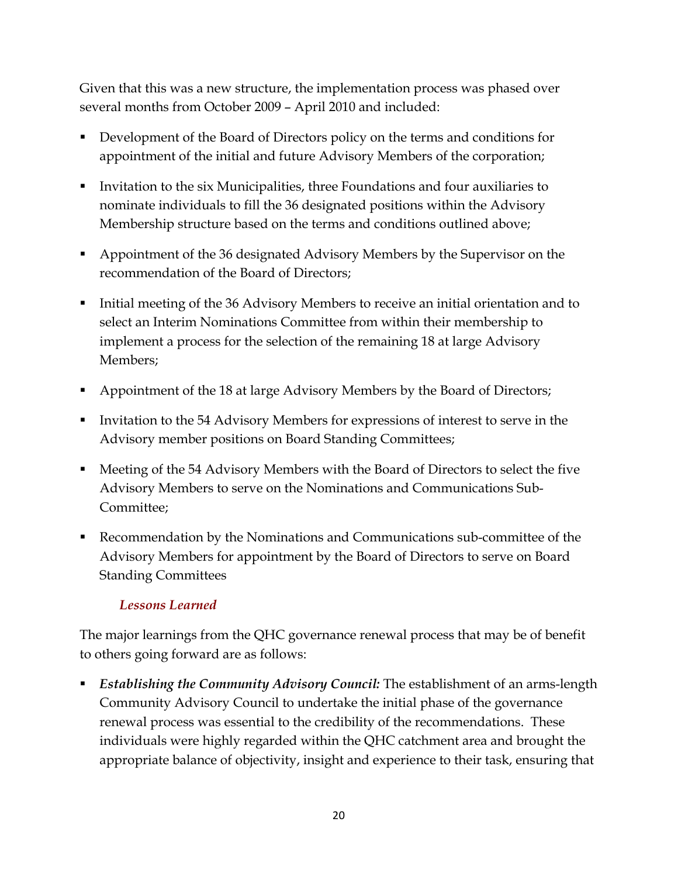Given that this was a new structure, the implementation process was phased over several months from October 2009 – April 2010 and included:

- Development of the Board of Directors policy on the terms and conditions for appointment of the initial and future Advisory Members of the corporation;
- Invitation to the six Municipalities, three Foundations and four auxiliaries to nominate individuals to fill the 36 designated positions within the Advisory Membership structure based on the terms and conditions outlined above;
- Appointment of the 36 designated Advisory Members by the Supervisor on the recommendation of the Board of Directors;
- Initial meeting of the 36 Advisory Members to receive an initial orientation and to select an Interim Nominations Committee from within their membership to implement a process for the selection of the remaining 18 at large Advisory Members;
- Appointment of the 18 at large Advisory Members by the Board of Directors;
- Invitation to the 54 Advisory Members for expressions of interest to serve in the Advisory member positions on Board Standing Committees;
- Meeting of the 54 Advisory Members with the Board of Directors to select the five Advisory Members to serve on the Nominations and Communications Sub-Committee;
- Recommendation by the Nominations and Communications sub-committee of the Advisory Members for appointment by the Board of Directors to serve on Board Standing Committees

### *Lessons Learned*

The major learnings from the QHC governance renewal process that may be of benefit to others going forward are as follows:

- ***Establishing the Community Advisory Council:*** The establishment of an arms-length Community Advisory Council to undertake the initial phase of the governance renewal process was essential to the credibility of the recommendations. These individuals were highly regarded within the QHC catchment area and brought the appropriate balance of objectivity, insight and experience to their task, ensuring that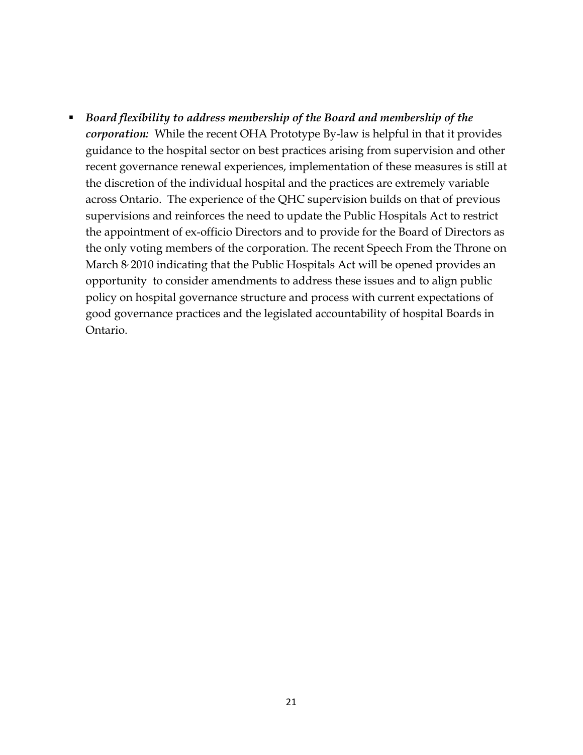- ***Board flexibility to address membership of the Board and membership of the corporation:*** While the recent OHA Prototype By-law is helpful in that it provides guidance to the hospital sector on best practices arising from supervision and other recent governance renewal experiences, implementation of these measures is still at the discretion of the individual hospital and the practices are extremely variable across Ontario. The experience of the QHC supervision builds on that of previous supervisions and reinforces the need to update the Public Hospitals Act to restrict the appointment of ex-officio Directors and to provide for the Board of Directors as the only voting members of the corporation. The recent Speech From the Throne on March 8, 2010 indicating that the Public Hospitals Act will be opened provides an opportunity to consider amendments to address these issues and to align public policy on hospital governance structure and process with current expectations of good governance practices and the legislated accountability of hospital Boards in Ontario.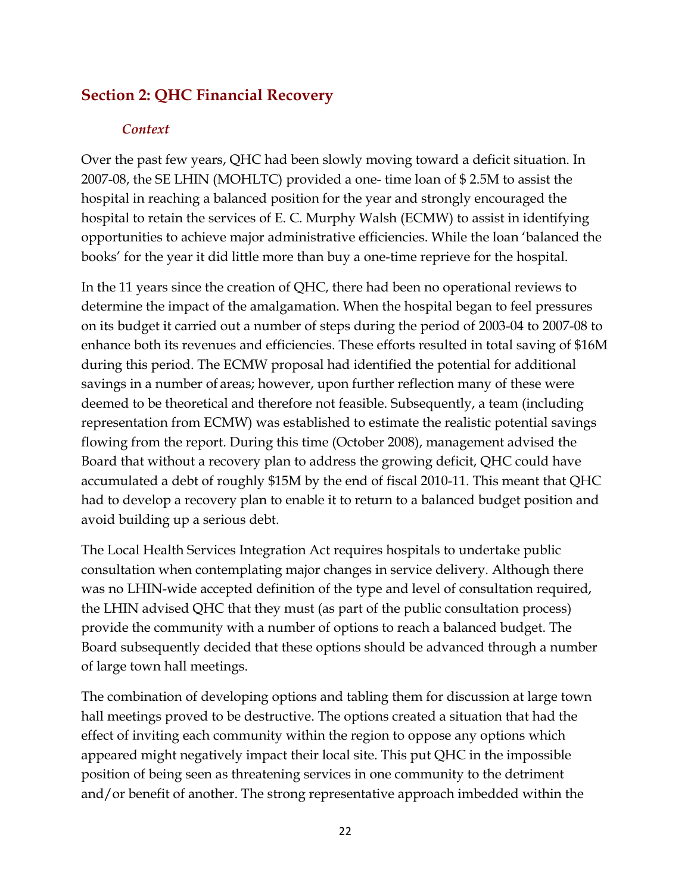## Section 2: QHC Financial Recovery

### *Context*

Over the past few years, QHC had been slowly moving toward a deficit situation. In 2007-08, the SE LHIN (MOHLTC) provided a one- time loan of $ 2.5M to assist the hospital in reaching a balanced position for the year and strongly encouraged the hospital to retain the services of E. C. Murphy Walsh (ECMW) to assist in identifying opportunities to achieve major administrative efficiencies. While the loan 'balanced the books' for the year it did little more than buy a one-time reprieve for the hospital.

In the 11 years since the creation of QHC, there had been no operational reviews to determine the impact of the amalgamation. When the hospital began to feel pressures on its budget it carried out a number of steps during the period of 2003-04 to 2007-08 to enhance both its revenues and efficiencies. These efforts resulted in total saving of $16M during this period. The ECMW proposal had identified the potential for additional savings in a number of areas; however, upon further reflection many of these were deemed to be theoretical and therefore not feasible. Subsequently, a team (including representation from ECMW) was established to estimate the realistic potential savings flowing from the report. During this time (October 2008), management advised the Board that without a recovery plan to address the growing deficit, QHC could have accumulated a debt of roughly $15M by the end of fiscal 2010-11. This meant that QHC had to develop a recovery plan to enable it to return to a balanced budget position and avoid building up a serious debt.

The Local Health Services Integration Act requires hospitals to undertake public consultation when contemplating major changes in service delivery. Although there was no LHIN-wide accepted definition of the type and level of consultation required, the LHIN advised QHC that they must (as part of the public consultation process) provide the community with a number of options to reach a balanced budget. The Board subsequently decided that these options should be advanced through a number of large town hall meetings.

The combination of developing options and tabling them for discussion at large town hall meetings proved to be destructive. The options created a situation that had the effect of inviting each community within the region to oppose any options which appeared might negatively impact their local site. This put QHC in the impossible position of being seen as threatening services in one community to the detriment and/or benefit of another. The strong representative approach imbedded within the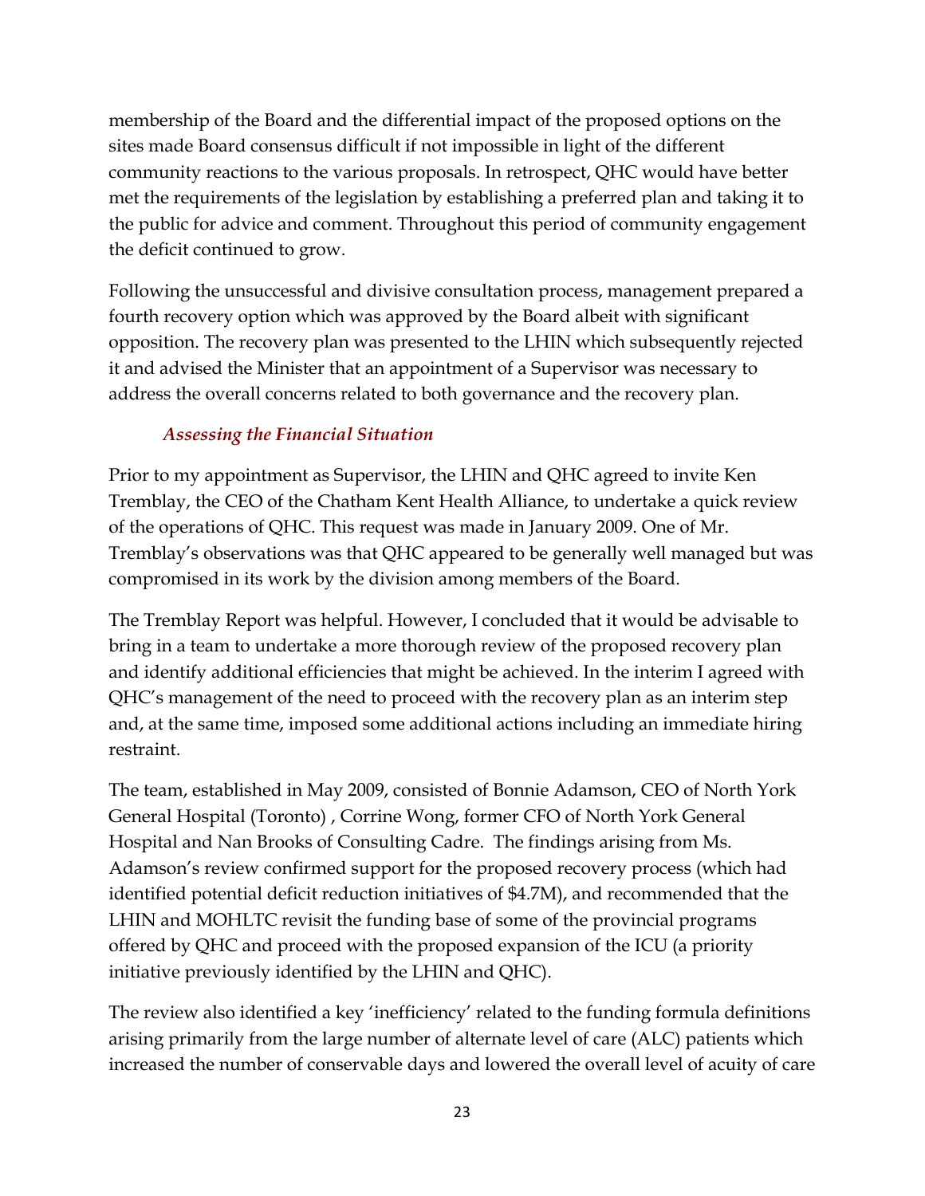membership of the Board and the differential impact of the proposed options on the sites made Board consensus difficult if not impossible in light of the different community reactions to the various proposals. In retrospect, QHC would have better met the requirements of the legislation by establishing a preferred plan and taking it to the public for advice and comment. Throughout this period of community engagement the deficit continued to grow.

Following the unsuccessful and divisive consultation process, management prepared a fourth recovery option which was approved by the Board albeit with significant opposition. The recovery plan was presented to the LHIN which subsequently rejected it and advised the Minister that an appointment of a Supervisor was necessary to address the overall concerns related to both governance and the recovery plan.

### *Assessing the Financial Situation*

Prior to my appointment as Supervisor, the LHIN and QHC agreed to invite Ken Tremblay, the CEO of the Chatham Kent Health Alliance, to undertake a quick review of the operations of QHC. This request was made in January 2009. One of Mr. Tremblay's observations was that QHC appeared to be generally well managed but was compromised in its work by the division among members of the Board.

The Tremblay Report was helpful. However, I concluded that it would be advisable to bring in a team to undertake a more thorough review of the proposed recovery plan and identify additional efficiencies that might be achieved. In the interim I agreed with QHC's management of the need to proceed with the recovery plan as an interim step and, at the same time, imposed some additional actions including an immediate hiring restraint.

The team, established in May 2009, consisted of Bonnie Adamson, CEO of North York General Hospital (Toronto) , Corrine Wong, former CFO of North York General Hospital and Nan Brooks of Consulting Cadre. The findings arising from Ms. Adamson's review confirmed support for the proposed recovery process (which had identified potential deficit reduction initiatives of $4.7M), and recommended that the LHIN and MOHLTC revisit the funding base of some of the provincial programs offered by QHC and proceed with the proposed expansion of the ICU (a priority initiative previously identified by the LHIN and QHC).

The review also identified a key 'inefficiency' related to the funding formula definitions arising primarily from the large number of alternate level of care (ALC) patients which increased the number of conservable days and lowered the overall level of acuity of care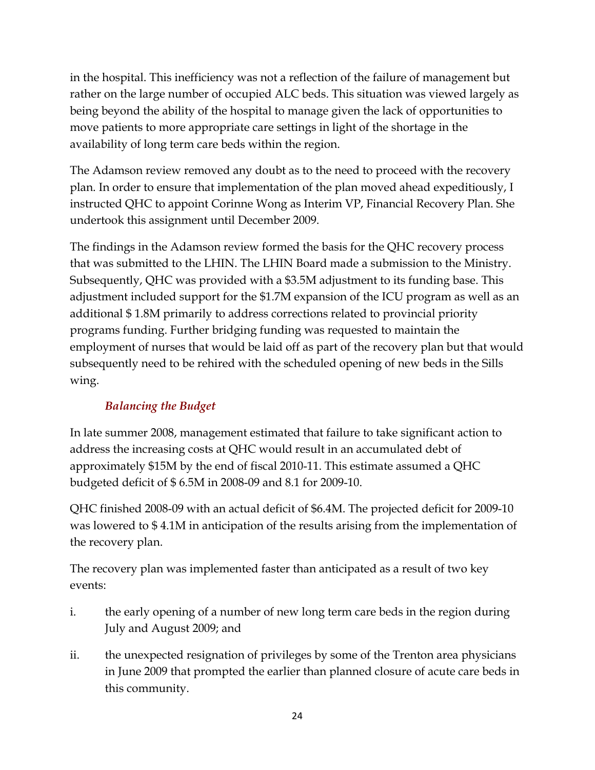in the hospital. This inefficiency was not a reflection of the failure of management but rather on the large number of occupied ALC beds. This situation was viewed largely as being beyond the ability of the hospital to manage given the lack of opportunities to move patients to more appropriate care settings in light of the shortage in the availability of long term care beds within the region.

The Adamson review removed any doubt as to the need to proceed with the recovery plan. In order to ensure that implementation of the plan moved ahead expeditiously, I instructed QHC to appoint Corinne Wong as Interim VP, Financial Recovery Plan. She undertook this assignment until December 2009.

The findings in the Adamson review formed the basis for the QHC recovery process that was submitted to the LHIN. The LHIN Board made a submission to the Ministry. Subsequently, QHC was provided with a $3.5M adjustment to its funding base. This adjustment included support for the $1.7M expansion of the ICU program as well as an additional $ 1.8M primarily to address corrections related to provincial priority programs funding. Further bridging funding was requested to maintain the employment of nurses that would be laid off as part of the recovery plan but that would subsequently need to be rehired with the scheduled opening of new beds in the Sills wing.

### *Balancing the Budget*

In late summer 2008, management estimated that failure to take significant action to address the increasing costs at QHC would result in an accumulated debt of approximately $15M by the end of fiscal 2010-11. This estimate assumed a QHC budgeted deficit of $ 6.5M in 2008-09 and 8.1 for 2009-10.

QHC finished 2008-09 with an actual deficit of $6.4M. The projected deficit for 2009-10 was lowered to $ 4.1M in anticipation of the results arising from the implementation of the recovery plan.

The recovery plan was implemented faster than anticipated as a result of two key events:

i. the early opening of a number of new long term care beds in the region during July and August 2009; and

ii. the unexpected resignation of privileges by some of the Trenton area physicians in June 2009 that prompted the earlier than planned closure of acute care beds in this community.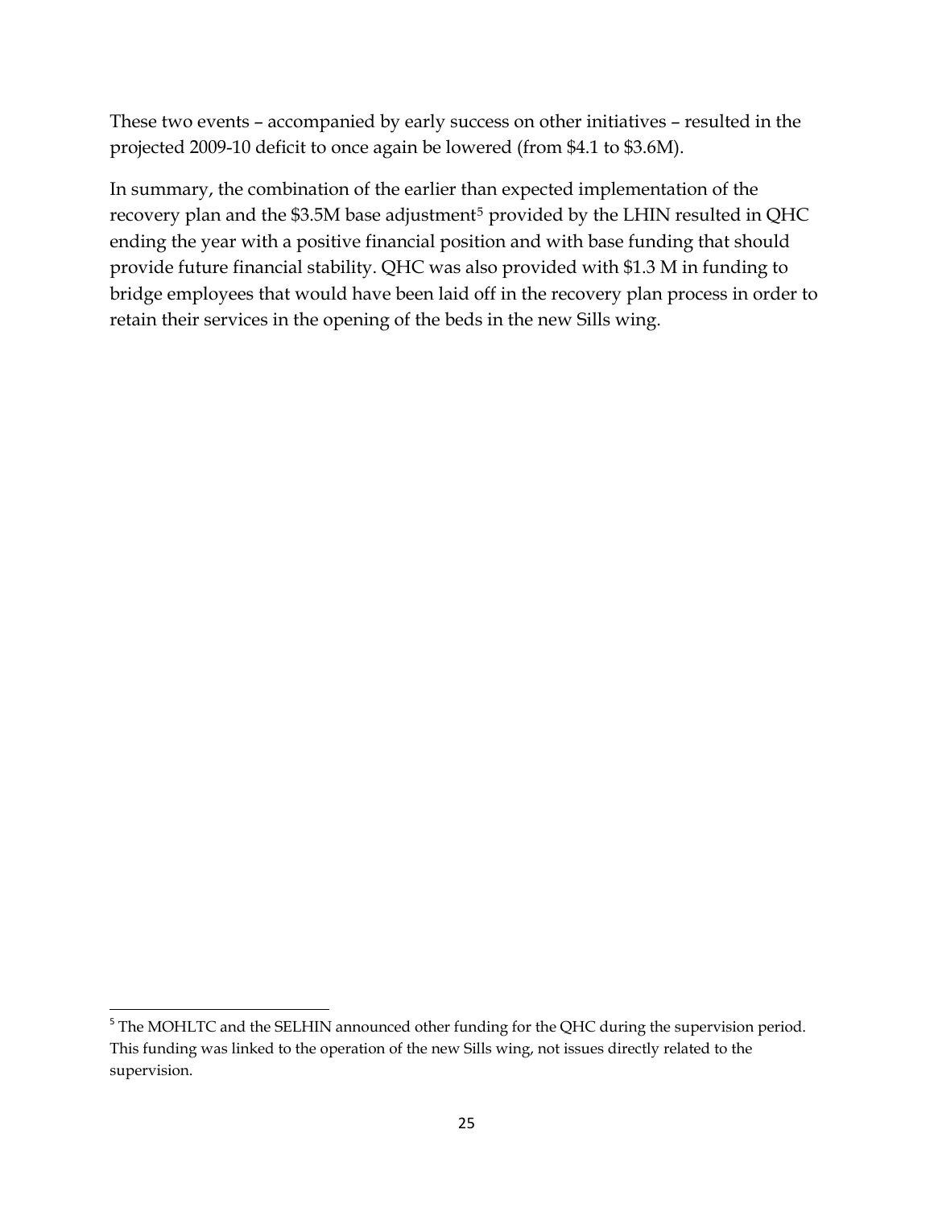These two events – accompanied by early success on other initiatives – resulted in the projected 2009-10 deficit to once again be lowered (from $4.1 to $3.6M).

In summary, the combination of the earlier than expected implementation of the recovery plan and the $3.5M base adjustment[5] provided by the LHIN resulted in QHC ending the year with a positive financial position and with base funding that should provide future financial stability. QHC was also provided with $1.3 M in funding to bridge employees that would have been laid off in the recovery plan process in order to retain their services in the opening of the beds in the new Sills wing.

---

[5] The MOHLTC and the SELHIN announced other funding for the QHC during the supervision period. This funding was linked to the operation of the new Sills wing, not issues directly related to the supervision.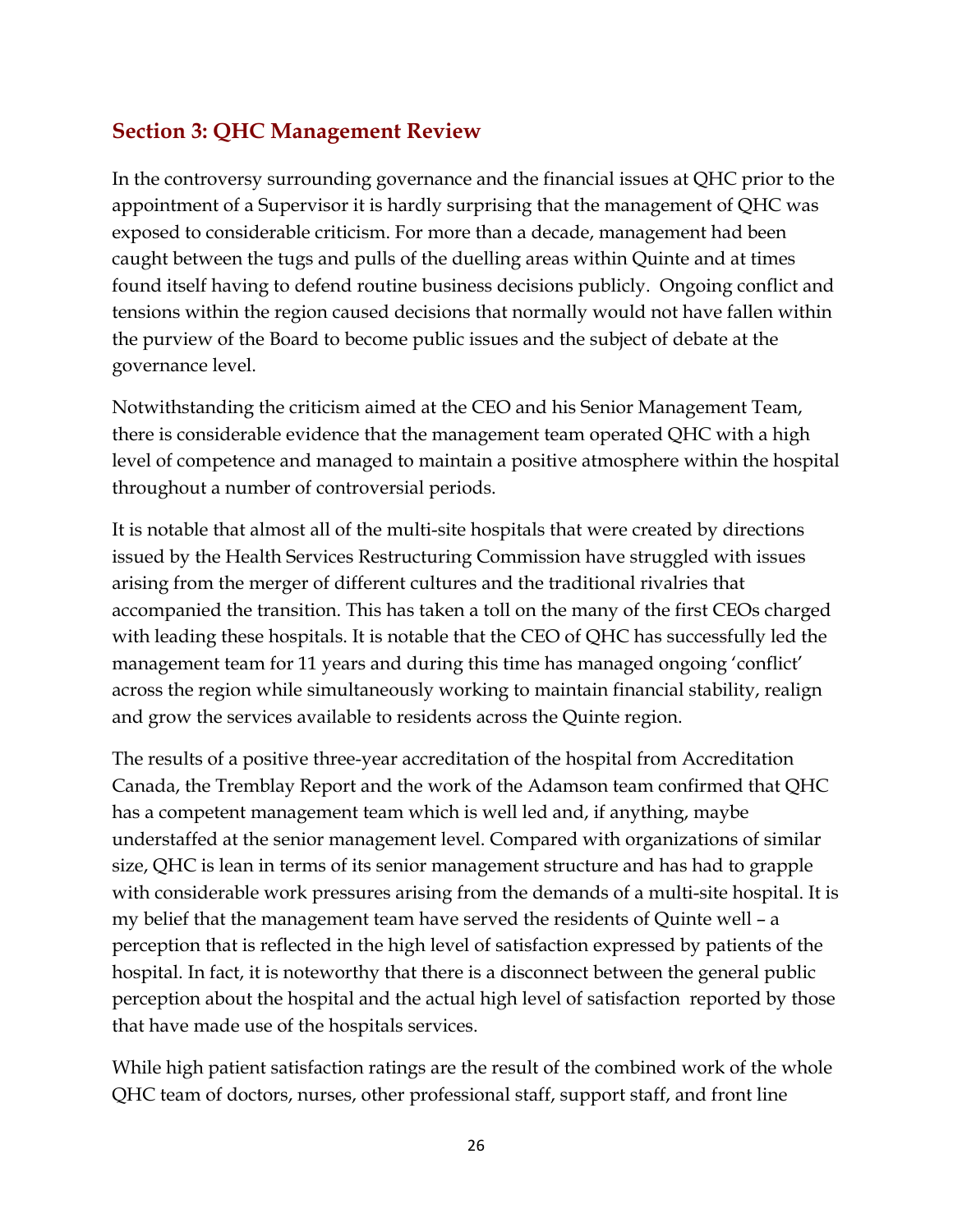## Section 3: QHC Management Review

In the controversy surrounding governance and the financial issues at QHC prior to the appointment of a Supervisor it is hardly surprising that the management of QHC was exposed to considerable criticism. For more than a decade, management had been caught between the tugs and pulls of the duelling areas within Quinte and at times found itself having to defend routine business decisions publicly. Ongoing conflict and tensions within the region caused decisions that normally would not have fallen within the purview of the Board to become public issues and the subject of debate at the governance level.

Notwithstanding the criticism aimed at the CEO and his Senior Management Team, there is considerable evidence that the management team operated QHC with a high level of competence and managed to maintain a positive atmosphere within the hospital throughout a number of controversial periods.

It is notable that almost all of the multi-site hospitals that were created by directions issued by the Health Services Restructuring Commission have struggled with issues arising from the merger of different cultures and the traditional rivalries that accompanied the transition. This has taken a toll on the many of the first CEOs charged with leading these hospitals. It is notable that the CEO of QHC has successfully led the management team for 11 years and during this time has managed ongoing 'conflict' across the region while simultaneously working to maintain financial stability, realign and grow the services available to residents across the Quinte region.

The results of a positive three-year accreditation of the hospital from Accreditation Canada, the Tremblay Report and the work of the Adamson team confirmed that QHC has a competent management team which is well led and, if anything, maybe understaffed at the senior management level. Compared with organizations of similar size, QHC is lean in terms of its senior management structure and has had to grapple with considerable work pressures arising from the demands of a multi-site hospital. It is my belief that the management team have served the residents of Quinte well – a perception that is reflected in the high level of satisfaction expressed by patients of the hospital. In fact, it is noteworthy that there is a disconnect between the general public perception about the hospital and the actual high level of satisfaction reported by those that have made use of the hospitals services.

While high patient satisfaction ratings are the result of the combined work of the whole QHC team of doctors, nurses, other professional staff, support staff, and front line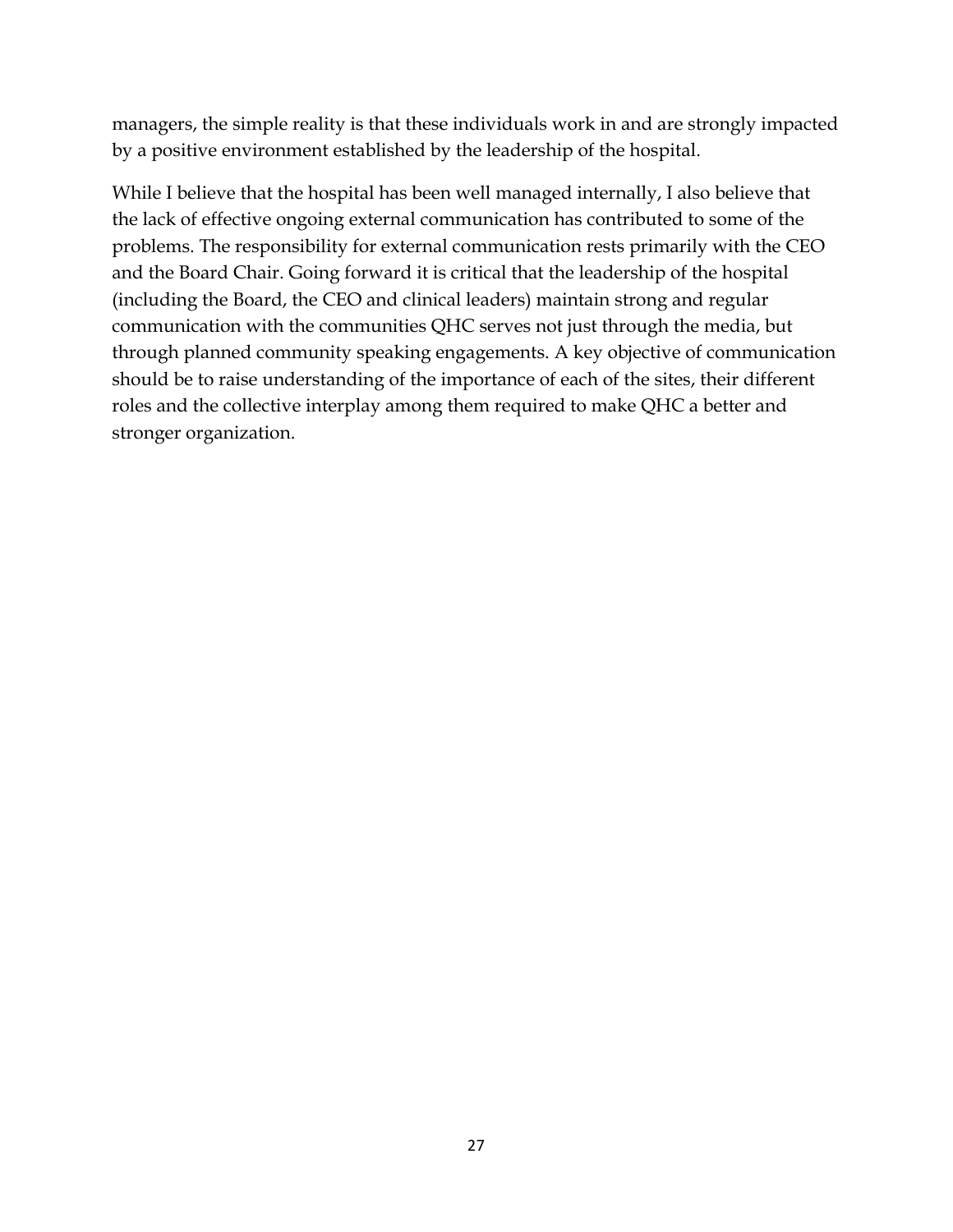managers, the simple reality is that these individuals work in and are strongly impacted by a positive environment established by the leadership of the hospital.

While I believe that the hospital has been well managed internally, I also believe that the lack of effective ongoing external communication has contributed to some of the problems. The responsibility for external communication rests primarily with the CEO and the Board Chair. Going forward it is critical that the leadership of the hospital (including the Board, the CEO and clinical leaders) maintain strong and regular communication with the communities QHC serves not just through the media, but through planned community speaking engagements. A key objective of communication should be to raise understanding of the importance of each of the sites, their different roles and the collective interplay among them required to make QHC a better and stronger organization.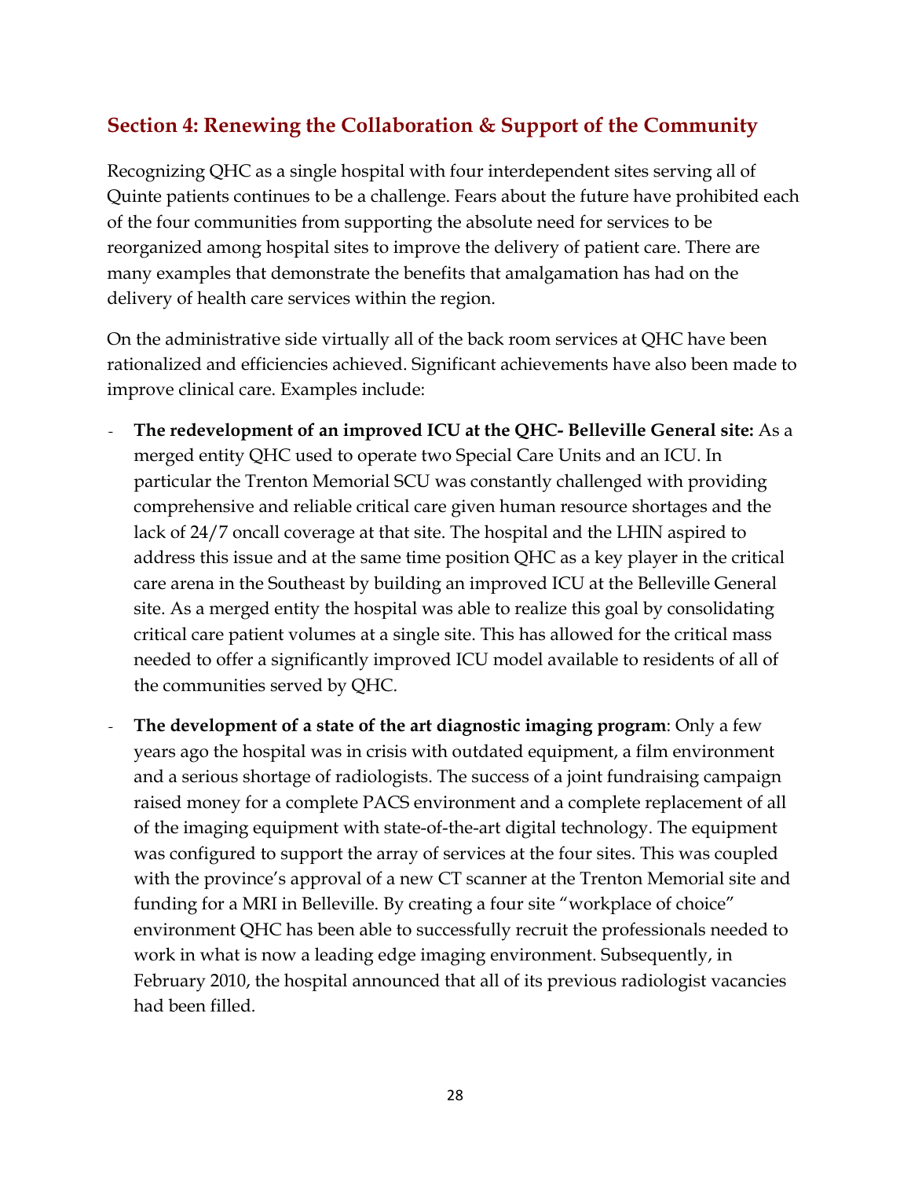## Section 4: Renewing the Collaboration & Support of the Community

Recognizing QHC as a single hospital with four interdependent sites serving all of Quinte patients continues to be a challenge. Fears about the future have prohibited each of the four communities from supporting the absolute need for services to be reorganized among hospital sites to improve the delivery of patient care. There are many examples that demonstrate the benefits that amalgamation has had on the delivery of health care services within the region.

On the administrative side virtually all of the back room services at QHC have been rationalized and efficiencies achieved. Significant achievements have also been made to improve clinical care. Examples include:

- **The redevelopment of an improved ICU at the QHC- Belleville General site:** As a merged entity QHC used to operate two Special Care Units and an ICU. In particular the Trenton Memorial SCU was constantly challenged with providing comprehensive and reliable critical care given human resource shortages and the lack of 24/7 oncall coverage at that site. The hospital and the LHIN aspired to address this issue and at the same time position QHC as a key player in the critical care arena in the Southeast by building an improved ICU at the Belleville General site. As a merged entity the hospital was able to realize this goal by consolidating critical care patient volumes at a single site. This has allowed for the critical mass needed to offer a significantly improved ICU model available to residents of all of the communities served by QHC.
- **The development of a state of the art diagnostic imaging program**: Only a few years ago the hospital was in crisis with outdated equipment, a film environment and a serious shortage of radiologists. The success of a joint fundraising campaign raised money for a complete PACS environment and a complete replacement of all of the imaging equipment with state-of-the-art digital technology. The equipment was configured to support the array of services at the four sites. This was coupled with the province's approval of a new CT scanner at the Trenton Memorial site and funding for a MRI in Belleville. By creating a four site "workplace of choice" environment QHC has been able to successfully recruit the professionals needed to work in what is now a leading edge imaging environment. Subsequently, in February 2010, the hospital announced that all of its previous radiologist vacancies had been filled.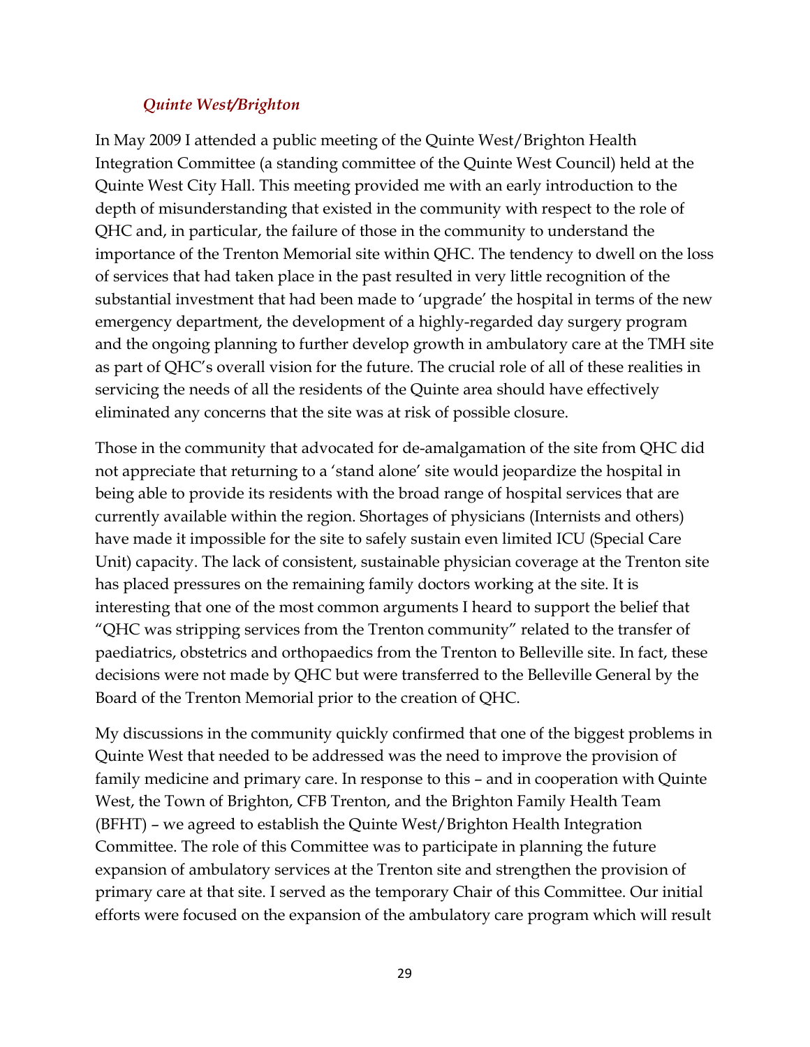### *Quinte West/Brighton*

In May 2009 I attended a public meeting of the Quinte West/Brighton Health Integration Committee (a standing committee of the Quinte West Council) held at the Quinte West City Hall. This meeting provided me with an early introduction to the depth of misunderstanding that existed in the community with respect to the role of QHC and, in particular, the failure of those in the community to understand the importance of the Trenton Memorial site within QHC. The tendency to dwell on the loss of services that had taken place in the past resulted in very little recognition of the substantial investment that had been made to 'upgrade' the hospital in terms of the new emergency department, the development of a highly-regarded day surgery program and the ongoing planning to further develop growth in ambulatory care at the TMH site as part of QHC's overall vision for the future. The crucial role of all of these realities in servicing the needs of all the residents of the Quinte area should have effectively eliminated any concerns that the site was at risk of possible closure.

Those in the community that advocated for de-amalgamation of the site from QHC did not appreciate that returning to a 'stand alone' site would jeopardize the hospital in being able to provide its residents with the broad range of hospital services that are currently available within the region. Shortages of physicians (Internists and others) have made it impossible for the site to safely sustain even limited ICU (Special Care Unit) capacity. The lack of consistent, sustainable physician coverage at the Trenton site has placed pressures on the remaining family doctors working at the site. It is interesting that one of the most common arguments I heard to support the belief that "QHC was stripping services from the Trenton community" related to the transfer of paediatrics, obstetrics and orthopaedics from the Trenton to Belleville site. In fact, these decisions were not made by QHC but were transferred to the Belleville General by the Board of the Trenton Memorial prior to the creation of QHC.

My discussions in the community quickly confirmed that one of the biggest problems in Quinte West that needed to be addressed was the need to improve the provision of family medicine and primary care. In response to this – and in cooperation with Quinte West, the Town of Brighton, CFB Trenton, and the Brighton Family Health Team (BFHT) – we agreed to establish the Quinte West/Brighton Health Integration Committee. The role of this Committee was to participate in planning the future expansion of ambulatory services at the Trenton site and strengthen the provision of primary care at that site. I served as the temporary Chair of this Committee. Our initial efforts were focused on the expansion of the ambulatory care program which will result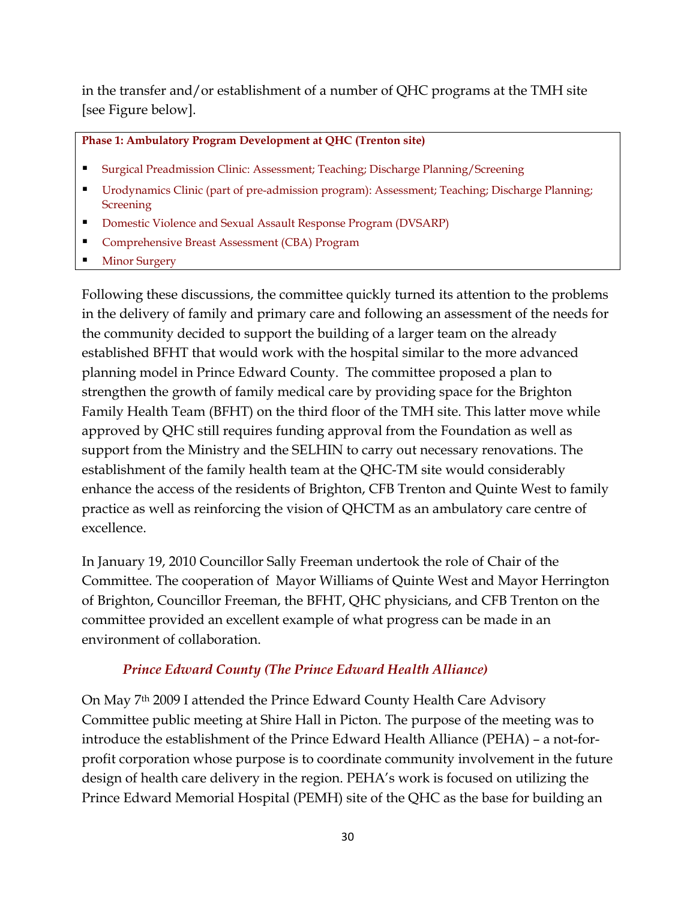in the transfer and/or establishment of a number of QHC programs at the TMH site [see Figure below].

**Phase 1: Ambulatory Program Development at QHC (Trenton site)**

- Surgical Preadmission Clinic: Assessment; Teaching; Discharge Planning/Screening
- Urodynamics Clinic (part of pre-admission program): Assessment; Teaching; Discharge Planning; Screening
- Domestic Violence and Sexual Assault Response Program (DVSARP)
- Comprehensive Breast Assessment (CBA) Program
- Minor Surgery

Following these discussions, the committee quickly turned its attention to the problems in the delivery of family and primary care and following an assessment of the needs for the community decided to support the building of a larger team on the already established BFHT that would work with the hospital similar to the more advanced planning model in Prince Edward County. The committee proposed a plan to strengthen the growth of family medical care by providing space for the Brighton Family Health Team (BFHT) on the third floor of the TMH site. This latter move while approved by QHC still requires funding approval from the Foundation as well as support from the Ministry and the SELHIN to carry out necessary renovations. The establishment of the family health team at the QHC-TM site would considerably enhance the access of the residents of Brighton, CFB Trenton and Quinte West to family practice as well as reinforcing the vision of QHCTM as an ambulatory care centre of excellence.

In January 19, 2010 Councillor Sally Freeman undertook the role of Chair of the Committee. The cooperation of Mayor Williams of Quinte West and Mayor Herrington of Brighton, Councillor Freeman, the BFHT, QHC physicians, and CFB Trenton on the committee provided an excellent example of what progress can be made in an environment of collaboration.

### *Prince Edward County (The Prince Edward Health Alliance)*

On May 7th 2009 I attended the Prince Edward County Health Care Advisory Committee public meeting at Shire Hall in Picton. The purpose of the meeting was to introduce the establishment of the Prince Edward Health Alliance (PEHA) – a not-for-profit corporation whose purpose is to coordinate community involvement in the future design of health care delivery in the region. PEHA's work is focused on utilizing the Prince Edward Memorial Hospital (PEMH) site of the QHC as the base for building an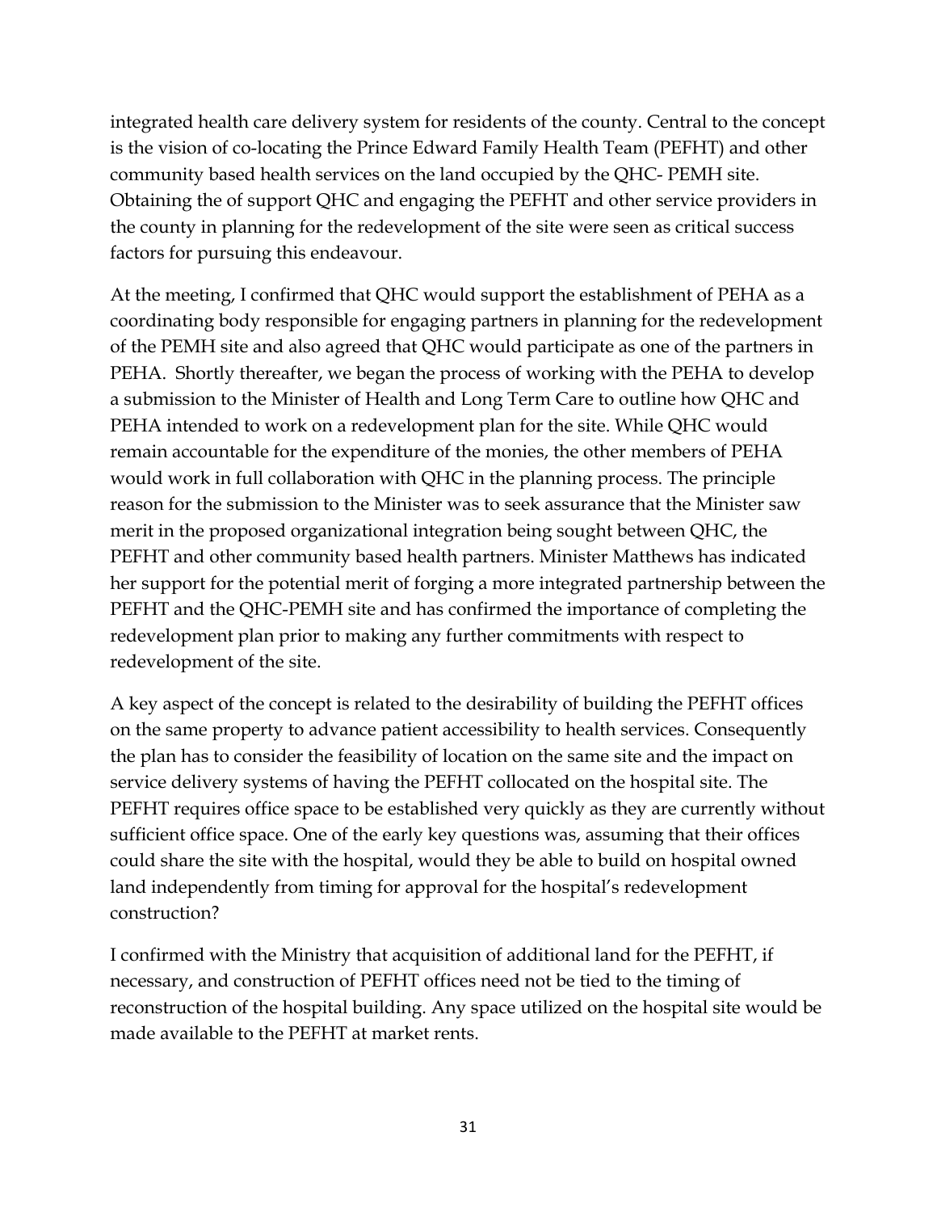integrated health care delivery system for residents of the county. Central to the concept is the vision of co-locating the Prince Edward Family Health Team (PEFHT) and other community based health services on the land occupied by the QHC- PEMH site. Obtaining the of support QHC and engaging the PEFHT and other service providers in the county in planning for the redevelopment of the site were seen as critical success factors for pursuing this endeavour.

At the meeting, I confirmed that QHC would support the establishment of PEHA as a coordinating body responsible for engaging partners in planning for the redevelopment of the PEMH site and also agreed that QHC would participate as one of the partners in PEHA. Shortly thereafter, we began the process of working with the PEHA to develop a submission to the Minister of Health and Long Term Care to outline how QHC and PEHA intended to work on a redevelopment plan for the site. While QHC would remain accountable for the expenditure of the monies, the other members of PEHA would work in full collaboration with QHC in the planning process. The principle reason for the submission to the Minister was to seek assurance that the Minister saw merit in the proposed organizational integration being sought between QHC, the PEFHT and other community based health partners. Minister Matthews has indicated her support for the potential merit of forging a more integrated partnership between the PEFHT and the QHC-PEMH site and has confirmed the importance of completing the redevelopment plan prior to making any further commitments with respect to redevelopment of the site.

A key aspect of the concept is related to the desirability of building the PEFHT offices on the same property to advance patient accessibility to health services. Consequently the plan has to consider the feasibility of location on the same site and the impact on service delivery systems of having the PEFHT collocated on the hospital site. The PEFHT requires office space to be established very quickly as they are currently without sufficient office space. One of the early key questions was, assuming that their offices could share the site with the hospital, would they be able to build on hospital owned land independently from timing for approval for the hospital's redevelopment construction?

I confirmed with the Ministry that acquisition of additional land for the PEFHT, if necessary, and construction of PEFHT offices need not be tied to the timing of reconstruction of the hospital building. Any space utilized on the hospital site would be made available to the PEFHT at market rents.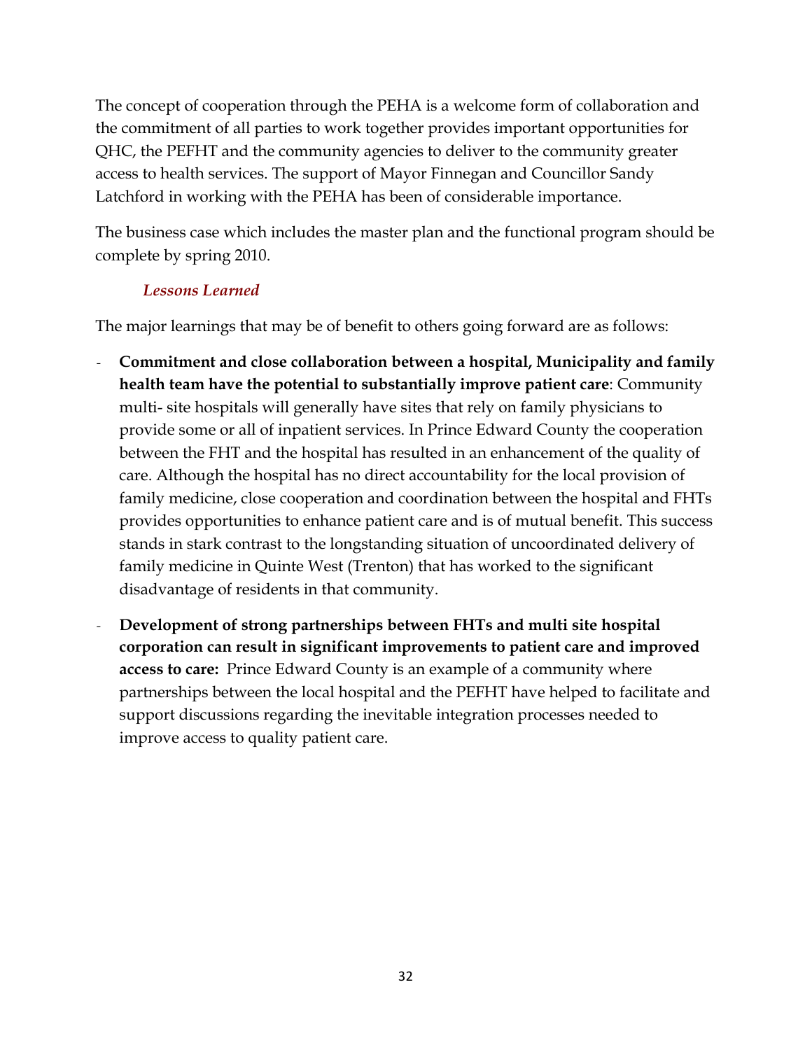The concept of cooperation through the PEHA is a welcome form of collaboration and the commitment of all parties to work together provides important opportunities for QHC, the PEFHT and the community agencies to deliver to the community greater access to health services. The support of Mayor Finnegan and Councillor Sandy Latchford in working with the PEHA has been of considerable importance.

The business case which includes the master plan and the functional program should be complete by spring 2010.

### *Lessons Learned*

The major learnings that may be of benefit to others going forward are as follows:

- **Commitment and close collaboration between a hospital, Municipality and family health team have the potential to substantially improve patient care**: Community multi- site hospitals will generally have sites that rely on family physicians to provide some or all of inpatient services. In Prince Edward County the cooperation between the FHT and the hospital has resulted in an enhancement of the quality of care. Although the hospital has no direct accountability for the local provision of family medicine, close cooperation and coordination between the hospital and FHTs provides opportunities to enhance patient care and is of mutual benefit. This success stands in stark contrast to the longstanding situation of uncoordinated delivery of family medicine in Quinte West (Trenton) that has worked to the significant disadvantage of residents in that community.
- **Development of strong partnerships between FHTs and multi site hospital corporation can result in significant improvements to patient care and improved access to care:** Prince Edward County is an example of a community where partnerships between the local hospital and the PEFHT have helped to facilitate and support discussions regarding the inevitable integration processes needed to improve access to quality patient care.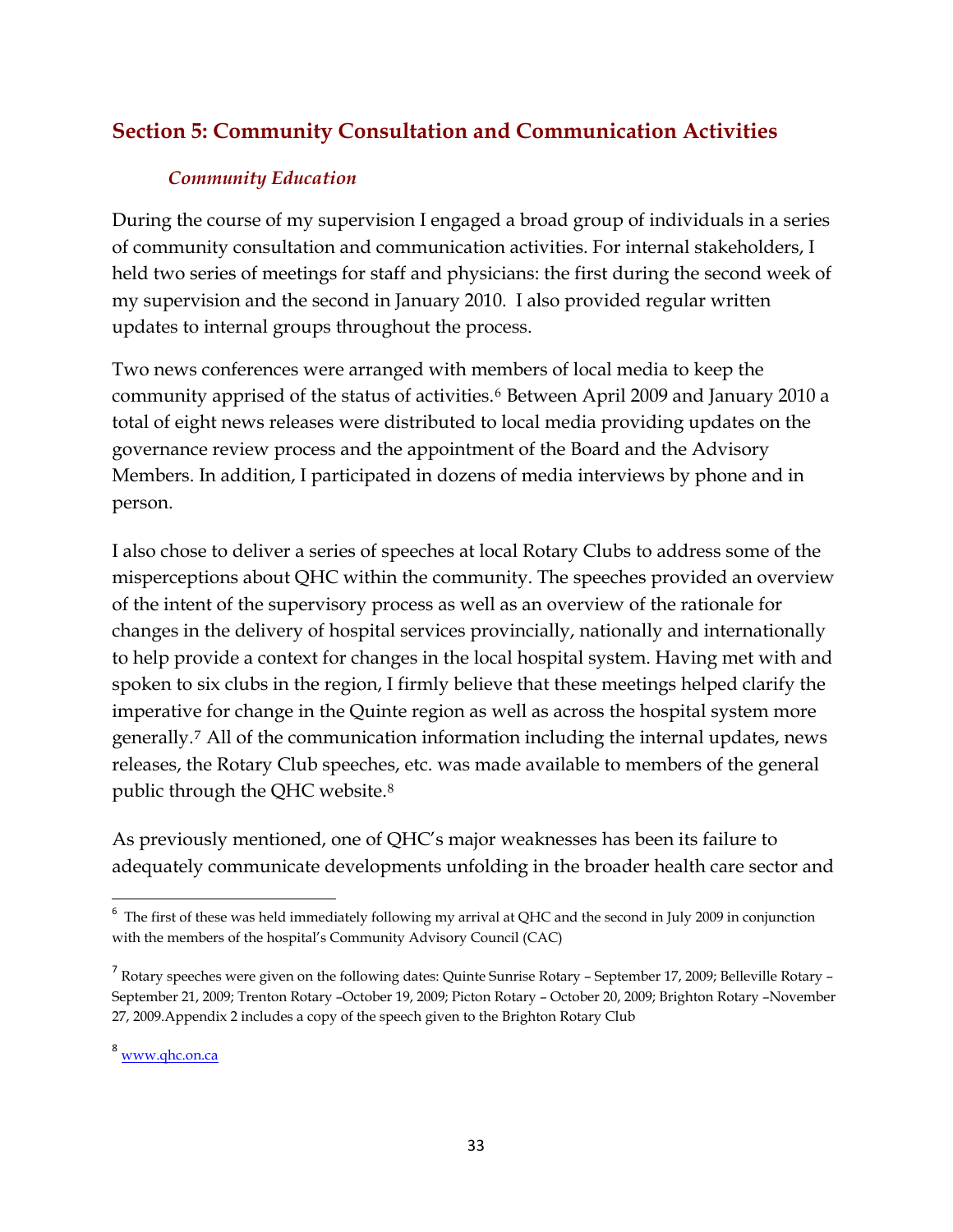## Section 5: Community Consultation and Communication Activities

### *Community Education*

During the course of my supervision I engaged a broad group of individuals in a series of community consultation and communication activities. For internal stakeholders, I held two series of meetings for staff and physicians: the first during the second week of my supervision and the second in January 2010. I also provided regular written updates to internal groups throughout the process.

Two news conferences were arranged with members of local media to keep the community apprised of the status of activities.[6] Between April 2009 and January 2010 a total of eight news releases were distributed to local media providing updates on the governance review process and the appointment of the Board and the Advisory Members. In addition, I participated in dozens of media interviews by phone and in person.

I also chose to deliver a series of speeches at local Rotary Clubs to address some of the misperceptions about QHC within the community. The speeches provided an overview of the intent of the supervisory process as well as an overview of the rationale for changes in the delivery of hospital services provincially, nationally and internationally to help provide a context for changes in the local hospital system. Having met with and spoken to six clubs in the region, I firmly believe that these meetings helped clarify the imperative for change in the Quinte region as well as across the hospital system more generally.[7] All of the communication information including the internal updates, news releases, the Rotary Club speeches, etc. was made available to members of the general public through the QHC website.[8]

As previously mentioned, one of QHC's major weaknesses has been its failure to adequately communicate developments unfolding in the broader health care sector and

---

[6] The first of these was held immediately following my arrival at QHC and the second in July 2009 in conjunction with the members of the hospital's Community Advisory Council (CAC)

[7] Rotary speeches were given on the following dates: Quinte Sunrise Rotary – September 17, 2009; Belleville Rotary – September 21, 2009; Trenton Rotary –October 19, 2009; Picton Rotary – October 20, 2009; Brighton Rotary –November 27, 2009.Appendix 2 includes a copy of the speech given to the Brighton Rotary Club

[8] www.qhc.on.ca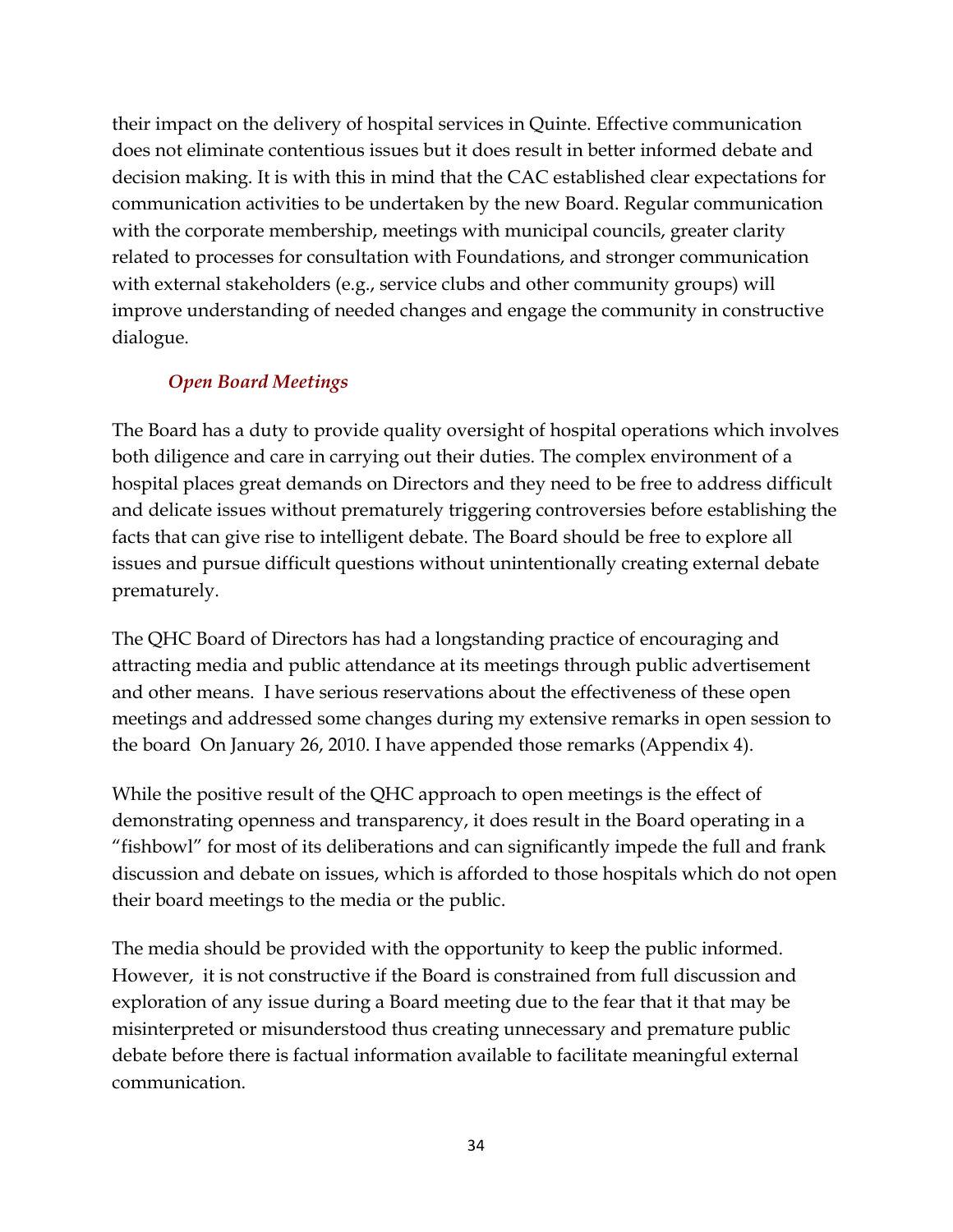their impact on the delivery of hospital services in Quinte. Effective communication does not eliminate contentious issues but it does result in better informed debate and decision making. It is with this in mind that the CAC established clear expectations for communication activities to be undertaken by the new Board. Regular communication with the corporate membership, meetings with municipal councils, greater clarity related to processes for consultation with Foundations, and stronger communication with external stakeholders (e.g., service clubs and other community groups) will improve understanding of needed changes and engage the community in constructive dialogue.

### *Open Board Meetings*

The Board has a duty to provide quality oversight of hospital operations which involves both diligence and care in carrying out their duties. The complex environment of a hospital places great demands on Directors and they need to be free to address difficult and delicate issues without prematurely triggering controversies before establishing the facts that can give rise to intelligent debate. The Board should be free to explore all issues and pursue difficult questions without unintentionally creating external debate prematurely.

The QHC Board of Directors has had a longstanding practice of encouraging and attracting media and public attendance at its meetings through public advertisement and other means. I have serious reservations about the effectiveness of these open meetings and addressed some changes during my extensive remarks in open session to the board On January 26, 2010. I have appended those remarks (Appendix 4).

While the positive result of the QHC approach to open meetings is the effect of demonstrating openness and transparency, it does result in the Board operating in a "fishbowl" for most of its deliberations and can significantly impede the full and frank discussion and debate on issues, which is afforded to those hospitals which do not open their board meetings to the media or the public.

The media should be provided with the opportunity to keep the public informed. However, it is not constructive if the Board is constrained from full discussion and exploration of any issue during a Board meeting due to the fear that it that may be misinterpreted or misunderstood thus creating unnecessary and premature public debate before there is factual information available to facilitate meaningful external communication.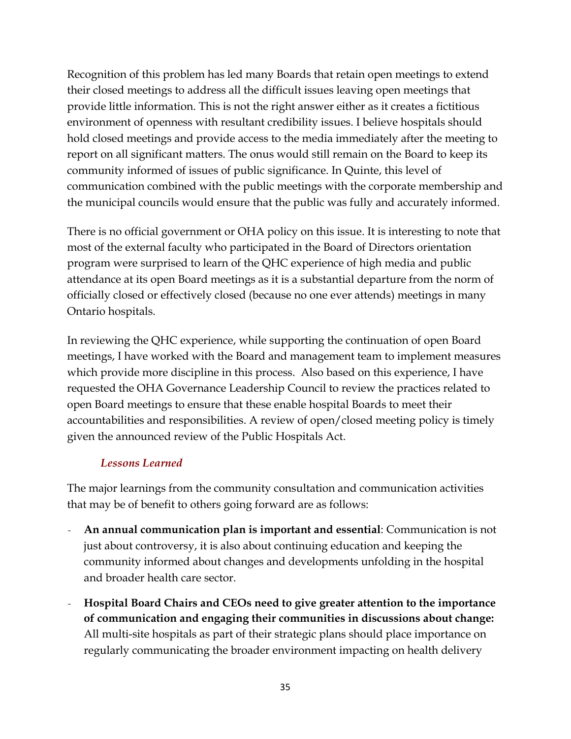Recognition of this problem has led many Boards that retain open meetings to extend their closed meetings to address all the difficult issues leaving open meetings that provide little information. This is not the right answer either as it creates a fictitious environment of openness with resultant credibility issues. I believe hospitals should hold closed meetings and provide access to the media immediately after the meeting to report on all significant matters. The onus would still remain on the Board to keep its community informed of issues of public significance. In Quinte, this level of communication combined with the public meetings with the corporate membership and the municipal councils would ensure that the public was fully and accurately informed.

There is no official government or OHA policy on this issue. It is interesting to note that most of the external faculty who participated in the Board of Directors orientation program were surprised to learn of the QHC experience of high media and public attendance at its open Board meetings as it is a substantial departure from the norm of officially closed or effectively closed (because no one ever attends) meetings in many Ontario hospitals.

In reviewing the QHC experience, while supporting the continuation of open Board meetings, I have worked with the Board and management team to implement measures which provide more discipline in this process. Also based on this experience, I have requested the OHA Governance Leadership Council to review the practices related to open Board meetings to ensure that these enable hospital Boards to meet their accountabilities and responsibilities. A review of open/closed meeting policy is timely given the announced review of the Public Hospitals Act.

### *Lessons Learned*

The major learnings from the community consultation and communication activities that may be of benefit to others going forward are as follows:

- **An annual communication plan is important and essential**: Communication is not just about controversy, it is also about continuing education and keeping the community informed about changes and developments unfolding in the hospital and broader health care sector.
- **Hospital Board Chairs and CEOs need to give greater attention to the importance of communication and engaging their communities in discussions about change:** All multi-site hospitals as part of their strategic plans should place importance on regularly communicating the broader environment impacting on health delivery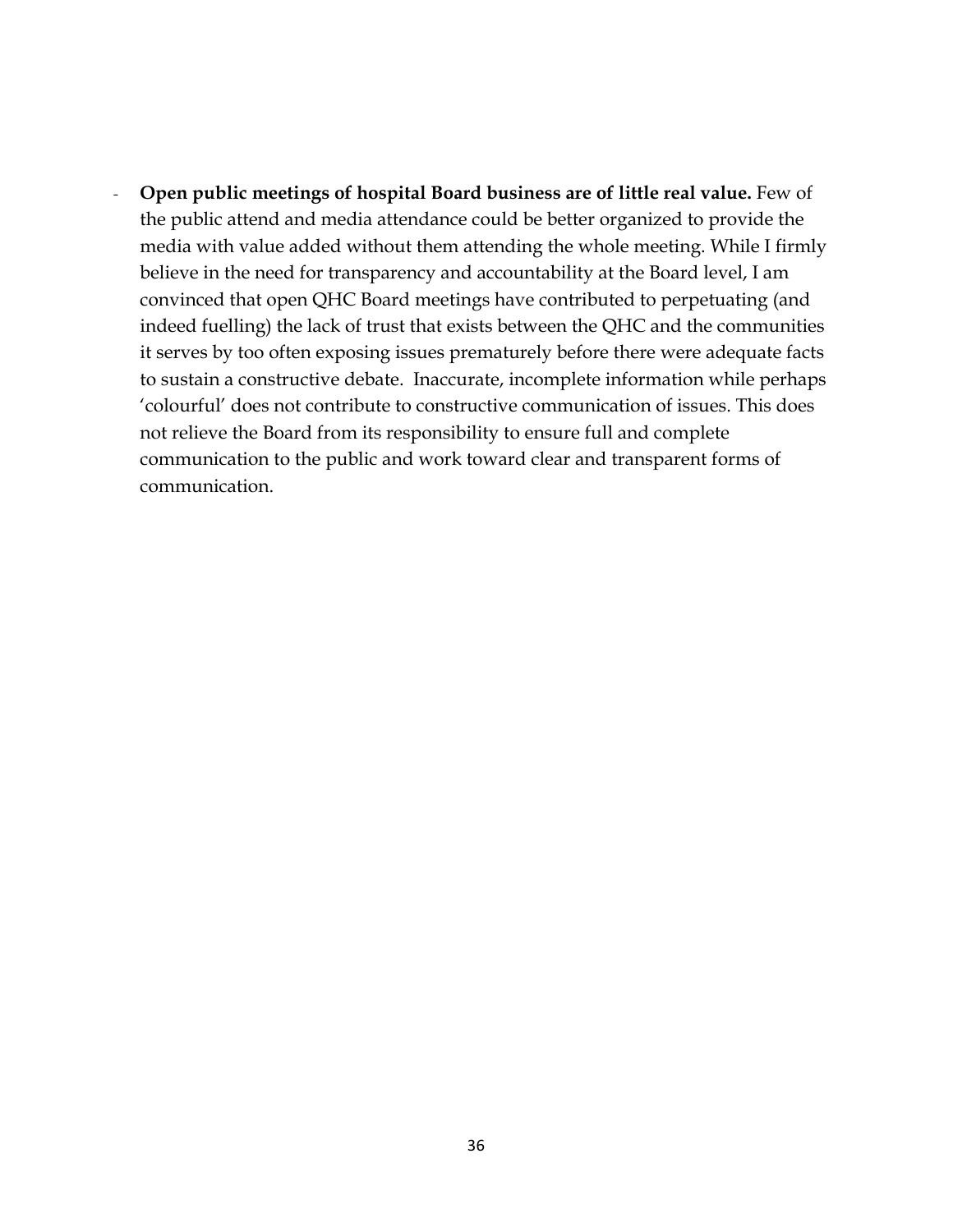- **Open public meetings of hospital Board business are of little real value.** Few of the public attend and media attendance could be better organized to provide the media with value added without them attending the whole meeting. While I firmly believe in the need for transparency and accountability at the Board level, I am convinced that open QHC Board meetings have contributed to perpetuating (and indeed fuelling) the lack of trust that exists between the QHC and the communities it serves by too often exposing issues prematurely before there were adequate facts to sustain a constructive debate. Inaccurate, incomplete information while perhaps 'colourful' does not contribute to constructive communication of issues. This does not relieve the Board from its responsibility to ensure full and complete communication to the public and work toward clear and transparent forms of communication.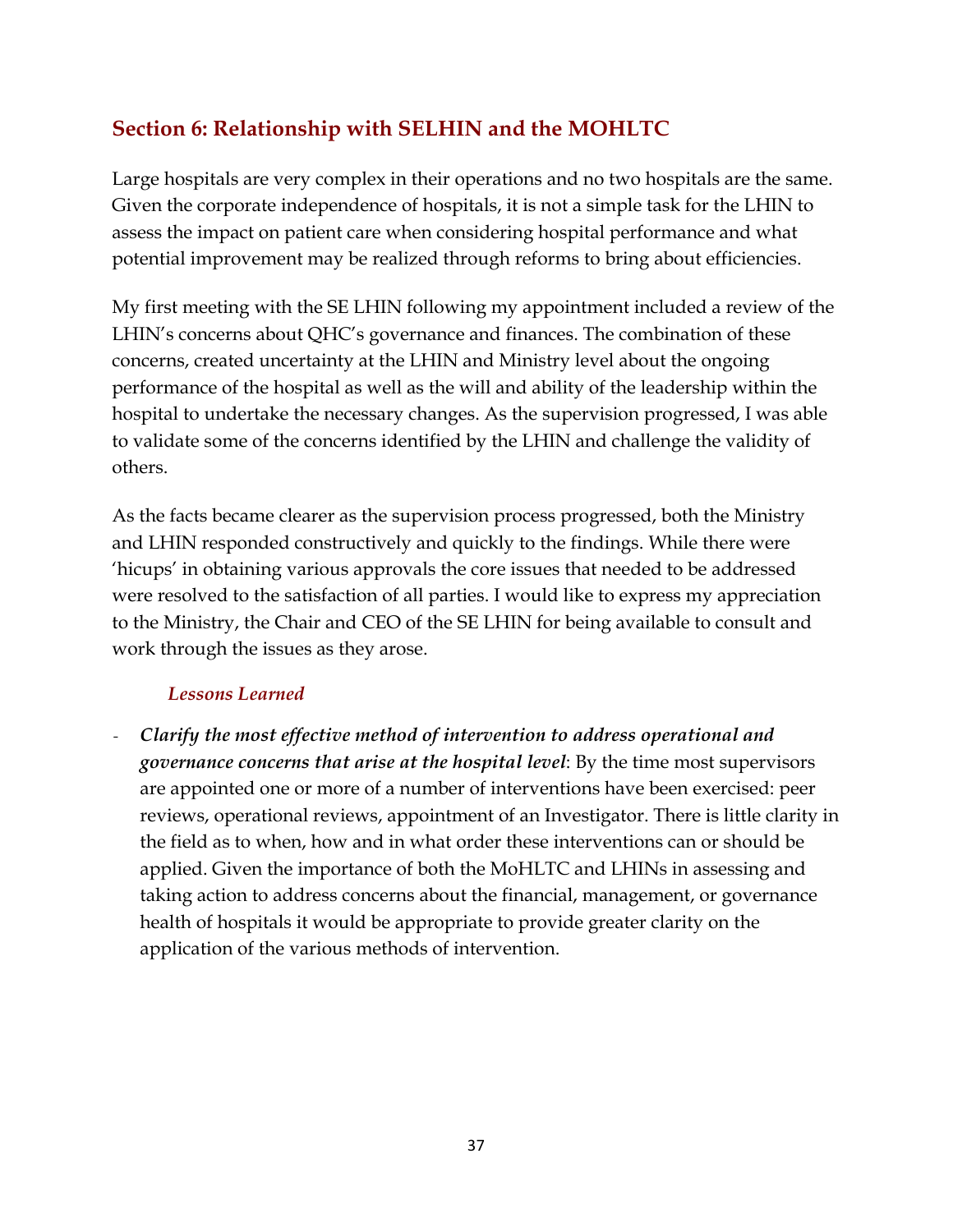## Section 6: Relationship with SELHIN and the MOHLTC

Large hospitals are very complex in their operations and no two hospitals are the same. Given the corporate independence of hospitals, it is not a simple task for the LHIN to assess the impact on patient care when considering hospital performance and what potential improvement may be realized through reforms to bring about efficiencies.

My first meeting with the SE LHIN following my appointment included a review of the LHIN's concerns about QHC's governance and finances. The combination of these concerns, created uncertainty at the LHIN and Ministry level about the ongoing performance of the hospital as well as the will and ability of the leadership within the hospital to undertake the necessary changes. As the supervision progressed, I was able to validate some of the concerns identified by the LHIN and challenge the validity of others.

As the facts became clearer as the supervision process progressed, both the Ministry and LHIN responded constructively and quickly to the findings. While there were 'hicups' in obtaining various approvals the core issues that needed to be addressed were resolved to the satisfaction of all parties. I would like to express my appreciation to the Ministry, the Chair and CEO of the SE LHIN for being available to consult and work through the issues as they arose.

### *Lessons Learned*

- ***Clarify the most effective method of intervention to address operational and governance concerns that arise at the hospital level***: By the time most supervisors are appointed one or more of a number of interventions have been exercised: peer reviews, operational reviews, appointment of an Investigator. There is little clarity in the field as to when, how and in what order these interventions can or should be applied. Given the importance of both the MoHLTC and LHINs in assessing and taking action to address concerns about the financial, management, or governance health of hospitals it would be appropriate to provide greater clarity on the application of the various methods of intervention.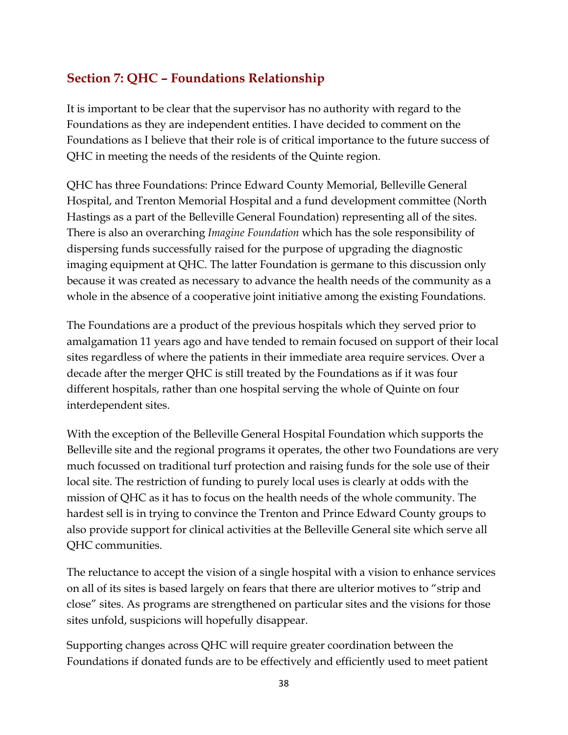## Section 7: QHC – Foundations Relationship

It is important to be clear that the supervisor has no authority with regard to the Foundations as they are independent entities. I have decided to comment on the Foundations as I believe that their role is of critical importance to the future success of QHC in meeting the needs of the residents of the Quinte region.

QHC has three Foundations: Prince Edward County Memorial, Belleville General Hospital, and Trenton Memorial Hospital and a fund development committee (North Hastings as a part of the Belleville General Foundation) representing all of the sites. There is also an overarching *Imagine Foundation* which has the sole responsibility of dispersing funds successfully raised for the purpose of upgrading the diagnostic imaging equipment at QHC. The latter Foundation is germane to this discussion only because it was created as necessary to advance the health needs of the community as a whole in the absence of a cooperative joint initiative among the existing Foundations.

The Foundations are a product of the previous hospitals which they served prior to amalgamation 11 years ago and have tended to remain focused on support of their local sites regardless of where the patients in their immediate area require services. Over a decade after the merger QHC is still treated by the Foundations as if it was four different hospitals, rather than one hospital serving the whole of Quinte on four interdependent sites.

With the exception of the Belleville General Hospital Foundation which supports the Belleville site and the regional programs it operates, the other two Foundations are very much focussed on traditional turf protection and raising funds for the sole use of their local site. The restriction of funding to purely local uses is clearly at odds with the mission of QHC as it has to focus on the health needs of the whole community. The hardest sell is in trying to convince the Trenton and Prince Edward County groups to also provide support for clinical activities at the Belleville General site which serve all QHC communities.

The reluctance to accept the vision of a single hospital with a vision to enhance services on all of its sites is based largely on fears that there are ulterior motives to "strip and close" sites. As programs are strengthened on particular sites and the visions for those sites unfold, suspicions will hopefully disappear.

Supporting changes across QHC will require greater coordination between the Foundations if donated funds are to be effectively and efficiently used to meet patient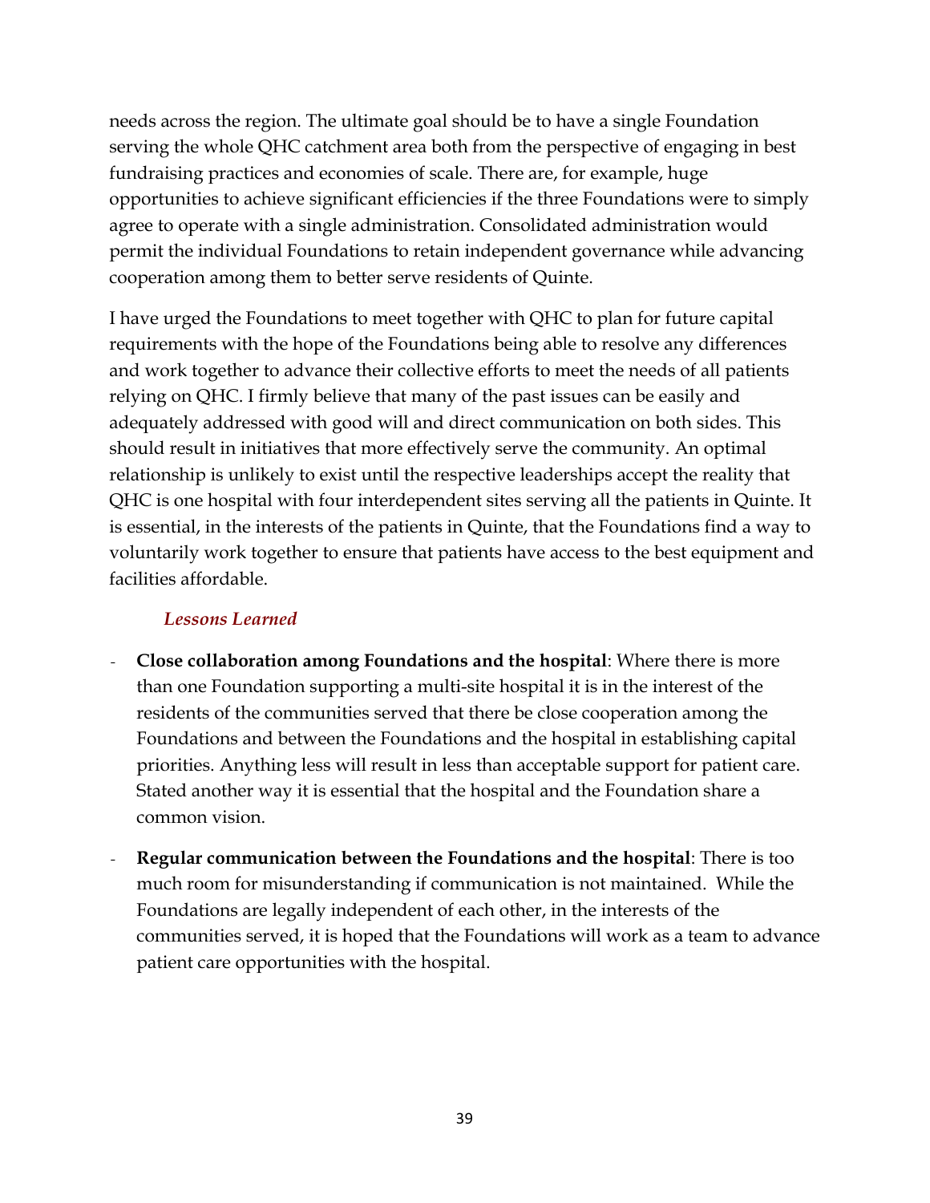needs across the region. The ultimate goal should be to have a single Foundation serving the whole QHC catchment area both from the perspective of engaging in best fundraising practices and economies of scale. There are, for example, huge opportunities to achieve significant efficiencies if the three Foundations were to simply agree to operate with a single administration. Consolidated administration would permit the individual Foundations to retain independent governance while advancing cooperation among them to better serve residents of Quinte.

I have urged the Foundations to meet together with QHC to plan for future capital requirements with the hope of the Foundations being able to resolve any differences and work together to advance their collective efforts to meet the needs of all patients relying on QHC. I firmly believe that many of the past issues can be easily and adequately addressed with good will and direct communication on both sides. This should result in initiatives that more effectively serve the community. An optimal relationship is unlikely to exist until the respective leaderships accept the reality that QHC is one hospital with four interdependent sites serving all the patients in Quinte. It is essential, in the interests of the patients in Quinte, that the Foundations find a way to voluntarily work together to ensure that patients have access to the best equipment and facilities affordable.

### *Lessons Learned*

- **Close collaboration among Foundations and the hospital**: Where there is more than one Foundation supporting a multi-site hospital it is in the interest of the residents of the communities served that there be close cooperation among the Foundations and between the Foundations and the hospital in establishing capital priorities. Anything less will result in less than acceptable support for patient care. Stated another way it is essential that the hospital and the Foundation share a common vision.
- **Regular communication between the Foundations and the hospital**: There is too much room for misunderstanding if communication is not maintained. While the Foundations are legally independent of each other, in the interests of the communities served, it is hoped that the Foundations will work as a team to advance patient care opportunities with the hospital.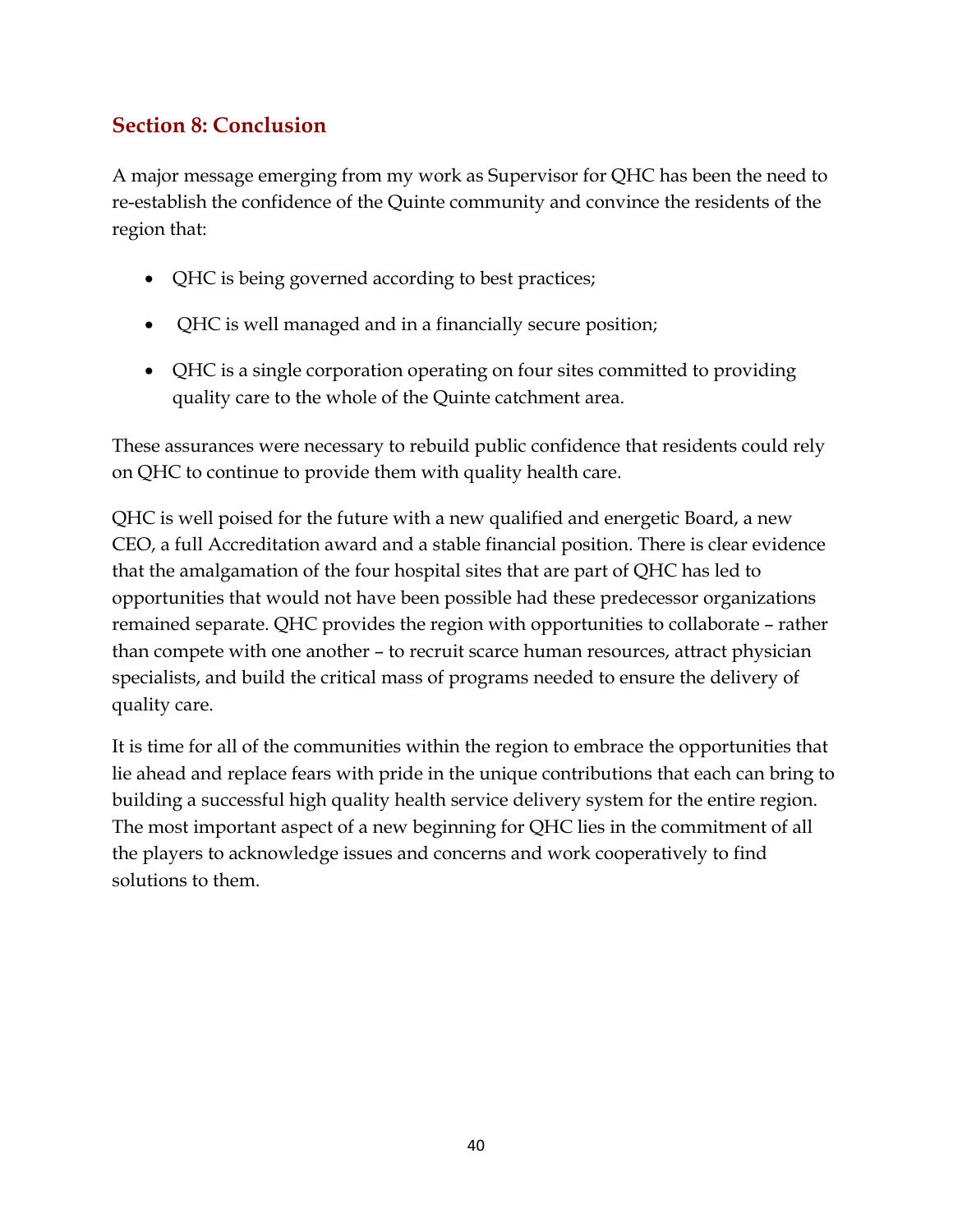## Section 8: Conclusion

A major message emerging from my work as Supervisor for QHC has been the need to re-establish the confidence of the Quinte community and convince the residents of the region that:

- QHC is being governed according to best practices;
- QHC is well managed and in a financially secure position;
- QHC is a single corporation operating on four sites committed to providing quality care to the whole of the Quinte catchment area.

These assurances were necessary to rebuild public confidence that residents could rely on QHC to continue to provide them with quality health care.

QHC is well poised for the future with a new qualified and energetic Board, a new CEO, a full Accreditation award and a stable financial position. There is clear evidence that the amalgamation of the four hospital sites that are part of QHC has led to opportunities that would not have been possible had these predecessor organizations remained separate. QHC provides the region with opportunities to collaborate – rather than compete with one another – to recruit scarce human resources, attract physician specialists, and build the critical mass of programs needed to ensure the delivery of quality care.

It is time for all of the communities within the region to embrace the opportunities that lie ahead and replace fears with pride in the unique contributions that each can bring to building a successful high quality health service delivery system for the entire region. The most important aspect of a new beginning for QHC lies in the commitment of all the players to acknowledge issues and concerns and work cooperatively to find solutions to them.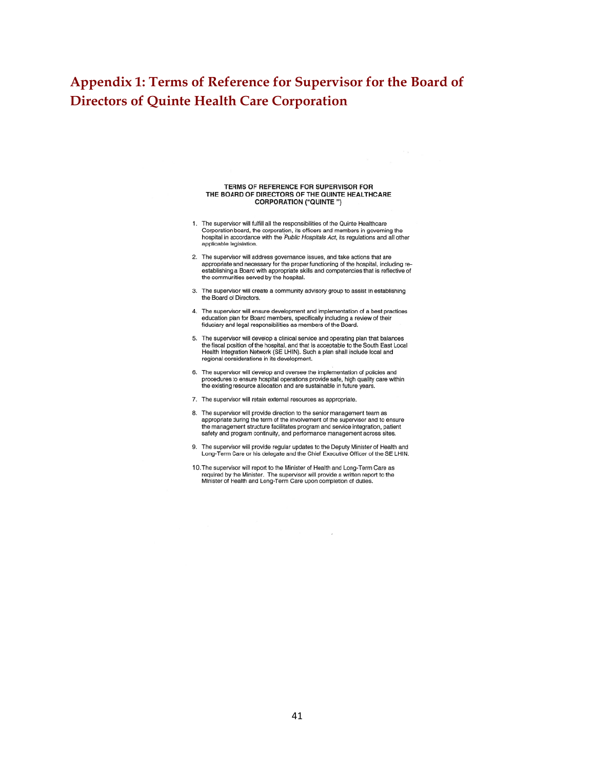# Appendix 1: Terms of Reference for Supervisor for the Board of Directors of Quinte Health Care Corporation

**TERMS OF REFERENCE FOR SUPERVISOR FOR THE BOARD OF DIRECTORS OF THE QUINTE HEALTHCARE CORPORATION ("QUINTE ")**

1. The supervisor will fulfill all the responsibilities of the Quinte Healthcare Corporation board, the corporation, its officers and members in governing the hospital in accordance with the *Public Hospitals Act*, its regulations and all other applicable legislation.

2. The supervisor will address governance issues, and take actions that are appropriate and necessary for the proper functioning of the hospital, including re-establishing a Board with appropriate skills and competencies that is reflective of the communities served by the hospital.

3. The supervisor will create a community advisory group to assist in establishing the Board of Directors.

4. The supervisor will ensure development and implementation of a best practices education plan for Board members, specifically including a review of their fiduciary and legal responsibilities as members of the Board.

5. The supervisor will develop a clinical service and operating plan that balances the fiscal position of the hospital, and that is acceptable to the South East Local Health Integration Network (SE LHIN). Such a plan shall include local and regional considerations in its development.

6. The supervisor will develop and oversee the implementation of policies and procedures to ensure hospital operations provide safe, high quality care within the existing resource allocation and are sustainable in future years.

7. The supervisor will retain external resources as appropriate.

8. The supervisor will provide direction to the senior management team as appropriate during the term of the involvement of the supervisor and to ensure the management structure facilitates program and service integration, patient safety and program continuity, and performance management across sites.

9. The supervisor will provide regular updates to the Deputy Minister of Health and Long-Term Care or his delegate and the Chief Executive Officer of the SE LHIN.

10. The supervisor will report to the Minister of Health and Long-Term Care as required by the Minister. The supervisor will provide a written report to the Minister of Health and Long-Term Care upon completion of duties.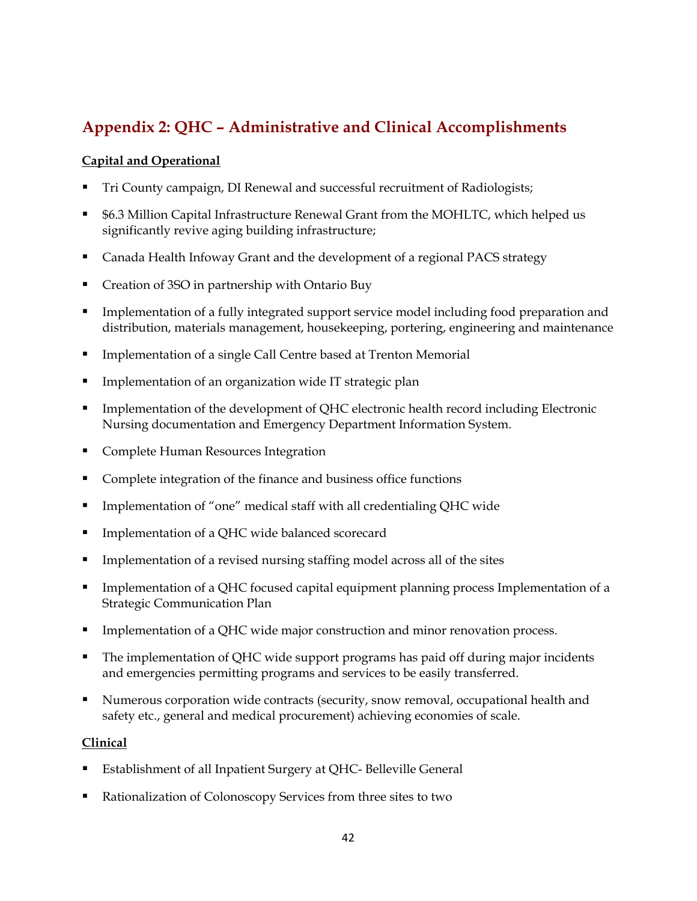## Appendix 2: QHC – Administrative and Clinical Accomplishments

**Capital and Operational**

- Tri County campaign, DI Renewal and successful recruitment of Radiologists;
- $6.3 Million Capital Infrastructure Renewal Grant from the MOHLTC, which helped us significantly revive aging building infrastructure;
- Canada Health Infoway Grant and the development of a regional PACS strategy
- Creation of 3SO in partnership with Ontario Buy
- Implementation of a fully integrated support service model including food preparation and distribution, materials management, housekeeping, portering, engineering and maintenance
- Implementation of a single Call Centre based at Trenton Memorial
- Implementation of an organization wide IT strategic plan
- Implementation of the development of QHC electronic health record including Electronic Nursing documentation and Emergency Department Information System.
- Complete Human Resources Integration
- Complete integration of the finance and business office functions
- Implementation of "one" medical staff with all credentialing QHC wide
- Implementation of a QHC wide balanced scorecard
- Implementation of a revised nursing staffing model across all of the sites
- Implementation of a QHC focused capital equipment planning process Implementation of a Strategic Communication Plan
- Implementation of a QHC wide major construction and minor renovation process.
- The implementation of QHC wide support programs has paid off during major incidents and emergencies permitting programs and services to be easily transferred.
- Numerous corporation wide contracts (security, snow removal, occupational health and safety etc., general and medical procurement) achieving economies of scale.

**Clinical**

- Establishment of all Inpatient Surgery at QHC- Belleville General
- Rationalization of Colonoscopy Services from three sites to two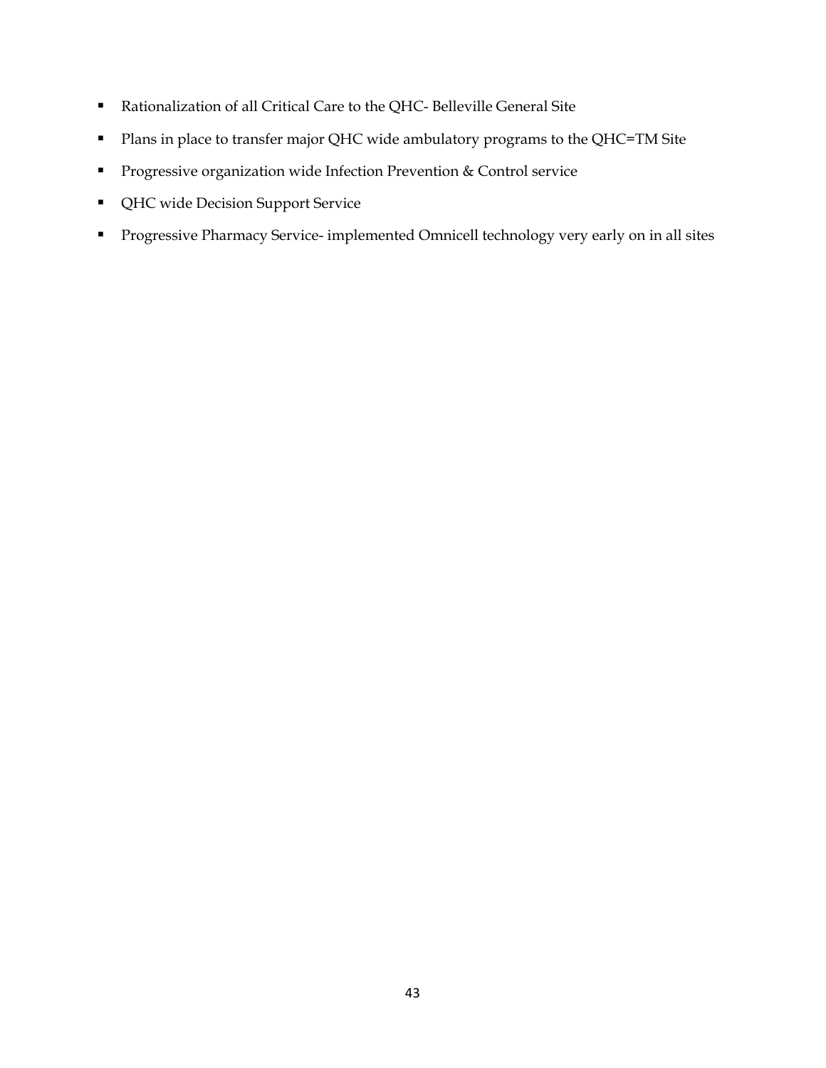- Rationalization of all Critical Care to the QHC- Belleville General Site
- Plans in place to transfer major QHC wide ambulatory programs to the QHC=TM Site
- Progressive organization wide Infection Prevention & Control service
- QHC wide Decision Support Service
- Progressive Pharmacy Service- implemented Omnicell technology very early on in all sites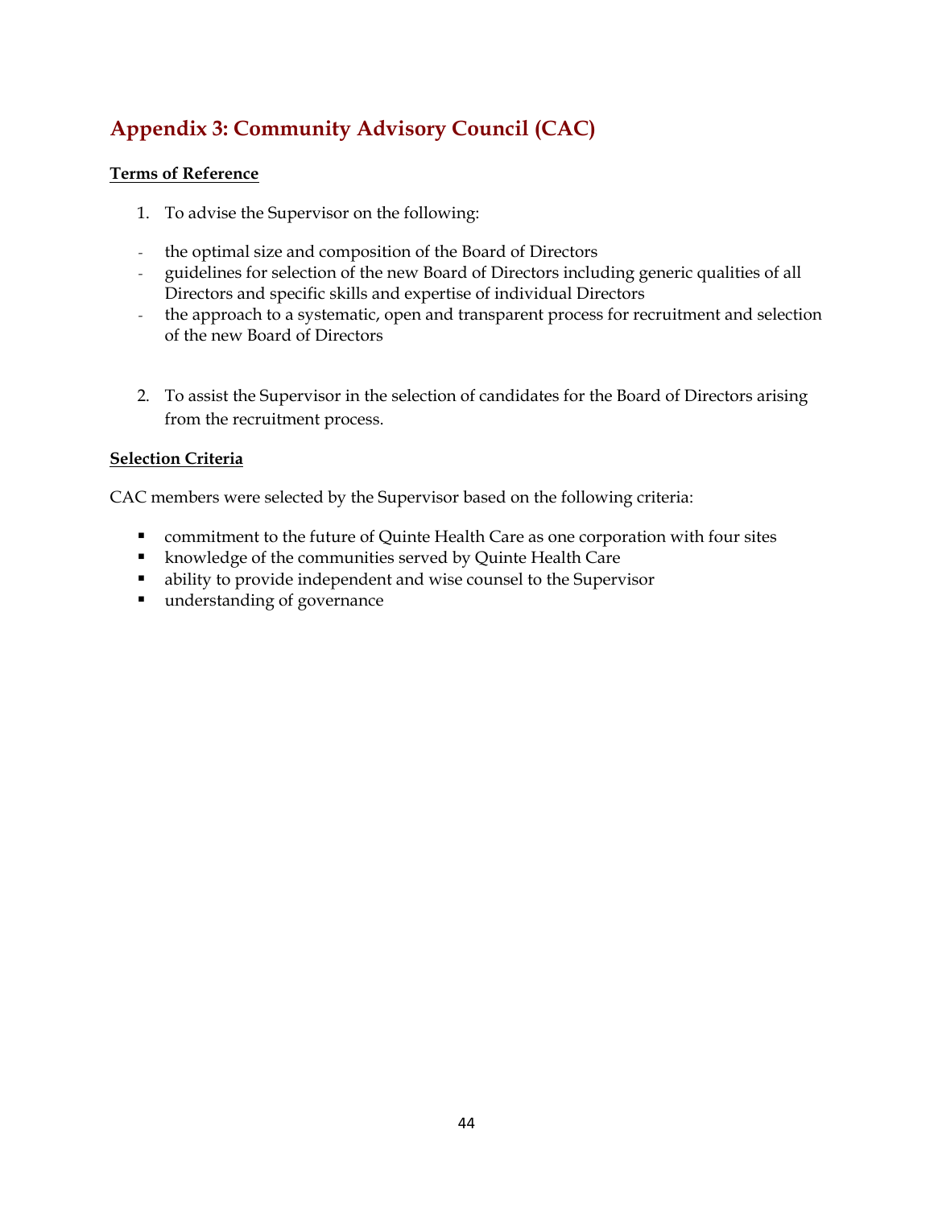## Appendix 3: Community Advisory Council (CAC)

**Terms of Reference**

1. To advise the Supervisor on the following:

- the optimal size and composition of the Board of Directors
- guidelines for selection of the new Board of Directors including generic qualities of all Directors and specific skills and expertise of individual Directors
- the approach to a systematic, open and transparent process for recruitment and selection of the new Board of Directors

2. To assist the Supervisor in the selection of candidates for the Board of Directors arising from the recruitment process.

**Selection Criteria**

CAC members were selected by the Supervisor based on the following criteria:

- commitment to the future of Quinte Health Care as one corporation with four sites
- knowledge of the communities served by Quinte Health Care
- ability to provide independent and wise counsel to the Supervisor
- understanding of governance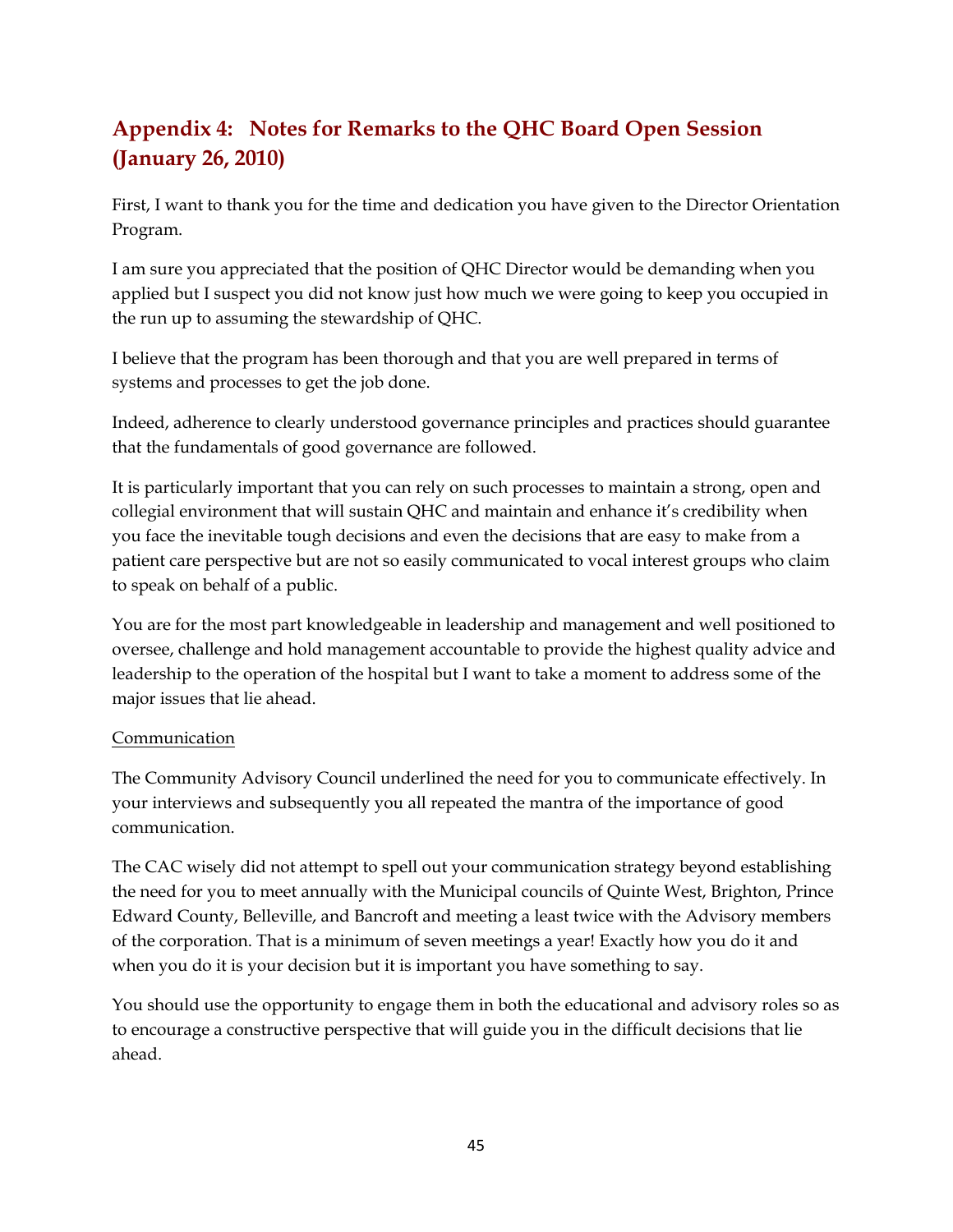## Appendix 4: Notes for Remarks to the QHC Board Open Session (January 26, 2010)

First, I want to thank you for the time and dedication you have given to the Director Orientation Program.

I am sure you appreciated that the position of QHC Director would be demanding when you applied but I suspect you did not know just how much we were going to keep you occupied in the run up to assuming the stewardship of QHC.

I believe that the program has been thorough and that you are well prepared in terms of systems and processes to get the job done.

Indeed, adherence to clearly understood governance principles and practices should guarantee that the fundamentals of good governance are followed.

It is particularly important that you can rely on such processes to maintain a strong, open and collegial environment that will sustain QHC and maintain and enhance it's credibility when you face the inevitable tough decisions and even the decisions that are easy to make from a patient care perspective but are not so easily communicated to vocal interest groups who claim to speak on behalf of a public.

You are for the most part knowledgeable in leadership and management and well positioned to oversee, challenge and hold management accountable to provide the highest quality advice and leadership to the operation of the hospital but I want to take a moment to address some of the major issues that lie ahead.

<u>Communication</u>

The Community Advisory Council underlined the need for you to communicate effectively. In your interviews and subsequently you all repeated the mantra of the importance of good communication.

The CAC wisely did not attempt to spell out your communication strategy beyond establishing the need for you to meet annually with the Municipal councils of Quinte West, Brighton, Prince Edward County, Belleville, and Bancroft and meeting a least twice with the Advisory members of the corporation. That is a minimum of seven meetings a year! Exactly how you do it and when you do it is your decision but it is important you have something to say.

You should use the opportunity to engage them in both the educational and advisory roles so as to encourage a constructive perspective that will guide you in the difficult decisions that lie ahead.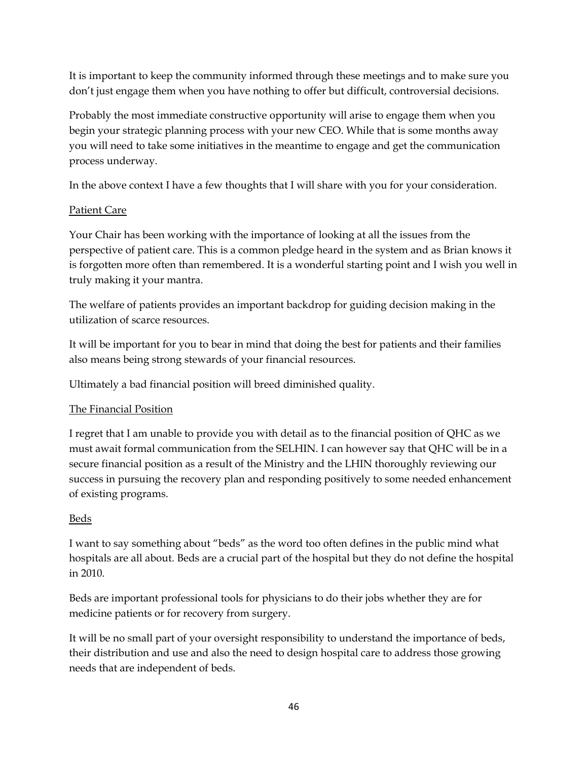It is important to keep the community informed through these meetings and to make sure you don't just engage them when you have nothing to offer but difficult, controversial decisions.

Probably the most immediate constructive opportunity will arise to engage them when you begin your strategic planning process with your new CEO. While that is some months away you will need to take some initiatives in the meantime to engage and get the communication process underway.

In the above context I have a few thoughts that I will share with you for your consideration.

<u>Patient Care</u>

Your Chair has been working with the importance of looking at all the issues from the perspective of patient care. This is a common pledge heard in the system and as Brian knows it is forgotten more often than remembered. It is a wonderful starting point and I wish you well in truly making it your mantra.

The welfare of patients provides an important backdrop for guiding decision making in the utilization of scarce resources.

It will be important for you to bear in mind that doing the best for patients and their families also means being strong stewards of your financial resources.

Ultimately a bad financial position will breed diminished quality.

<u>The Financial Position</u>

I regret that I am unable to provide you with detail as to the financial position of QHC as we must await formal communication from the SELHIN. I can however say that QHC will be in a secure financial position as a result of the Ministry and the LHIN thoroughly reviewing our success in pursuing the recovery plan and responding positively to some needed enhancement of existing programs.

<u>Beds</u>

I want to say something about "beds" as the word too often defines in the public mind what hospitals are all about. Beds are a crucial part of the hospital but they do not define the hospital in 2010.

Beds are important professional tools for physicians to do their jobs whether they are for medicine patients or for recovery from surgery.

It will be no small part of your oversight responsibility to understand the importance of beds, their distribution and use and also the need to design hospital care to address those growing needs that are independent of beds.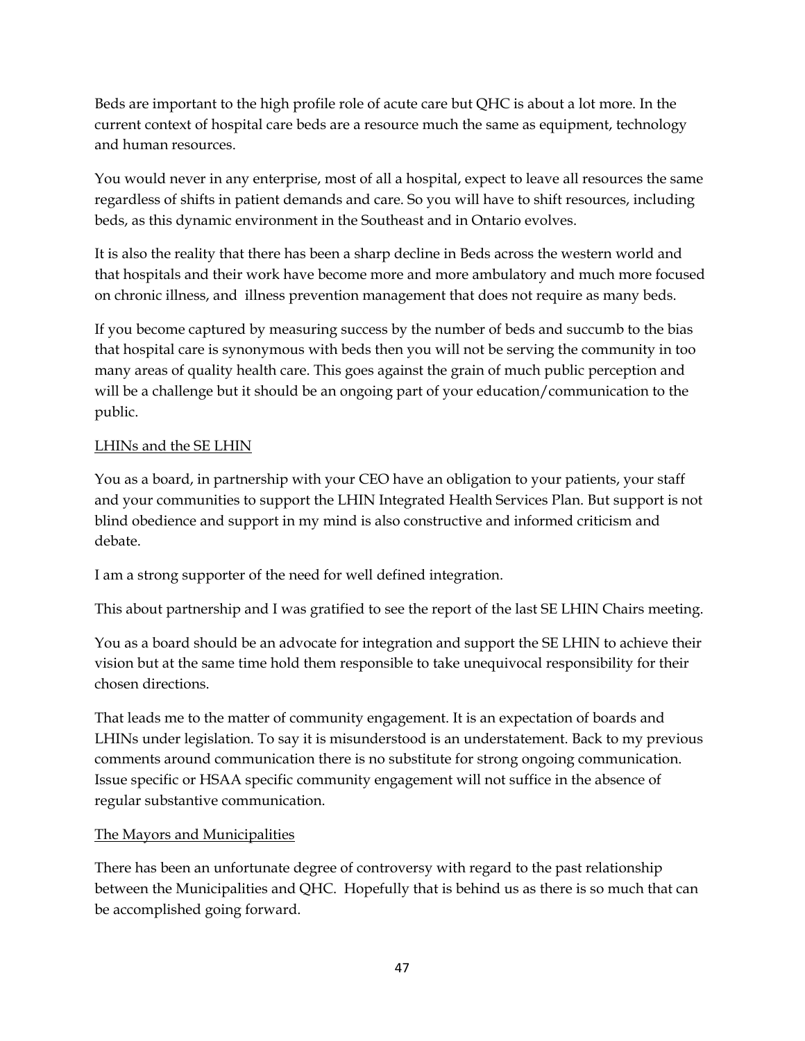Beds are important to the high profile role of acute care but QHC is about a lot more. In the current context of hospital care beds are a resource much the same as equipment, technology and human resources.

You would never in any enterprise, most of all a hospital, expect to leave all resources the same regardless of shifts in patient demands and care. So you will have to shift resources, including beds, as this dynamic environment in the Southeast and in Ontario evolves.

It is also the reality that there has been a sharp decline in Beds across the western world and that hospitals and their work have become more and more ambulatory and much more focused on chronic illness, and illness prevention management that does not require as many beds.

If you become captured by measuring success by the number of beds and succumb to the bias that hospital care is synonymous with beds then you will not be serving the community in too many areas of quality health care. This goes against the grain of much public perception and will be a challenge but it should be an ongoing part of your education/communication to the public.

<u>LHINs and the SE LHIN</u>

You as a board, in partnership with your CEO have an obligation to your patients, your staff and your communities to support the LHIN Integrated Health Services Plan. But support is not blind obedience and support in my mind is also constructive and informed criticism and debate.

I am a strong supporter of the need for well defined integration.

This about partnership and I was gratified to see the report of the last SE LHIN Chairs meeting.

You as a board should be an advocate for integration and support the SE LHIN to achieve their vision but at the same time hold them responsible to take unequivocal responsibility for their chosen directions.

That leads me to the matter of community engagement. It is an expectation of boards and LHINs under legislation. To say it is misunderstood is an understatement. Back to my previous comments around communication there is no substitute for strong ongoing communication. Issue specific or HSAA specific community engagement will not suffice in the absence of regular substantive communication.

<u>The Mayors and Municipalities</u>

There has been an unfortunate degree of controversy with regard to the past relationship between the Municipalities and QHC. Hopefully that is behind us as there is so much that can be accomplished going forward.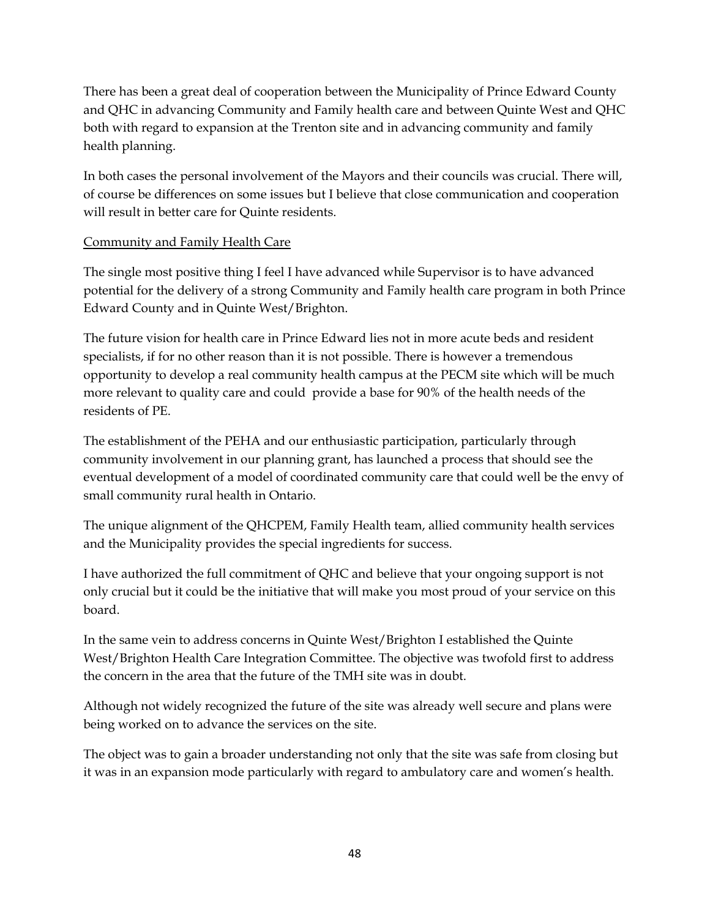There has been a great deal of cooperation between the Municipality of Prince Edward County and QHC in advancing Community and Family health care and between Quinte West and QHC both with regard to expansion at the Trenton site and in advancing community and family health planning.

In both cases the personal involvement of the Mayors and their councils was crucial. There will, of course be differences on some issues but I believe that close communication and cooperation will result in better care for Quinte residents.

<u>Community and Family Health Care</u>

The single most positive thing I feel I have advanced while Supervisor is to have advanced potential for the delivery of a strong Community and Family health care program in both Prince Edward County and in Quinte West/Brighton.

The future vision for health care in Prince Edward lies not in more acute beds and resident specialists, if for no other reason than it is not possible. There is however a tremendous opportunity to develop a real community health campus at the PECM site which will be much more relevant to quality care and could provide a base for 90% of the health needs of the residents of PE.

The establishment of the PEHA and our enthusiastic participation, particularly through community involvement in our planning grant, has launched a process that should see the eventual development of a model of coordinated community care that could well be the envy of small community rural health in Ontario.

The unique alignment of the QHCPEM, Family Health team, allied community health services and the Municipality provides the special ingredients for success.

I have authorized the full commitment of QHC and believe that your ongoing support is not only crucial but it could be the initiative that will make you most proud of your service on this board.

In the same vein to address concerns in Quinte West/Brighton I established the Quinte West/Brighton Health Care Integration Committee. The objective was twofold first to address the concern in the area that the future of the TMH site was in doubt.

Although not widely recognized the future of the site was already well secure and plans were being worked on to advance the services on the site.

The object was to gain a broader understanding not only that the site was safe from closing but it was in an expansion mode particularly with regard to ambulatory care and women's health.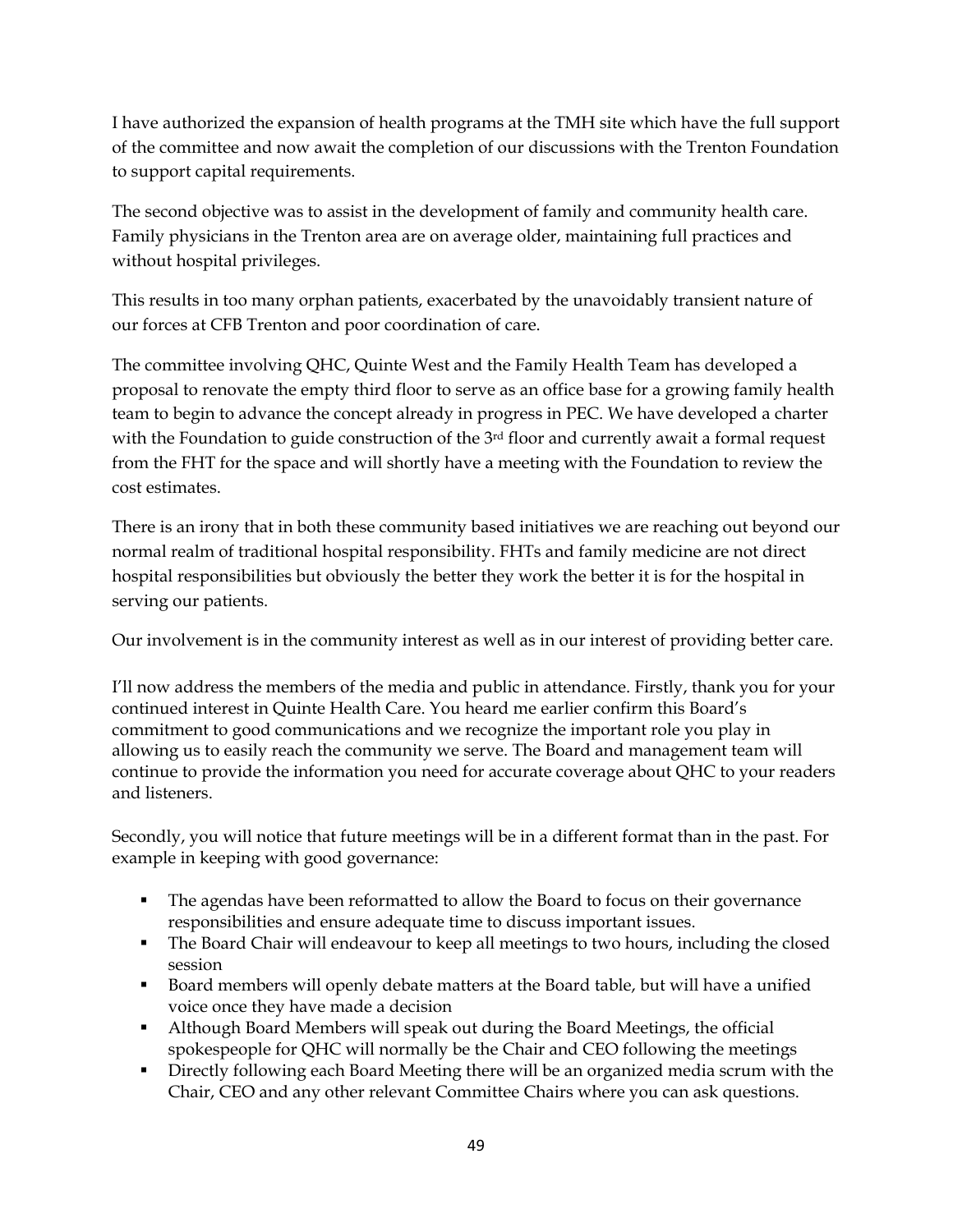I have authorized the expansion of health programs at the TMH site which have the full support of the committee and now await the completion of our discussions with the Trenton Foundation to support capital requirements.

The second objective was to assist in the development of family and community health care. Family physicians in the Trenton area are on average older, maintaining full practices and without hospital privileges.

This results in too many orphan patients, exacerbated by the unavoidably transient nature of our forces at CFB Trenton and poor coordination of care.

The committee involving QHC, Quinte West and the Family Health Team has developed a proposal to renovate the empty third floor to serve as an office base for a growing family health team to begin to advance the concept already in progress in PEC. We have developed a charter with the Foundation to guide construction of the 3rd floor and currently await a formal request from the FHT for the space and will shortly have a meeting with the Foundation to review the cost estimates.

There is an irony that in both these community based initiatives we are reaching out beyond our normal realm of traditional hospital responsibility. FHTs and family medicine are not direct hospital responsibilities but obviously the better they work the better it is for the hospital in serving our patients.

Our involvement is in the community interest as well as in our interest of providing better care.

I'll now address the members of the media and public in attendance. Firstly, thank you for your continued interest in Quinte Health Care. You heard me earlier confirm this Board's commitment to good communications and we recognize the important role you play in allowing us to easily reach the community we serve. The Board and management team will continue to provide the information you need for accurate coverage about QHC to your readers and listeners.

Secondly, you will notice that future meetings will be in a different format than in the past. For example in keeping with good governance:

- The agendas have been reformatted to allow the Board to focus on their governance responsibilities and ensure adequate time to discuss important issues.
- The Board Chair will endeavour to keep all meetings to two hours, including the closed session
- Board members will openly debate matters at the Board table, but will have a unified voice once they have made a decision
- Although Board Members will speak out during the Board Meetings, the official spokespeople for QHC will normally be the Chair and CEO following the meetings
- Directly following each Board Meeting there will be an organized media scrum with the Chair, CEO and any other relevant Committee Chairs where you can ask questions.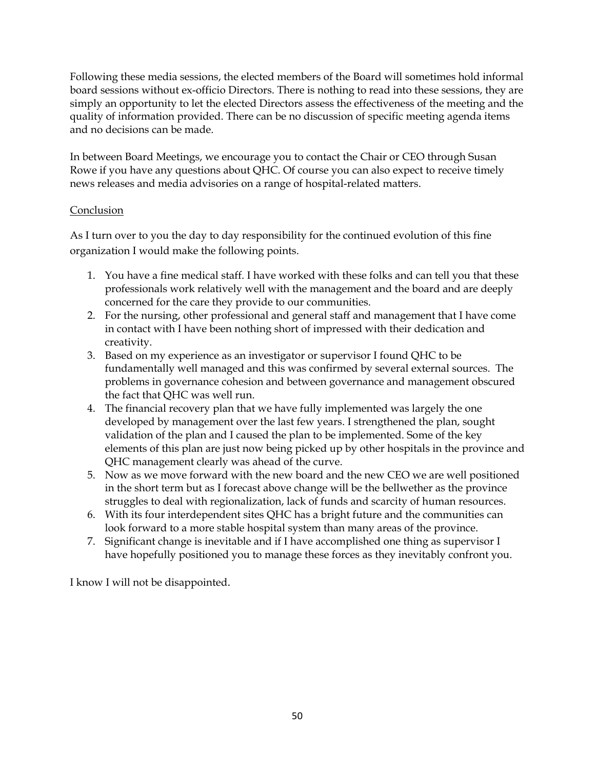Following these media sessions, the elected members of the Board will sometimes hold informal board sessions without ex-officio Directors. There is nothing to read into these sessions, they are simply an opportunity to let the elected Directors assess the effectiveness of the meeting and the quality of information provided. There can be no discussion of specific meeting agenda items and no decisions can be made.

In between Board Meetings, we encourage you to contact the Chair or CEO through Susan Rowe if you have any questions about QHC. Of course you can also expect to receive timely news releases and media advisories on a range of hospital-related matters.

<u>Conclusion</u>

As I turn over to you the day to day responsibility for the continued evolution of this fine organization I would make the following points.

1. You have a fine medical staff. I have worked with these folks and can tell you that these professionals work relatively well with the management and the board and are deeply concerned for the care they provide to our communities.
2. For the nursing, other professional and general staff and management that I have come in contact with I have been nothing short of impressed with their dedication and creativity.
3. Based on my experience as an investigator or supervisor I found QHC to be fundamentally well managed and this was confirmed by several external sources. The problems in governance cohesion and between governance and management obscured the fact that QHC was well run.
4. The financial recovery plan that we have fully implemented was largely the one developed by management over the last few years. I strengthened the plan, sought validation of the plan and I caused the plan to be implemented. Some of the key elements of this plan are just now being picked up by other hospitals in the province and QHC management clearly was ahead of the curve.
5. Now as we move forward with the new board and the new CEO we are well positioned in the short term but as I forecast above change will be the bellwether as the province struggles to deal with regionalization, lack of funds and scarcity of human resources.
6. With its four interdependent sites QHC has a bright future and the communities can look forward to a more stable hospital system than many areas of the province.
7. Significant change is inevitable and if I have accomplished one thing as supervisor I have hopefully positioned you to manage these forces as they inevitably confront you.

I know I will not be disappointed.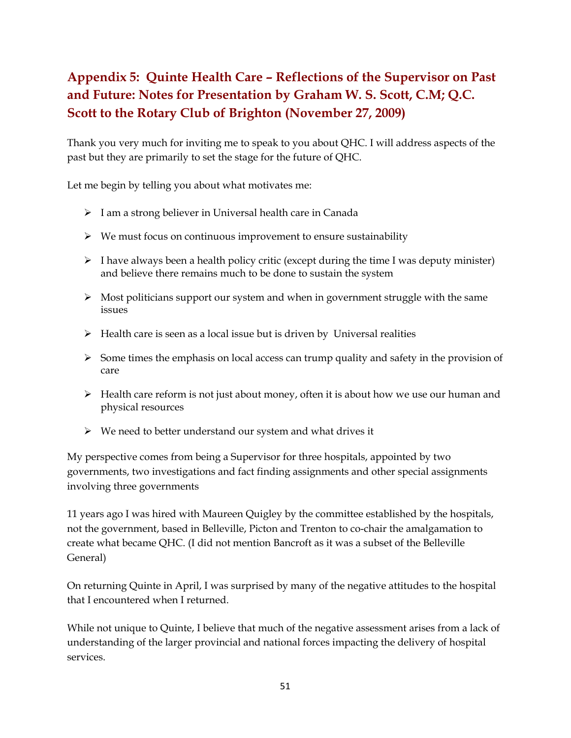## Appendix 5: Quinte Health Care – Reflections of the Supervisor on Past and Future: Notes for Presentation by Graham W. S. Scott, C.M; Q.C. Scott to the Rotary Club of Brighton (November 27, 2009)

Thank you very much for inviting me to speak to you about QHC. I will address aspects of the past but they are primarily to set the stage for the future of QHC.

Let me begin by telling you about what motivates me:

- I am a strong believer in Universal health care in Canada
- We must focus on continuous improvement to ensure sustainability
- I have always been a health policy critic (except during the time I was deputy minister) and believe there remains much to be done to sustain the system
- Most politicians support our system and when in government struggle with the same issues
- Health care is seen as a local issue but is driven by Universal realities
- Some times the emphasis on local access can trump quality and safety in the provision of care
- Health care reform is not just about money, often it is about how we use our human and physical resources
- We need to better understand our system and what drives it

My perspective comes from being a Supervisor for three hospitals, appointed by two governments, two investigations and fact finding assignments and other special assignments involving three governments

11 years ago I was hired with Maureen Quigley by the committee established by the hospitals, not the government, based in Belleville, Picton and Trenton to co-chair the amalgamation to create what became QHC. (I did not mention Bancroft as it was a subset of the Belleville General)

On returning Quinte in April, I was surprised by many of the negative attitudes to the hospital that I encountered when I returned.

While not unique to Quinte, I believe that much of the negative assessment arises from a lack of understanding of the larger provincial and national forces impacting the delivery of hospital services.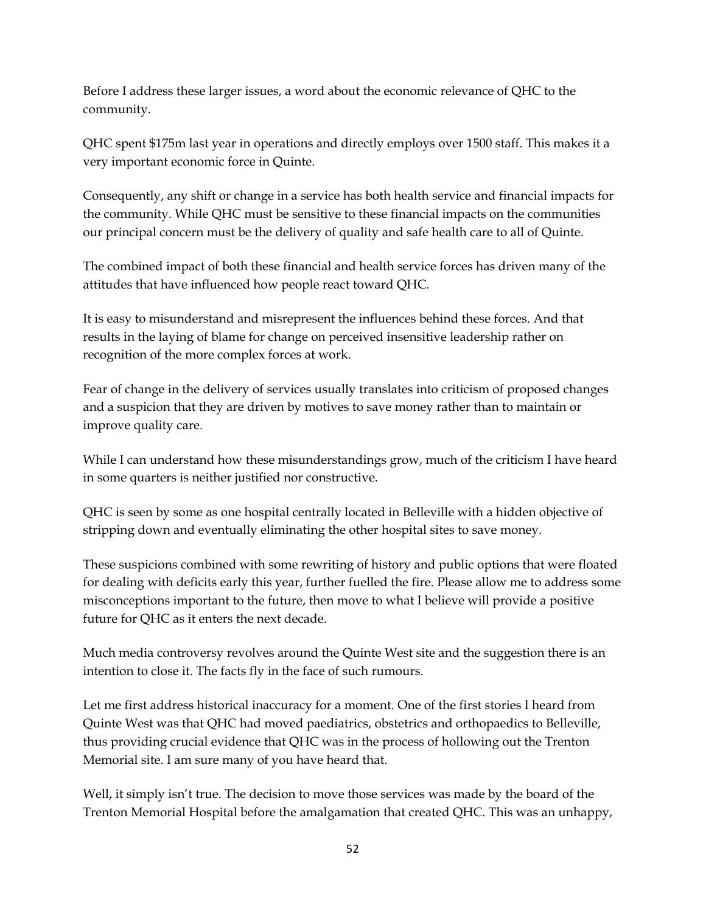Before I address these larger issues, a word about the economic relevance of QHC to the community.

QHC spent $175m last year in operations and directly employs over 1500 staff. This makes it a very important economic force in Quinte.

Consequently, any shift or change in a service has both health service and financial impacts for the community. While QHC must be sensitive to these financial impacts on the communities our principal concern must be the delivery of quality and safe health care to all of Quinte.

The combined impact of both these financial and health service forces has driven many of the attitudes that have influenced how people react toward QHC.

It is easy to misunderstand and misrepresent the influences behind these forces. And that results in the laying of blame for change on perceived insensitive leadership rather on recognition of the more complex forces at work.

Fear of change in the delivery of services usually translates into criticism of proposed changes and a suspicion that they are driven by motives to save money rather than to maintain or improve quality care.

While I can understand how these misunderstandings grow, much of the criticism I have heard in some quarters is neither justified nor constructive.

QHC is seen by some as one hospital centrally located in Belleville with a hidden objective of stripping down and eventually eliminating the other hospital sites to save money.

These suspicions combined with some rewriting of history and public options that were floated for dealing with deficits early this year, further fuelled the fire. Please allow me to address some misconceptions important to the future, then move to what I believe will provide a positive future for QHC as it enters the next decade.

Much media controversy revolves around the Quinte West site and the suggestion there is an intention to close it. The facts fly in the face of such rumours.

Let me first address historical inaccuracy for a moment. One of the first stories I heard from Quinte West was that QHC had moved paediatrics, obstetrics and orthopaedics to Belleville, thus providing crucial evidence that QHC was in the process of hollowing out the Trenton Memorial site. I am sure many of you have heard that.

Well, it simply isn't true. The decision to move those services was made by the board of the Trenton Memorial Hospital before the amalgamation that created QHC. This was an unhappy,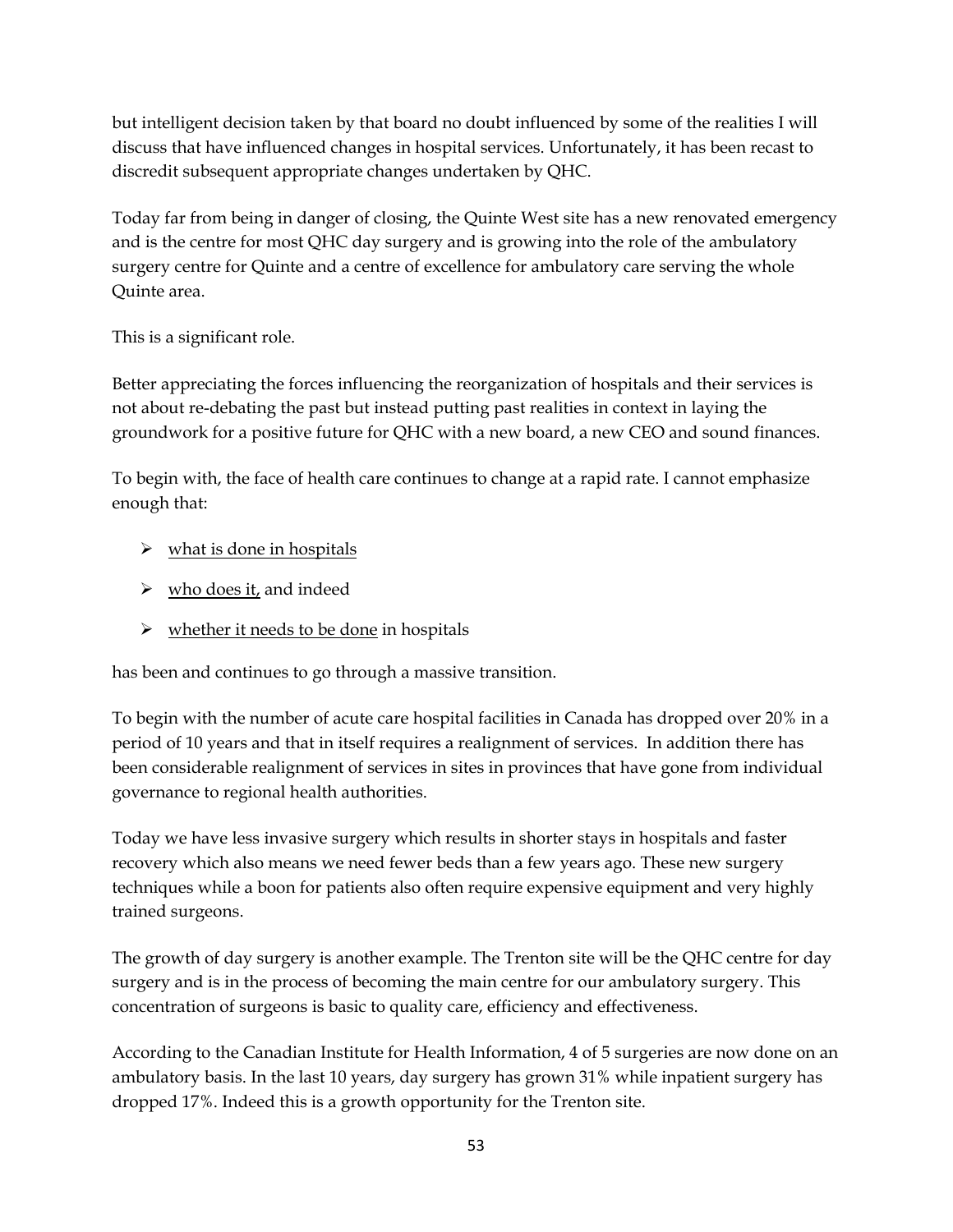but intelligent decision taken by that board no doubt influenced by some of the realities I will discuss that have influenced changes in hospital services. Unfortunately, it has been recast to discredit subsequent appropriate changes undertaken by QHC.

Today far from being in danger of closing, the Quinte West site has a new renovated emergency and is the centre for most QHC day surgery and is growing into the role of the ambulatory surgery centre for Quinte and a centre of excellence for ambulatory care serving the whole Quinte area.

This is a significant role.

Better appreciating the forces influencing the reorganization of hospitals and their services is not about re-debating the past but instead putting past realities in context in laying the groundwork for a positive future for QHC with a new board, a new CEO and sound finances.

To begin with, the face of health care continues to change at a rapid rate. I cannot emphasize enough that:

- <u>what is done in hospitals</u>
- <u>who does it,</u> and indeed
- <u>whether it needs to be done</u> in hospitals

has been and continues to go through a massive transition.

To begin with the number of acute care hospital facilities in Canada has dropped over 20% in a period of 10 years and that in itself requires a realignment of services. In addition there has been considerable realignment of services in sites in provinces that have gone from individual governance to regional health authorities.

Today we have less invasive surgery which results in shorter stays in hospitals and faster recovery which also means we need fewer beds than a few years ago. These new surgery techniques while a boon for patients also often require expensive equipment and very highly trained surgeons.

The growth of day surgery is another example. The Trenton site will be the QHC centre for day surgery and is in the process of becoming the main centre for our ambulatory surgery. This concentration of surgeons is basic to quality care, efficiency and effectiveness.

According to the Canadian Institute for Health Information, 4 of 5 surgeries are now done on an ambulatory basis. In the last 10 years, day surgery has grown 31% while inpatient surgery has dropped 17%. Indeed this is a growth opportunity for the Trenton site.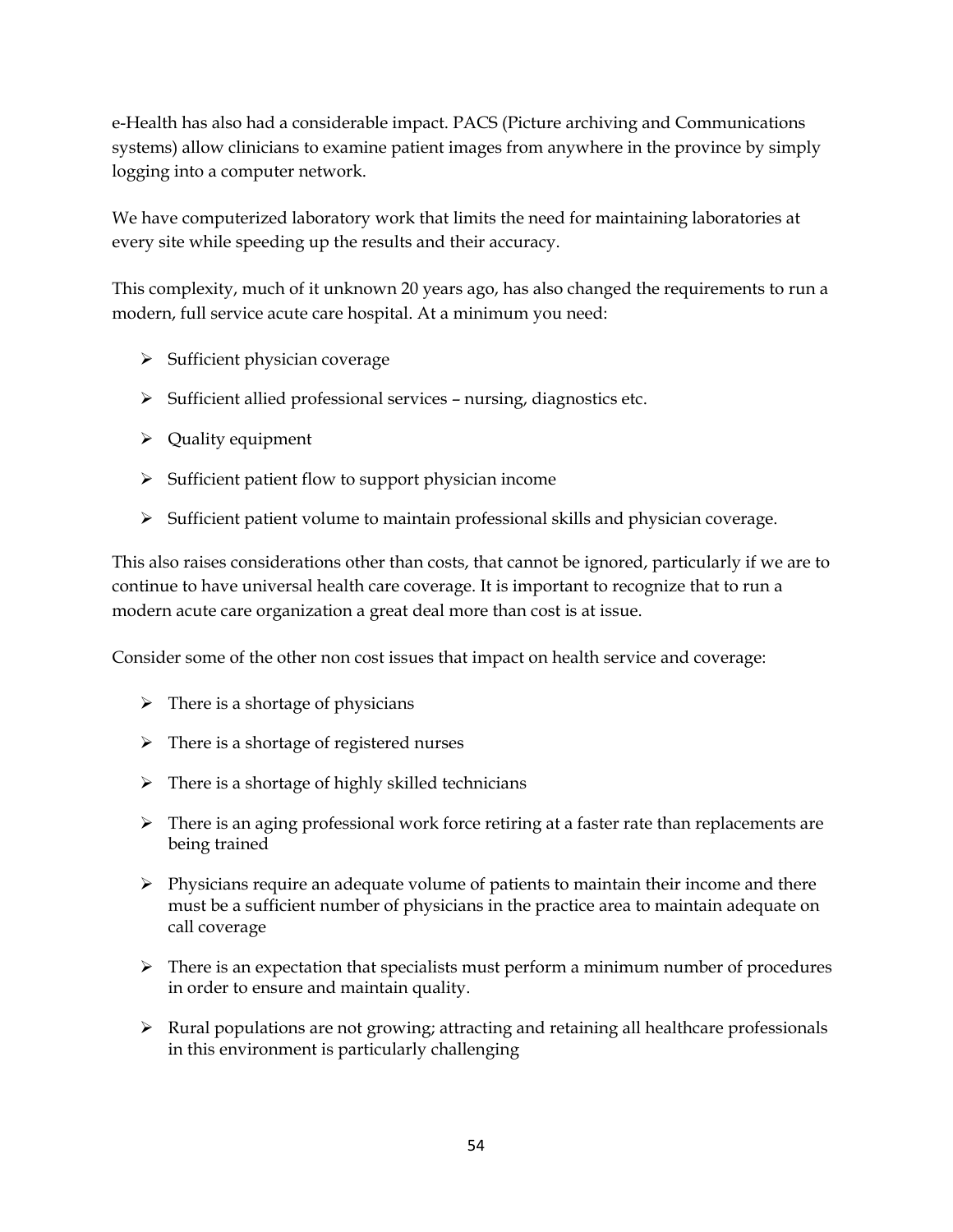e-Health has also had a considerable impact. PACS (Picture archiving and Communications systems) allow clinicians to examine patient images from anywhere in the province by simply logging into a computer network.

We have computerized laboratory work that limits the need for maintaining laboratories at every site while speeding up the results and their accuracy.

This complexity, much of it unknown 20 years ago, has also changed the requirements to run a modern, full service acute care hospital. At a minimum you need:

- Sufficient physician coverage
- Sufficient allied professional services – nursing, diagnostics etc.
- Quality equipment
- Sufficient patient flow to support physician income
- Sufficient patient volume to maintain professional skills and physician coverage.

This also raises considerations other than costs, that cannot be ignored, particularly if we are to continue to have universal health care coverage. It is important to recognize that to run a modern acute care organization a great deal more than cost is at issue.

Consider some of the other non cost issues that impact on health service and coverage:

- There is a shortage of physicians
- There is a shortage of registered nurses
- There is a shortage of highly skilled technicians
- There is an aging professional work force retiring at a faster rate than replacements are being trained
- Physicians require an adequate volume of patients to maintain their income and there must be a sufficient number of physicians in the practice area to maintain adequate on call coverage
- There is an expectation that specialists must perform a minimum number of procedures in order to ensure and maintain quality.
- Rural populations are not growing; attracting and retaining all healthcare professionals in this environment is particularly challenging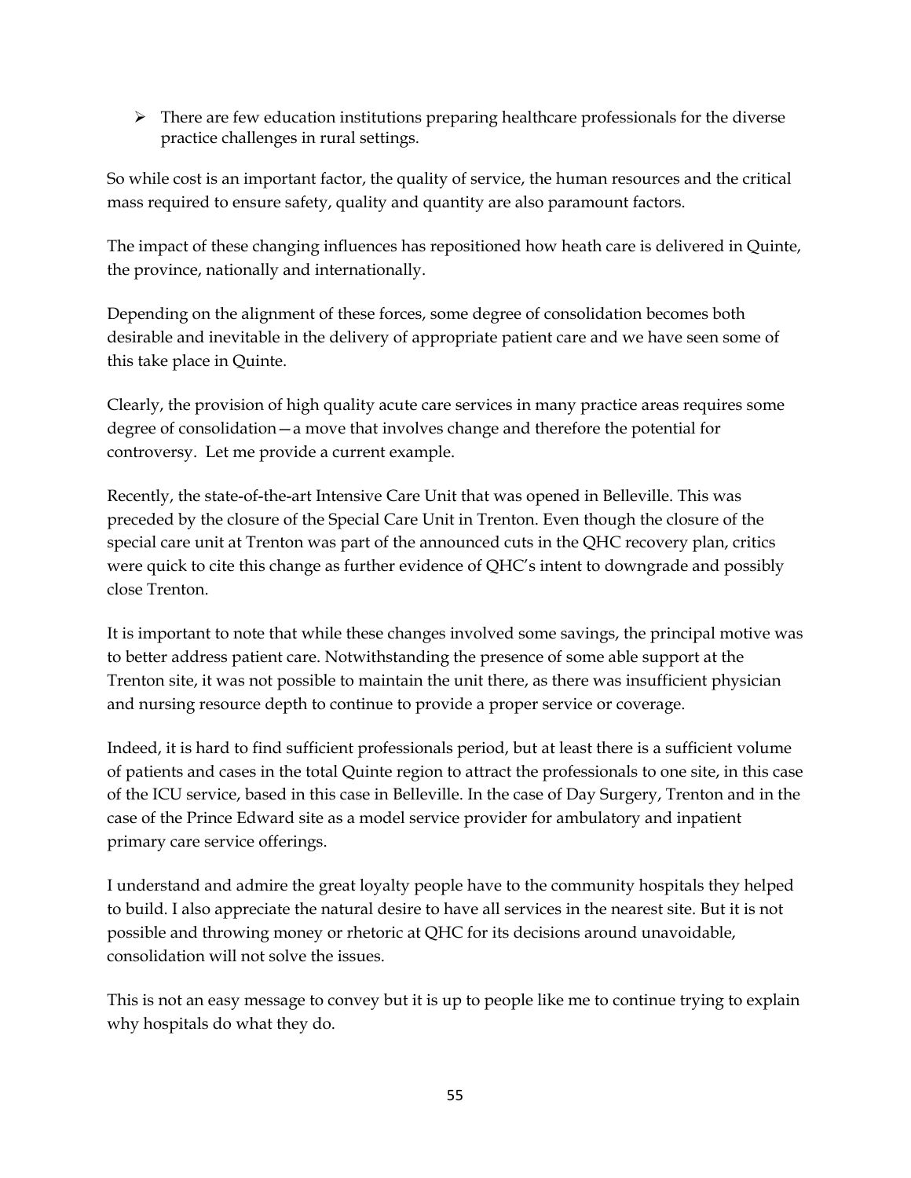- There are few education institutions preparing healthcare professionals for the diverse practice challenges in rural settings.

So while cost is an important factor, the quality of service, the human resources and the critical mass required to ensure safety, quality and quantity are also paramount factors.

The impact of these changing influences has repositioned how heath care is delivered in Quinte, the province, nationally and internationally.

Depending on the alignment of these forces, some degree of consolidation becomes both desirable and inevitable in the delivery of appropriate patient care and we have seen some of this take place in Quinte.

Clearly, the provision of high quality acute care services in many practice areas requires some degree of consolidation—a move that involves change and therefore the potential for controversy. Let me provide a current example.

Recently, the state-of-the-art Intensive Care Unit that was opened in Belleville. This was preceded by the closure of the Special Care Unit in Trenton. Even though the closure of the special care unit at Trenton was part of the announced cuts in the QHC recovery plan, critics were quick to cite this change as further evidence of QHC's intent to downgrade and possibly close Trenton.

It is important to note that while these changes involved some savings, the principal motive was to better address patient care. Notwithstanding the presence of some able support at the Trenton site, it was not possible to maintain the unit there, as there was insufficient physician and nursing resource depth to continue to provide a proper service or coverage.

Indeed, it is hard to find sufficient professionals period, but at least there is a sufficient volume of patients and cases in the total Quinte region to attract the professionals to one site, in this case of the ICU service, based in this case in Belleville. In the case of Day Surgery, Trenton and in the case of the Prince Edward site as a model service provider for ambulatory and inpatient primary care service offerings.

I understand and admire the great loyalty people have to the community hospitals they helped to build. I also appreciate the natural desire to have all services in the nearest site. But it is not possible and throwing money or rhetoric at QHC for its decisions around unavoidable, consolidation will not solve the issues.

This is not an easy message to convey but it is up to people like me to continue trying to explain why hospitals do what they do.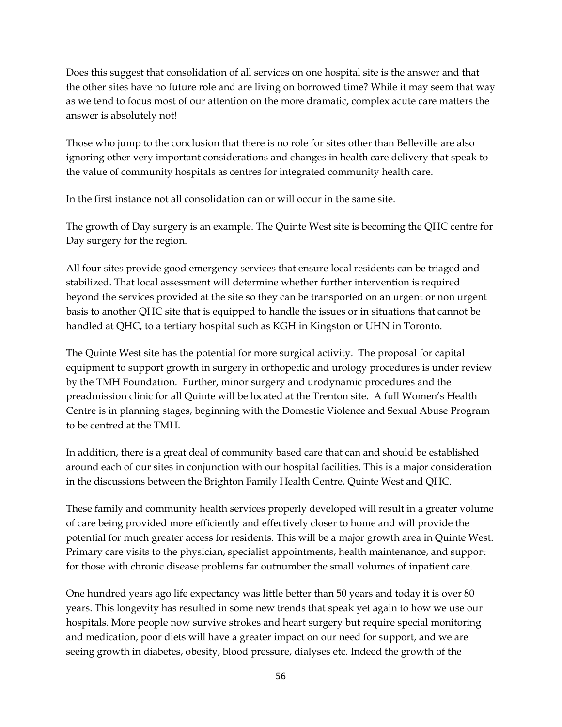Does this suggest that consolidation of all services on one hospital site is the answer and that the other sites have no future role and are living on borrowed time? While it may seem that way as we tend to focus most of our attention on the more dramatic, complex acute care matters the answer is absolutely not!

Those who jump to the conclusion that there is no role for sites other than Belleville are also ignoring other very important considerations and changes in health care delivery that speak to the value of community hospitals as centres for integrated community health care.

In the first instance not all consolidation can or will occur in the same site.

The growth of Day surgery is an example. The Quinte West site is becoming the QHC centre for Day surgery for the region.

All four sites provide good emergency services that ensure local residents can be triaged and stabilized. That local assessment will determine whether further intervention is required beyond the services provided at the site so they can be transported on an urgent or non urgent basis to another QHC site that is equipped to handle the issues or in situations that cannot be handled at QHC, to a tertiary hospital such as KGH in Kingston or UHN in Toronto.

The Quinte West site has the potential for more surgical activity. The proposal for capital equipment to support growth in surgery in orthopedic and urology procedures is under review by the TMH Foundation. Further, minor surgery and urodynamic procedures and the preadmission clinic for all Quinte will be located at the Trenton site. A full Women's Health Centre is in planning stages, beginning with the Domestic Violence and Sexual Abuse Program to be centred at the TMH.

In addition, there is a great deal of community based care that can and should be established around each of our sites in conjunction with our hospital facilities. This is a major consideration in the discussions between the Brighton Family Health Centre, Quinte West and QHC.

These family and community health services properly developed will result in a greater volume of care being provided more efficiently and effectively closer to home and will provide the potential for much greater access for residents. This will be a major growth area in Quinte West. Primary care visits to the physician, specialist appointments, health maintenance, and support for those with chronic disease problems far outnumber the small volumes of inpatient care.

One hundred years ago life expectancy was little better than 50 years and today it is over 80 years. This longevity has resulted in some new trends that speak yet again to how we use our hospitals. More people now survive strokes and heart surgery but require special monitoring and medication, poor diets will have a greater impact on our need for support, and we are seeing growth in diabetes, obesity, blood pressure, dialyses etc. Indeed the growth of the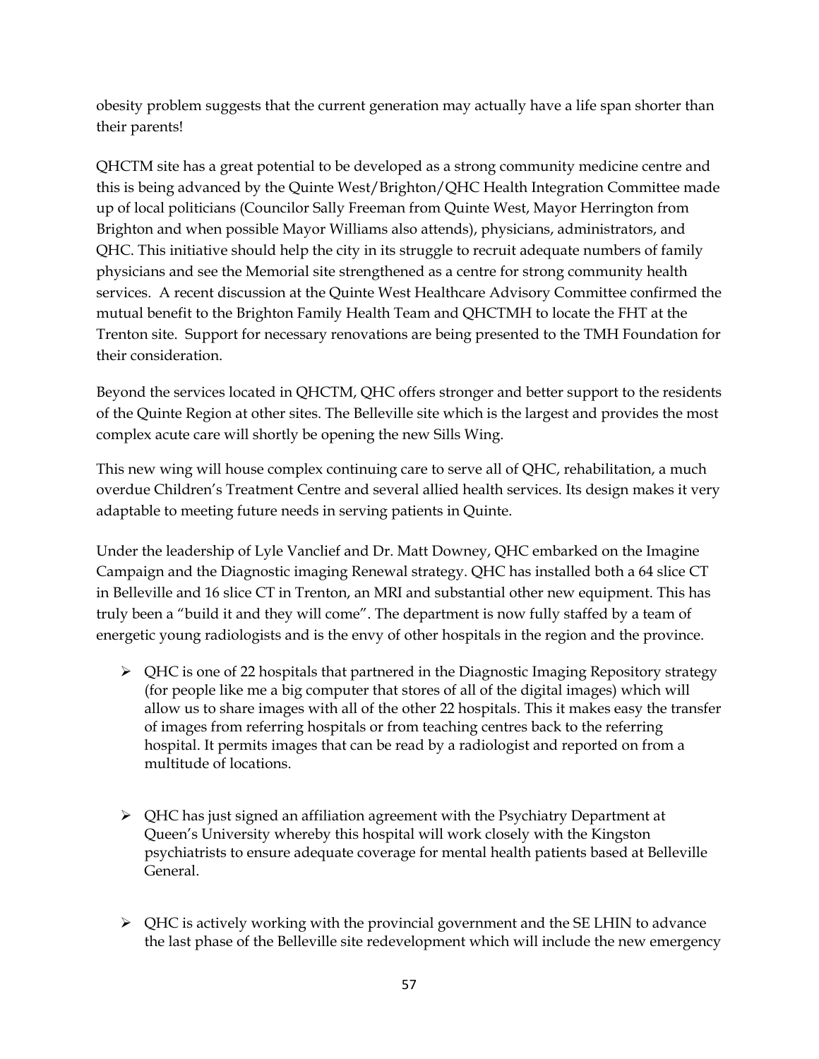obesity problem suggests that the current generation may actually have a life span shorter than their parents!

QHCTM site has a great potential to be developed as a strong community medicine centre and this is being advanced by the Quinte West/Brighton/QHC Health Integration Committee made up of local politicians (Councilor Sally Freeman from Quinte West, Mayor Herrington from Brighton and when possible Mayor Williams also attends), physicians, administrators, and QHC. This initiative should help the city in its struggle to recruit adequate numbers of family physicians and see the Memorial site strengthened as a centre for strong community health services. A recent discussion at the Quinte West Healthcare Advisory Committee confirmed the mutual benefit to the Brighton Family Health Team and QHCTMH to locate the FHT at the Trenton site. Support for necessary renovations are being presented to the TMH Foundation for their consideration.

Beyond the services located in QHCTM, QHC offers stronger and better support to the residents of the Quinte Region at other sites. The Belleville site which is the largest and provides the most complex acute care will shortly be opening the new Sills Wing.

This new wing will house complex continuing care to serve all of QHC, rehabilitation, a much overdue Children's Treatment Centre and several allied health services. Its design makes it very adaptable to meeting future needs in serving patients in Quinte.

Under the leadership of Lyle Vanclief and Dr. Matt Downey, QHC embarked on the Imagine Campaign and the Diagnostic imaging Renewal strategy. QHC has installed both a 64 slice CT in Belleville and 16 slice CT in Trenton, an MRI and substantial other new equipment. This has truly been a "build it and they will come". The department is now fully staffed by a team of energetic young radiologists and is the envy of other hospitals in the region and the province.

- QHC is one of 22 hospitals that partnered in the Diagnostic Imaging Repository strategy (for people like me a big computer that stores of all of the digital images) which will allow us to share images with all of the other 22 hospitals. This it makes easy the transfer of images from referring hospitals or from teaching centres back to the referring hospital. It permits images that can be read by a radiologist and reported on from a multitude of locations.

- QHC has just signed an affiliation agreement with the Psychiatry Department at Queen's University whereby this hospital will work closely with the Kingston psychiatrists to ensure adequate coverage for mental health patients based at Belleville General.

- QHC is actively working with the provincial government and the SE LHIN to advance the last phase of the Belleville site redevelopment which will include the new emergency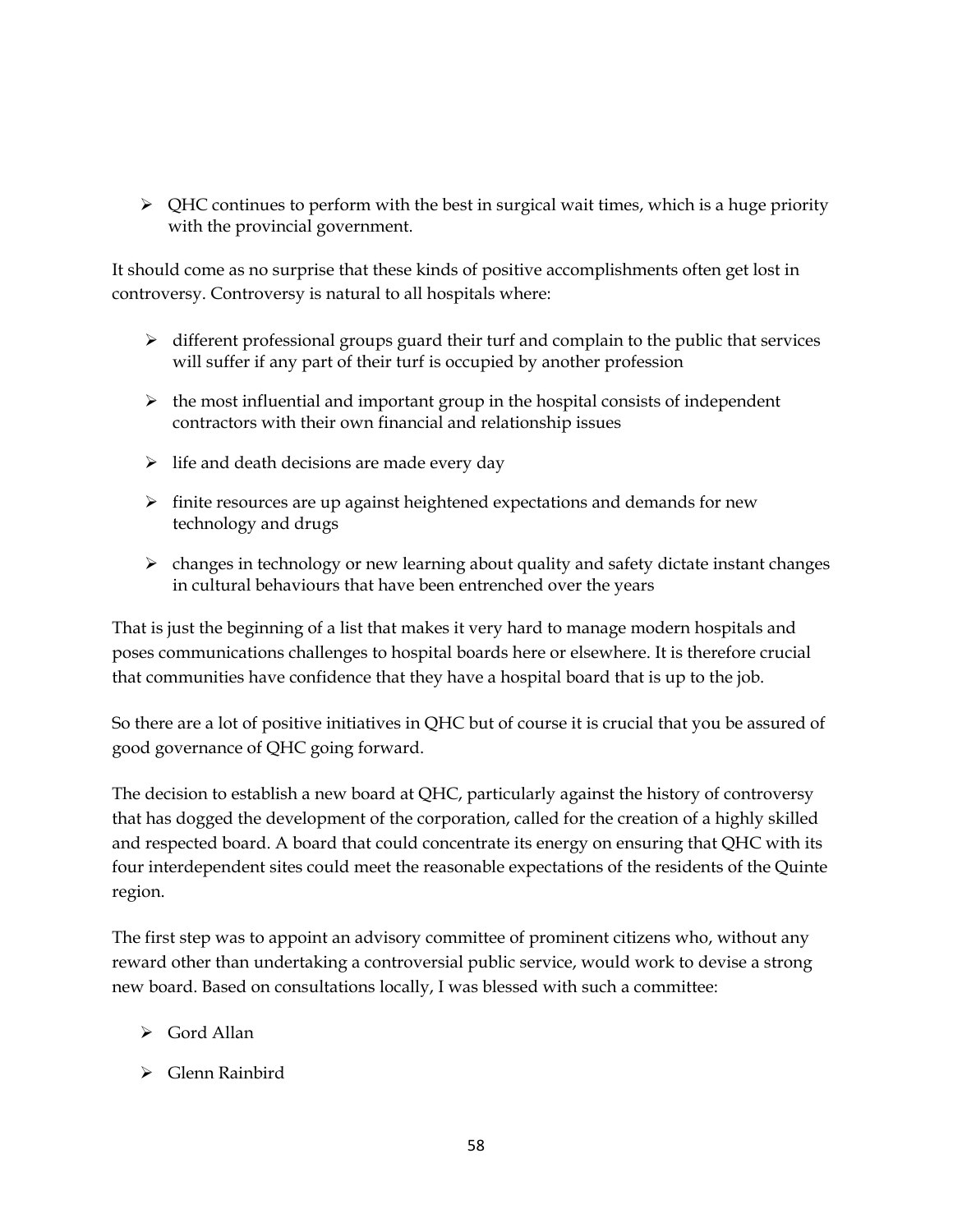- QHC continues to perform with the best in surgical wait times, which is a huge priority with the provincial government.

It should come as no surprise that these kinds of positive accomplishments often get lost in controversy. Controversy is natural to all hospitals where:

- different professional groups guard their turf and complain to the public that services will suffer if any part of their turf is occupied by another profession
- the most influential and important group in the hospital consists of independent contractors with their own financial and relationship issues
- life and death decisions are made every day
- finite resources are up against heightened expectations and demands for new technology and drugs
- changes in technology or new learning about quality and safety dictate instant changes in cultural behaviours that have been entrenched over the years

That is just the beginning of a list that makes it very hard to manage modern hospitals and poses communications challenges to hospital boards here or elsewhere. It is therefore crucial that communities have confidence that they have a hospital board that is up to the job.

So there are a lot of positive initiatives in QHC but of course it is crucial that you be assured of good governance of QHC going forward.

The decision to establish a new board at QHC, particularly against the history of controversy that has dogged the development of the corporation, called for the creation of a highly skilled and respected board. A board that could concentrate its energy on ensuring that QHC with its four interdependent sites could meet the reasonable expectations of the residents of the Quinte region.

The first step was to appoint an advisory committee of prominent citizens who, without any reward other than undertaking a controversial public service, would work to devise a strong new board. Based on consultations locally, I was blessed with such a committee:

- Gord Allan
- Glenn Rainbird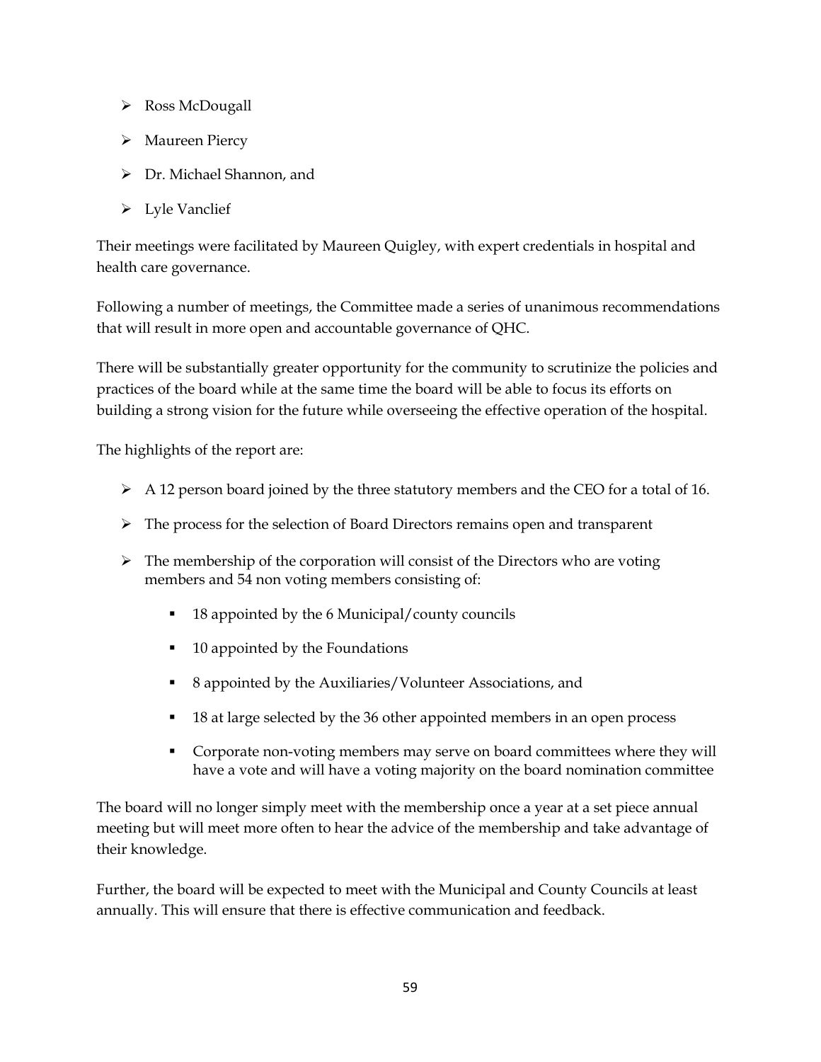- Ross McDougall
- Maureen Piercy
- Dr. Michael Shannon, and
- Lyle Vanclief

Their meetings were facilitated by Maureen Quigley, with expert credentials in hospital and health care governance.

Following a number of meetings, the Committee made a series of unanimous recommendations that will result in more open and accountable governance of QHC.

There will be substantially greater opportunity for the community to scrutinize the policies and practices of the board while at the same time the board will be able to focus its efforts on building a strong vision for the future while overseeing the effective operation of the hospital.

The highlights of the report are:

- A 12 person board joined by the three statutory members and the CEO for a total of 16.
- The process for the selection of Board Directors remains open and transparent
- The membership of the corporation will consist of the Directors who are voting members and 54 non voting members consisting of:
  - 18 appointed by the 6 Municipal/county councils
  - 10 appointed by the Foundations
  - 8 appointed by the Auxiliaries/Volunteer Associations, and
  - 18 at large selected by the 36 other appointed members in an open process
  - Corporate non-voting members may serve on board committees where they will have a vote and will have a voting majority on the board nomination committee

The board will no longer simply meet with the membership once a year at a set piece annual meeting but will meet more often to hear the advice of the membership and take advantage of their knowledge.

Further, the board will be expected to meet with the Municipal and County Councils at least annually. This will ensure that there is effective communication and feedback.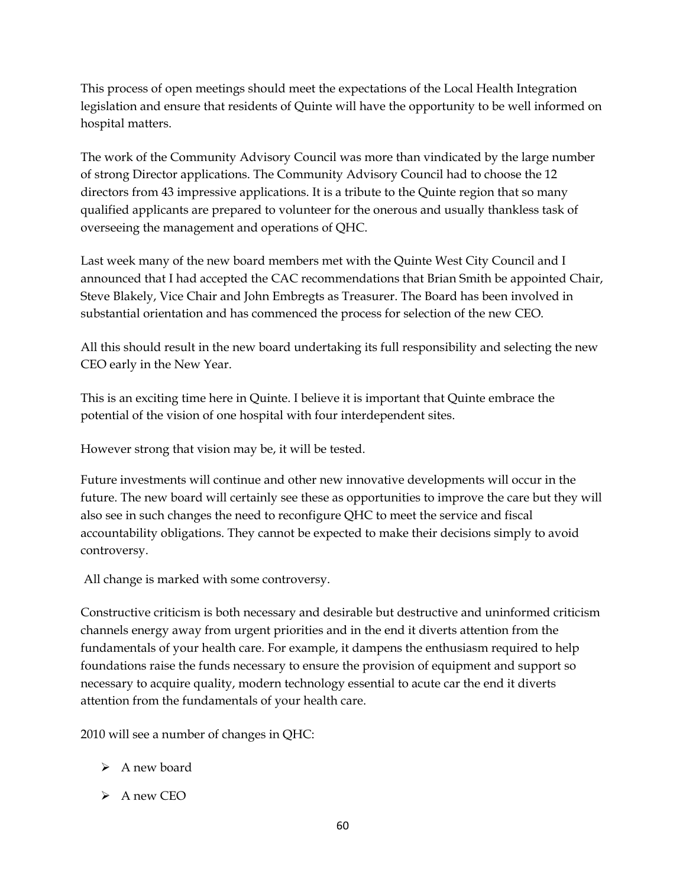This process of open meetings should meet the expectations of the Local Health Integration legislation and ensure that residents of Quinte will have the opportunity to be well informed on hospital matters.

The work of the Community Advisory Council was more than vindicated by the large number of strong Director applications. The Community Advisory Council had to choose the 12 directors from 43 impressive applications. It is a tribute to the Quinte region that so many qualified applicants are prepared to volunteer for the onerous and usually thankless task of overseeing the management and operations of QHC.

Last week many of the new board members met with the Quinte West City Council and I announced that I had accepted the CAC recommendations that Brian Smith be appointed Chair, Steve Blakely, Vice Chair and John Embregts as Treasurer. The Board has been involved in substantial orientation and has commenced the process for selection of the new CEO.

All this should result in the new board undertaking its full responsibility and selecting the new CEO early in the New Year.

This is an exciting time here in Quinte. I believe it is important that Quinte embrace the potential of the vision of one hospital with four interdependent sites.

However strong that vision may be, it will be tested.

Future investments will continue and other new innovative developments will occur in the future. The new board will certainly see these as opportunities to improve the care but they will also see in such changes the need to reconfigure QHC to meet the service and fiscal accountability obligations. They cannot be expected to make their decisions simply to avoid controversy.

All change is marked with some controversy.

Constructive criticism is both necessary and desirable but destructive and uninformed criticism channels energy away from urgent priorities and in the end it diverts attention from the fundamentals of your health care. For example, it dampens the enthusiasm required to help foundations raise the funds necessary to ensure the provision of equipment and support so necessary to acquire quality, modern technology essential to acute car the end it diverts attention from the fundamentals of your health care.

2010 will see a number of changes in QHC:

- A new board
- A new CEO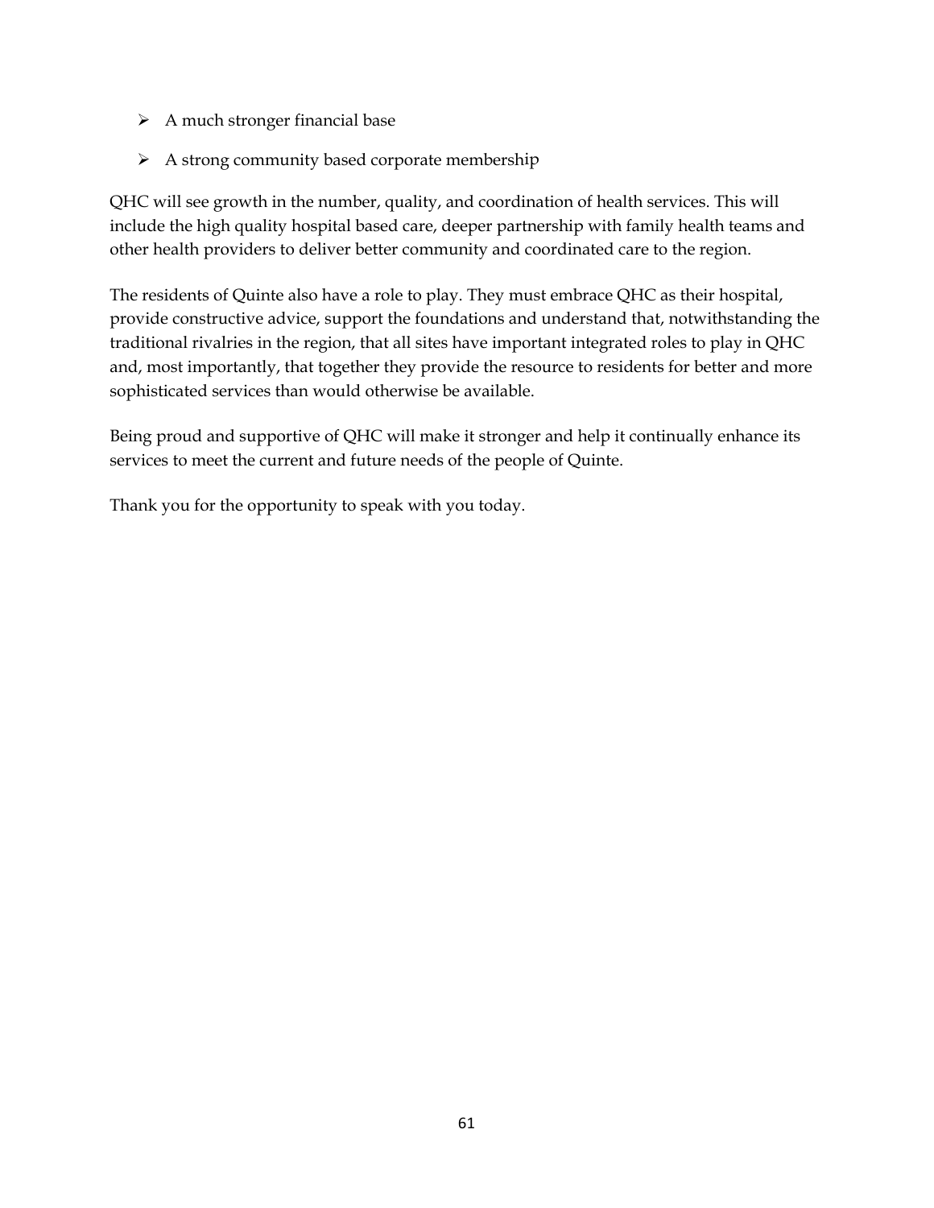- A much stronger financial base
- A strong community based corporate membership

QHC will see growth in the number, quality, and coordination of health services. This will include the high quality hospital based care, deeper partnership with family health teams and other health providers to deliver better community and coordinated care to the region.

The residents of Quinte also have a role to play. They must embrace QHC as their hospital, provide constructive advice, support the foundations and understand that, notwithstanding the traditional rivalries in the region, that all sites have important integrated roles to play in QHC and, most importantly, that together they provide the resource to residents for better and more sophisticated services than would otherwise be available.

Being proud and supportive of QHC will make it stronger and help it continually enhance its services to meet the current and future needs of the people of Quinte.

Thank you for the opportunity to speak with you today.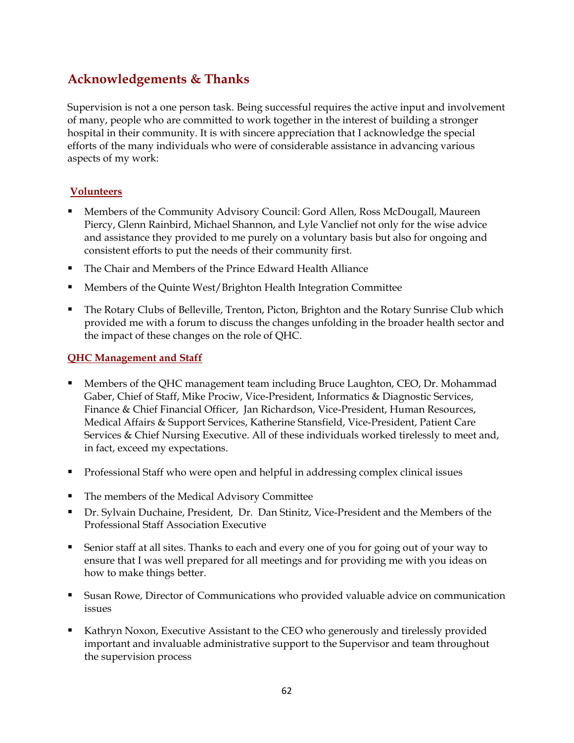## Acknowledgements & Thanks

Supervision is not a one person task. Being successful requires the active input and involvement of many, people who are committed to work together in the interest of building a stronger hospital in their community. It is with sincere appreciation that I acknowledge the special efforts of the many individuals who were of considerable assistance in advancing various aspects of my work:

### Volunteers

- Members of the Community Advisory Council: Gord Allen, Ross McDougall, Maureen Piercy, Glenn Rainbird, Michael Shannon, and Lyle Vanclief not only for the wise advice and assistance they provided to me purely on a voluntary basis but also for ongoing and consistent efforts to put the needs of their community first.
- The Chair and Members of the Prince Edward Health Alliance
- Members of the Quinte West/Brighton Health Integration Committee
- The Rotary Clubs of Belleville, Trenton, Picton, Brighton and the Rotary Sunrise Club which provided me with a forum to discuss the changes unfolding in the broader health sector and the impact of these changes on the role of QHC.

### QHC Management and Staff

- Members of the QHC management team including Bruce Laughton, CEO, Dr. Mohammad Gaber, Chief of Staff, Mike Prociw, Vice-President, Informatics & Diagnostic Services, Finance & Chief Financial Officer, Jan Richardson, Vice-President, Human Resources, Medical Affairs & Support Services, Katherine Stansfield, Vice-President, Patient Care Services & Chief Nursing Executive. All of these individuals worked tirelessly to meet and, in fact, exceed my expectations.
- Professional Staff who were open and helpful in addressing complex clinical issues
- The members of the Medical Advisory Committee
- Dr. Sylvain Duchaine, President, Dr. Dan Stinitz, Vice-President and the Members of the Professional Staff Association Executive
- Senior staff at all sites. Thanks to each and every one of you for going out of your way to ensure that I was well prepared for all meetings and for providing me with you ideas on how to make things better.
- Susan Rowe, Director of Communications who provided valuable advice on communication issues
- Kathryn Noxon, Executive Assistant to the CEO who generously and tirelessly provided important and invaluable administrative support to the Supervisor and team throughout the supervision process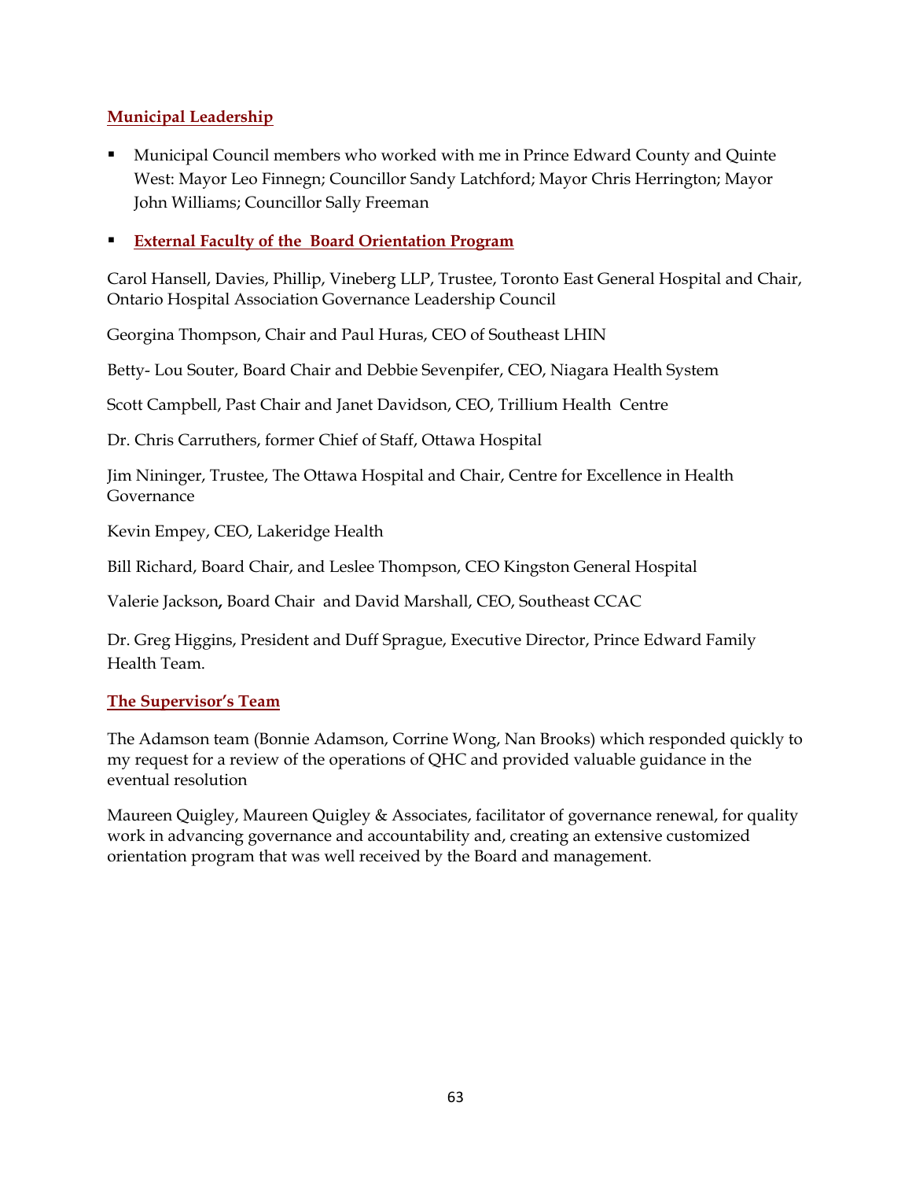## Municipal Leadership

- Municipal Council members who worked with me in Prince Edward County and Quinte West: Mayor Leo Finnegn; Councillor Sandy Latchford; Mayor Chris Herrington; Mayor John Williams; Councillor Sally Freeman

- **External Faculty of the Board Orientation Program**

Carol Hansell, Davies, Phillip, Vineberg LLP, Trustee, Toronto East General Hospital and Chair, Ontario Hospital Association Governance Leadership Council

Georgina Thompson, Chair and Paul Huras, CEO of Southeast LHIN

Betty- Lou Souter, Board Chair and Debbie Sevenpifer, CEO, Niagara Health System

Scott Campbell, Past Chair and Janet Davidson, CEO, Trillium Health Centre

Dr. Chris Carruthers, former Chief of Staff, Ottawa Hospital

Jim Nininger, Trustee, The Ottawa Hospital and Chair, Centre for Excellence in Health Governance

Kevin Empey, CEO, Lakeridge Health

Bill Richard, Board Chair, and Leslee Thompson, CEO Kingston General Hospital

Valerie Jackson**,** Board Chair and David Marshall, CEO, Southeast CCAC

Dr. Greg Higgins, President and Duff Sprague, Executive Director, Prince Edward Family Health Team.

## The Supervisor's Team

The Adamson team (Bonnie Adamson, Corrine Wong, Nan Brooks) which responded quickly to my request for a review of the operations of QHC and provided valuable guidance in the eventual resolution

Maureen Quigley, Maureen Quigley & Associates, facilitator of governance renewal, for quality work in advancing governance and accountability and, creating an extensive customized orientation program that was well received by the Board and management.